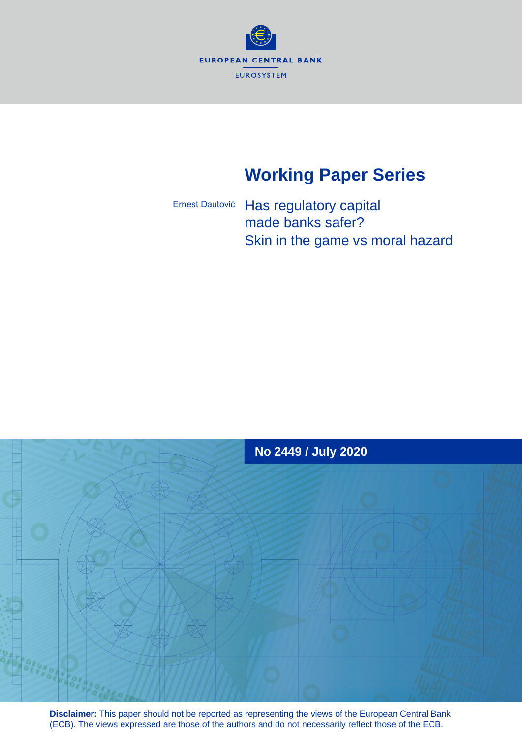EUROPEAN CENTRAL BANK

EUROSYSTEM

# Working Paper Series

Ernest Dautović

## Has regulatory capital made banks safer? Skin in the game vs moral hazard

**No 2449 / July 2020**

**Disclaimer:** This paper should not be reported as representing the views of the European Central Bank (ECB). The views expressed are those of the authors and do not necessarily reflect those of the ECB.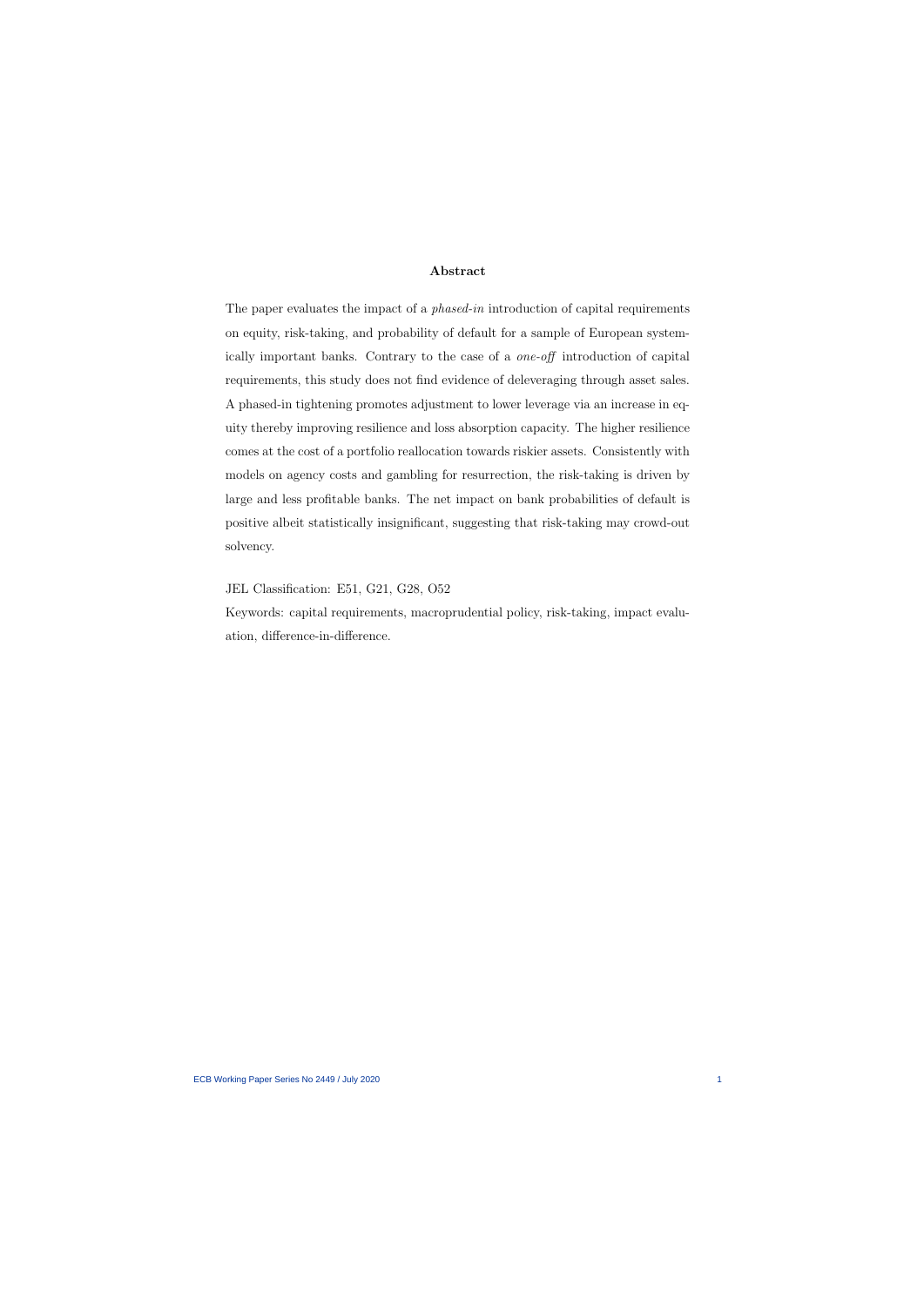## Abstract

The paper evaluates the impact of a *phased-in* introduction of capital requirements on equity, risk-taking, and probability of default for a sample of European systemically important banks. Contrary to the case of a *one-off* introduction of capital requirements, this study does not find evidence of deleveraging through asset sales. A phased-in tightening promotes adjustment to lower leverage via an increase in equity thereby improving resilience and loss absorption capacity. The higher resilience comes at the cost of a portfolio reallocation towards riskier assets. Consistently with models on agency costs and gambling for resurrection, the risk-taking is driven by large and less profitable banks. The net impact on bank probabilities of default is positive albeit statistically insignificant, suggesting that risk-taking may crowd-out solvency.

JEL Classification: E51, G21, G28, O52

Keywords: capital requirements, macroprudential policy, risk-taking, impact evaluation, difference-in-difference.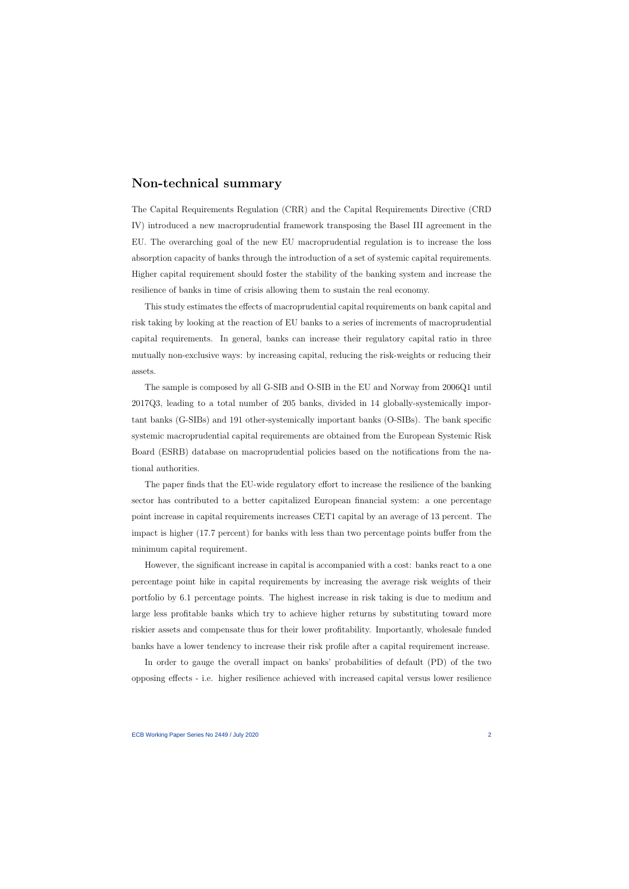# Non-technical summary

The Capital Requirements Regulation (CRR) and the Capital Requirements Directive (CRD IV) introduced a new macroprudential framework transposing the Basel III agreement in the EU. The overarching goal of the new EU macroprudential regulation is to increase the loss absorption capacity of banks through the introduction of a set of systemic capital requirements. Higher capital requirement should foster the stability of the banking system and increase the resilience of banks in time of crisis allowing them to sustain the real economy.

This study estimates the effects of macroprudential capital requirements on bank capital and risk taking by looking at the reaction of EU banks to a series of increments of macroprudential capital requirements. In general, banks can increase their regulatory capital ratio in three mutually non-exclusive ways: by increasing capital, reducing the risk-weights or reducing their assets.

The sample is composed by all G-SIB and O-SIB in the EU and Norway from 2006Q1 until 2017Q3, leading to a total number of 205 banks, divided in 14 globally-systemically important banks (G-SIBs) and 191 other-systemically important banks (O-SIBs). The bank specific systemic macroprudential capital requirements are obtained from the European Systemic Risk Board (ESRB) database on macroprudential policies based on the notifications from the national authorities.

The paper finds that the EU-wide regulatory effort to increase the resilience of the banking sector has contributed to a better capitalized European financial system: a one percentage point increase in capital requirements increases CET1 capital by an average of 13 percent. The impact is higher (17.7 percent) for banks with less than two percentage points buffer from the minimum capital requirement.

However, the significant increase in capital is accompanied with a cost: banks react to a one percentage point hike in capital requirements by increasing the average risk weights of their portfolio by 6.1 percentage points. The highest increase in risk taking is due to medium and large less profitable banks which try to achieve higher returns by substituting toward more riskier assets and compensate thus for their lower profitability. Importantly, wholesale funded banks have a lower tendency to increase their risk profile after a capital requirement increase.

In order to gauge the overall impact on banks' probabilities of default (PD) of the two opposing effects - i.e. higher resilience achieved with increased capital versus lower resilience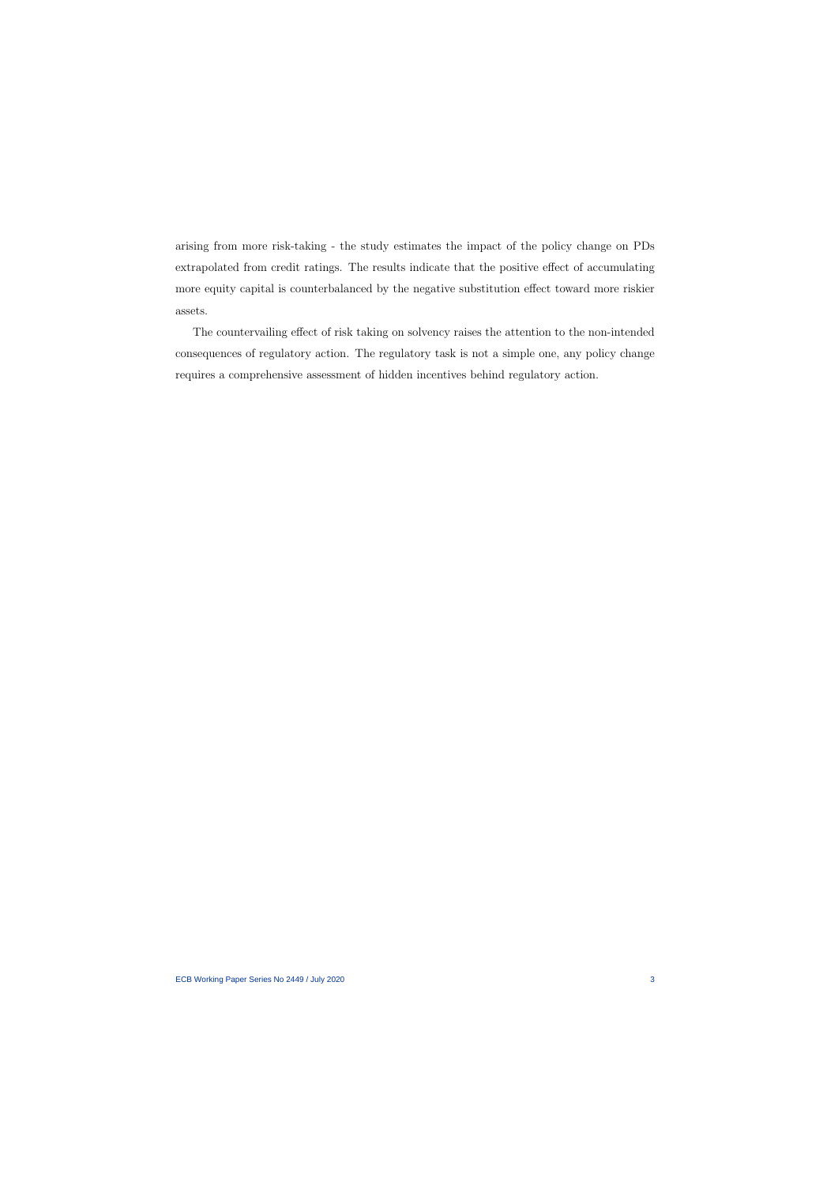arising from more risk-taking - the study estimates the impact of the policy change on PDs extrapolated from credit ratings. The results indicate that the positive effect of accumulating more equity capital is counterbalanced by the negative substitution effect toward more riskier assets.

The countervailing effect of risk taking on solvency raises the attention to the non-intended consequences of regulatory action. The regulatory task is not a simple one, any policy change requires a comprehensive assessment of hidden incentives behind regulatory action.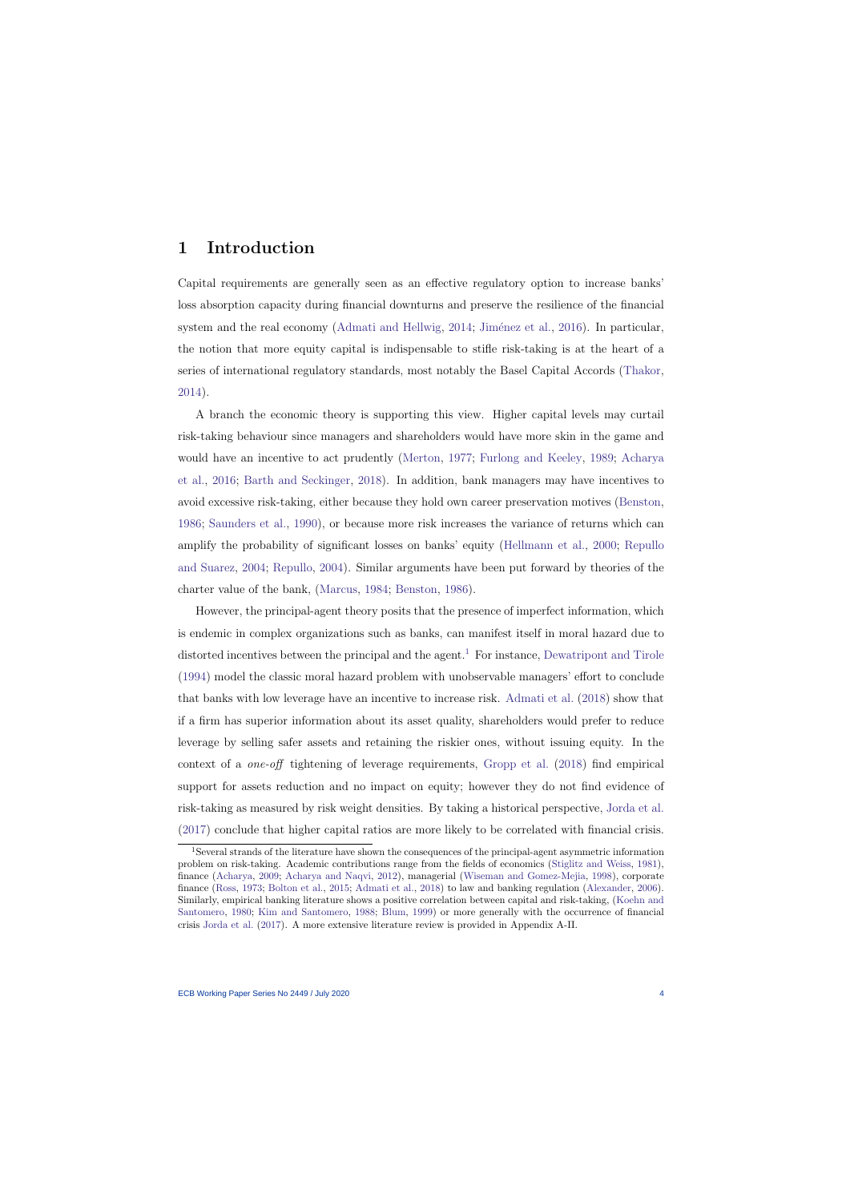# 1 Introduction

Capital requirements are generally seen as an effective regulatory option to increase banks' loss absorption capacity during financial downturns and preserve the resilience of the financial system and the real economy (Admati and Hellwig, 2014; Jiménez et al., 2016). In particular, the notion that more equity capital is indispensable to stifle risk-taking is at the heart of a series of international regulatory standards, most notably the Basel Capital Accords (Thakor, 2014).

A branch the economic theory is supporting this view. Higher capital levels may curtail risk-taking behaviour since managers and shareholders would have more skin in the game and would have an incentive to act prudently (Merton, 1977; Furlong and Keeley, 1989; Acharya et al., 2016; Barth and Seckinger, 2018). In addition, bank managers may have incentives to avoid excessive risk-taking, either because they hold own career preservation motives (Benston, 1986; Saunders et al., 1990), or because more risk increases the variance of returns which can amplify the probability of significant losses on banks' equity (Hellmann et al., 2000; Repullo and Suarez, 2004; Repullo, 2004). Similar arguments have been put forward by theories of the charter value of the bank, (Marcus, 1984; Benston, 1986).

However, the principal-agent theory posits that the presence of imperfect information, which is endemic in complex organizations such as banks, can manifest itself in moral hazard due to distorted incentives between the principal and the agent.[1] For instance, Dewatripont and Tirole (1994) model the classic moral hazard problem with unobservable managers' effort to conclude that banks with low leverage have an incentive to increase risk. Admati et al. (2018) show that if a firm has superior information about its asset quality, shareholders would prefer to reduce leverage by selling safer assets and retaining the riskier ones, without issuing equity. In the context of a *one-off* tightening of leverage requirements, Gropp et al. (2018) find empirical support for assets reduction and no impact on equity; however they do not find evidence of risk-taking as measured by risk weight densities. By taking a historical perspective, Jorda et al. (2017) conclude that higher capital ratios are more likely to be correlated with financial crisis.

[1] Several strands of the literature have shown the consequences of the principal-agent asymmetric information problem on risk-taking. Academic contributions range from the fields of economics (Stiglitz and Weiss, 1981), finance (Acharya, 2009; Acharya and Naqvi, 2012), managerial (Wiseman and Gomez-Mejia, 1998), corporate finance (Ross, 1973; Bolton et al., 2015; Admati et al., 2018) to law and banking regulation (Alexander, 2006). Similarly, empirical banking literature shows a positive correlation between capital and risk-taking, (Koehn and Santomero, 1980; Kim and Santomero, 1988; Blum, 1999) or more generally with the occurrence of financial crisis Jorda et al. (2017). A more extensive literature review is provided in Appendix A-II.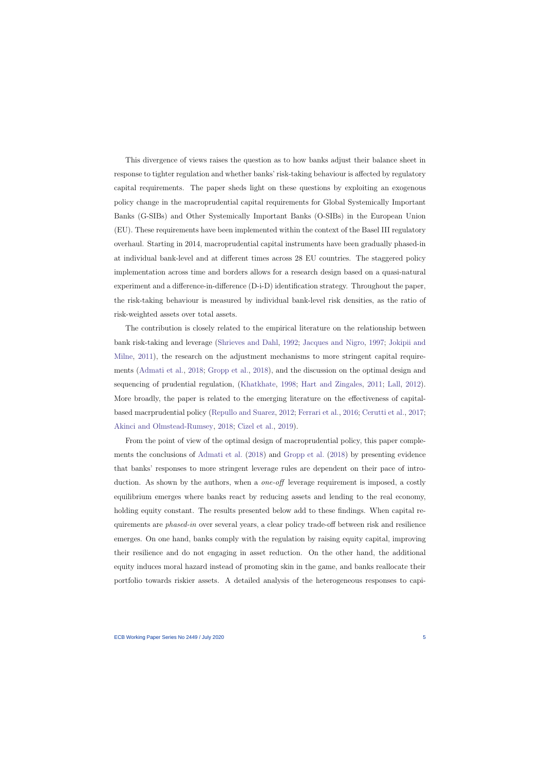This divergence of views raises the question as to how banks adjust their balance sheet in response to tighter regulation and whether banks' risk-taking behaviour is affected by regulatory capital requirements. The paper sheds light on these questions by exploiting an exogenous policy change in the macroprudential capital requirements for Global Systemically Important Banks (G-SIBs) and Other Systemically Important Banks (O-SIBs) in the European Union (EU). These requirements have been implemented within the context of the Basel III regulatory overhaul. Starting in 2014, macroprudential capital instruments have been gradually phased-in at individual bank-level and at different times across 28 EU countries. The staggered policy implementation across time and borders allows for a research design based on a quasi-natural experiment and a difference-in-difference (D-i-D) identification strategy. Throughout the paper, the risk-taking behaviour is measured by individual bank-level risk densities, as the ratio of risk-weighted assets over total assets.

The contribution is closely related to the empirical literature on the relationship between bank risk-taking and leverage (Shrieves and Dahl, 1992; Jacques and Nigro, 1997; Jokipii and Milne, 2011), the research on the adjustment mechanisms to more stringent capital requirements (Admati et al., 2018; Gropp et al., 2018), and the discussion on the optimal design and sequencing of prudential regulation, (Khatkhate, 1998; Hart and Zingales, 2011; Lall, 2012). More broadly, the paper is related to the emerging literature on the effectiveness of capital-based macrprudential policy (Repullo and Suarez, 2012; Ferrari et al., 2016; Cerutti et al., 2017; Akinci and Olmstead-Rumsey, 2018; Cizel et al., 2019).

From the point of view of the optimal design of macroprudential policy, this paper complements the conclusions of Admati et al. (2018) and Gropp et al. (2018) by presenting evidence that banks' responses to more stringent leverage rules are dependent on their pace of introduction. As shown by the authors, when a *one-off* leverage requirement is imposed, a costly equilibrium emerges where banks react by reducing assets and lending to the real economy, holding equity constant. The results presented below add to these findings. When capital requirements are *phased-in* over several years, a clear policy trade-off between risk and resilience emerges. On one hand, banks comply with the regulation by raising equity capital, improving their resilience and do not engaging in asset reduction. On the other hand, the additional equity induces moral hazard instead of promoting skin in the game, and banks reallocate their portfolio towards riskier assets. A detailed analysis of the heterogeneous responses to capi-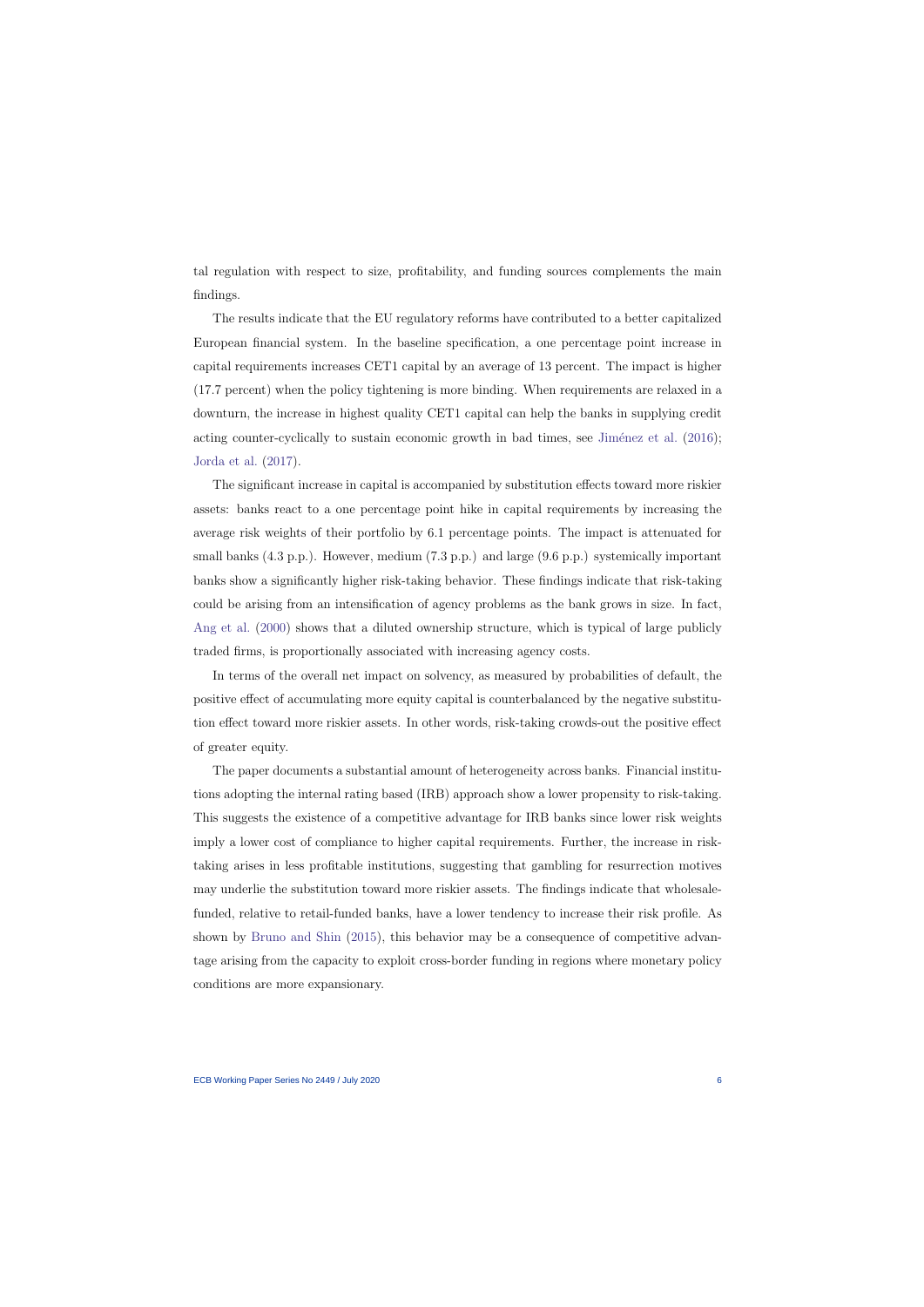tal regulation with respect to size, profitability, and funding sources complements the main findings.

The results indicate that the EU regulatory reforms have contributed to a better capitalized European financial system. In the baseline specification, a one percentage point increase in capital requirements increases CET1 capital by an average of 13 percent. The impact is higher (17.7 percent) when the policy tightening is more binding. When requirements are relaxed in a downturn, the increase in highest quality CET1 capital can help the banks in supplying credit acting counter-cyclically to sustain economic growth in bad times, see Jiménez et al. (2016); Jorda et al. (2017).

The significant increase in capital is accompanied by substitution effects toward more riskier assets: banks react to a one percentage point hike in capital requirements by increasing the average risk weights of their portfolio by 6.1 percentage points. The impact is attenuated for small banks (4.3 p.p.). However, medium (7.3 p.p.) and large (9.6 p.p.) systemically important banks show a significantly higher risk-taking behavior. These findings indicate that risk-taking could be arising from an intensification of agency problems as the bank grows in size. In fact, Ang et al. (2000) shows that a diluted ownership structure, which is typical of large publicly traded firms, is proportionally associated with increasing agency costs.

In terms of the overall net impact on solvency, as measured by probabilities of default, the positive effect of accumulating more equity capital is counterbalanced by the negative substitution effect toward more riskier assets. In other words, risk-taking crowds-out the positive effect of greater equity.

The paper documents a substantial amount of heterogeneity across banks. Financial institutions adopting the internal rating based (IRB) approach show a lower propensity to risk-taking. This suggests the existence of a competitive advantage for IRB banks since lower risk weights imply a lower cost of compliance to higher capital requirements. Further, the increase in risk-taking arises in less profitable institutions, suggesting that gambling for resurrection motives may underlie the substitution toward more riskier assets. The findings indicate that wholesale-funded, relative to retail-funded banks, have a lower tendency to increase their risk profile. As shown by Bruno and Shin (2015), this behavior may be a consequence of competitive advantage arising from the capacity to exploit cross-border funding in regions where monetary policy conditions are more expansionary.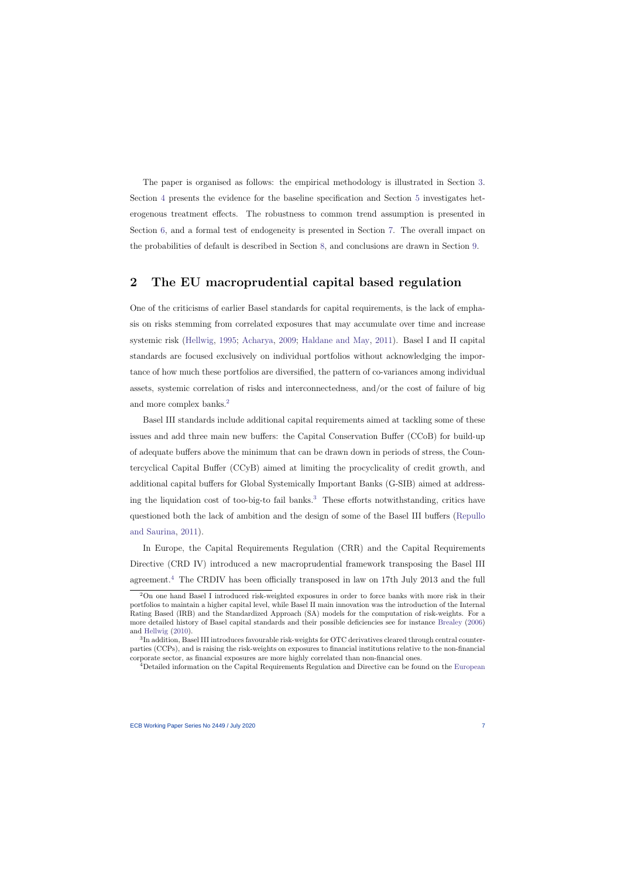The paper is organised as follows: the empirical methodology is illustrated in Section 3. Section 4 presents the evidence for the baseline specification and Section 5 investigates heterogenous treatment effects. The robustness to common trend assumption is presented in Section 6, and a formal test of endogeneity is presented in Section 7. The overall impact on the probabilities of default is described in Section 8, and conclusions are drawn in Section 9.

## 2 The EU macroprudential capital based regulation

One of the criticisms of earlier Basel standards for capital requirements, is the lack of emphasis on risks stemming from correlated exposures that may accumulate over time and increase systemic risk (Hellwig, 1995; Acharya, 2009; Haldane and May, 2011). Basel I and II capital standards are focused exclusively on individual portfolios without acknowledging the importance of how much these portfolios are diversified, the pattern of co-variances among individual assets, systemic correlation of risks and interconnectedness, and/or the cost of failure of big and more complex banks.[2]

Basel III standards include additional capital requirements aimed at tackling some of these issues and add three main new buffers: the Capital Conservation Buffer (CCoB) for build-up of adequate buffers above the minimum that can be drawn down in periods of stress, the Countercyclical Capital Buffer (CCyB) aimed at limiting the procyclicality of credit growth, and additional capital buffers for Global Systemically Important Banks (G-SIB) aimed at addressing the liquidation cost of too-big-to fail banks.[3] These efforts notwithstanding, critics have questioned both the lack of ambition and the design of some of the Basel III buffers (Repullo and Saurina, 2011).

In Europe, the Capital Requirements Regulation (CRR) and the Capital Requirements Directive (CRD IV) introduced a new macroprudential framework transposing the Basel III agreement.[4] The CRDIV has been officially transposed in law on 17th July 2013 and the full

[2] On one hand Basel I introduced risk-weighted exposures in order to force banks with more risk in their portfolios to maintain a higher capital level, while Basel II main innovation was the introduction of the Internal Rating Based (IRB) and the Standardized Approach (SA) models for the computation of risk-weights. For a more detailed history of Basel capital standards and their possible deficiencies see for instance Brealey (2006) and Hellwig (2010).

[3] In addition, Basel III introduces favourable risk-weights for OTC derivatives cleared through central counterparties (CCPs), and is raising the risk-weights on exposures to financial institutions relative to the non-financial corporate sector, as financial exposures are more highly correlated than non-financial ones.

[4] Detailed information on the Capital Requirements Regulation and Directive can be found on the European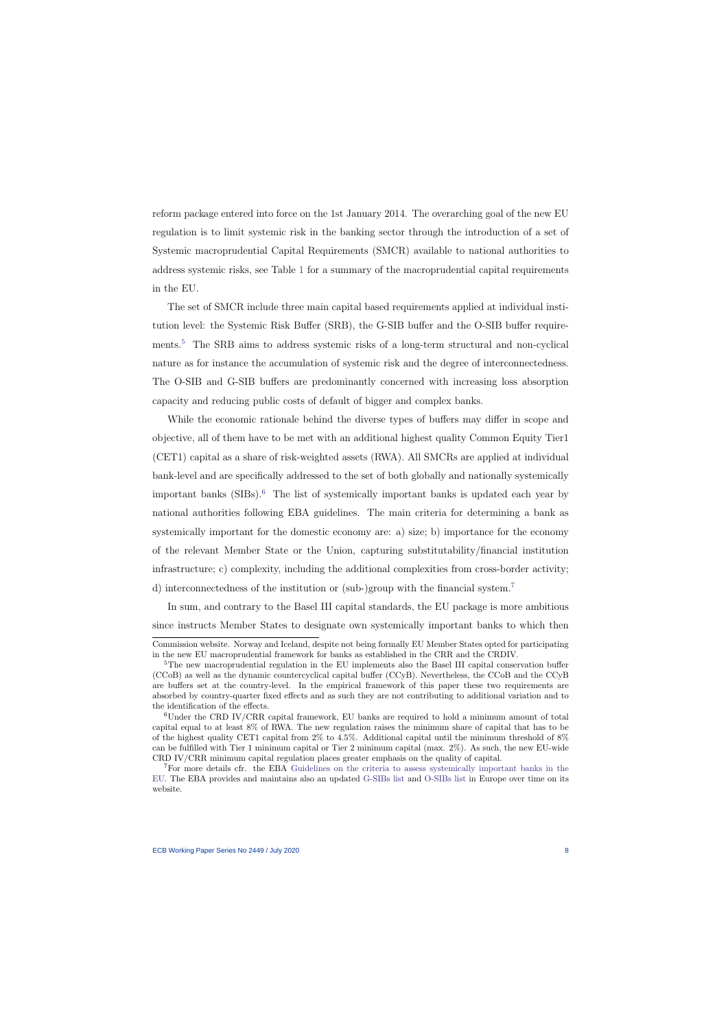reform package entered into force on the 1st January 2014. The overarching goal of the new EU regulation is to limit systemic risk in the banking sector through the introduction of a set of Systemic macroprudential Capital Requirements (SMCR) available to national authorities to address systemic risks, see Table 1 for a summary of the macroprudential capital requirements in the EU.

The set of SMCR include three main capital based requirements applied at individual institution level: the Systemic Risk Buffer (SRB), the G-SIB buffer and the O-SIB buffer requirements.[5] The SRB aims to address systemic risks of a long-term structural and non-cyclical nature as for instance the accumulation of systemic risk and the degree of interconnectedness. The O-SIB and G-SIB buffers are predominantly concerned with increasing loss absorption capacity and reducing public costs of default of bigger and complex banks.

While the economic rationale behind the diverse types of buffers may differ in scope and objective, all of them have to be met with an additional highest quality Common Equity Tier1 (CET1) capital as a share of risk-weighted assets (RWA). All SMCRs are applied at individual bank-level and are specifically addressed to the set of both globally and nationally systemically important banks (SIBs).[6] The list of systemically important banks is updated each year by national authorities following EBA guidelines. The main criteria for determining a bank as systemically important for the domestic economy are: a) size; b) importance for the economy of the relevant Member State or the Union, capturing substitutability/financial institution infrastructure; c) complexity, including the additional complexities from cross-border activity; d) interconnectedness of the institution or (sub-)group with the financial system.[7]

In sum, and contrary to the Basel III capital standards, the EU package is more ambitious since instructs Member States to designate own systemically important banks to which then

---

Commission website. Norway and Iceland, despite not being formally EU Member States opted for participating in the new EU macroprudential framework for banks as established in the CRR and the CRDIV.

[5] The new macroprudential regulation in the EU implements also the Basel III capital conservation buffer (CCoB) as well as the dynamic countercyclical capital buffer (CCyB). Nevertheless, the CCoB and the CCyB are buffers set at the country-level. In the empirical framework of this paper these two requirements are absorbed by country-quarter fixed effects and as such they are not contributing to additional variation and to the identification of the effects.

[6] Under the CRD IV/CRR capital framework, EU banks are required to hold a minimum amount of total capital equal to at least 8% of RWA. The new regulation raises the minimum share of capital that has to be of the highest quality CET1 capital from 2% to 4.5%. Additional capital until the minimum threshold of 8% can be fulfilled with Tier 1 minimum capital or Tier 2 minimum capital (max. 2%). As such, the new EU-wide CRD IV/CRR minimum capital regulation places greater emphasis on the quality of capital.

[7] For more details cfr. the EBA Guidelines on the criteria to assess systemically important banks in the EU. The EBA provides and maintains also an updated G-SIBs list and O-SIBs list in Europe over time on its website.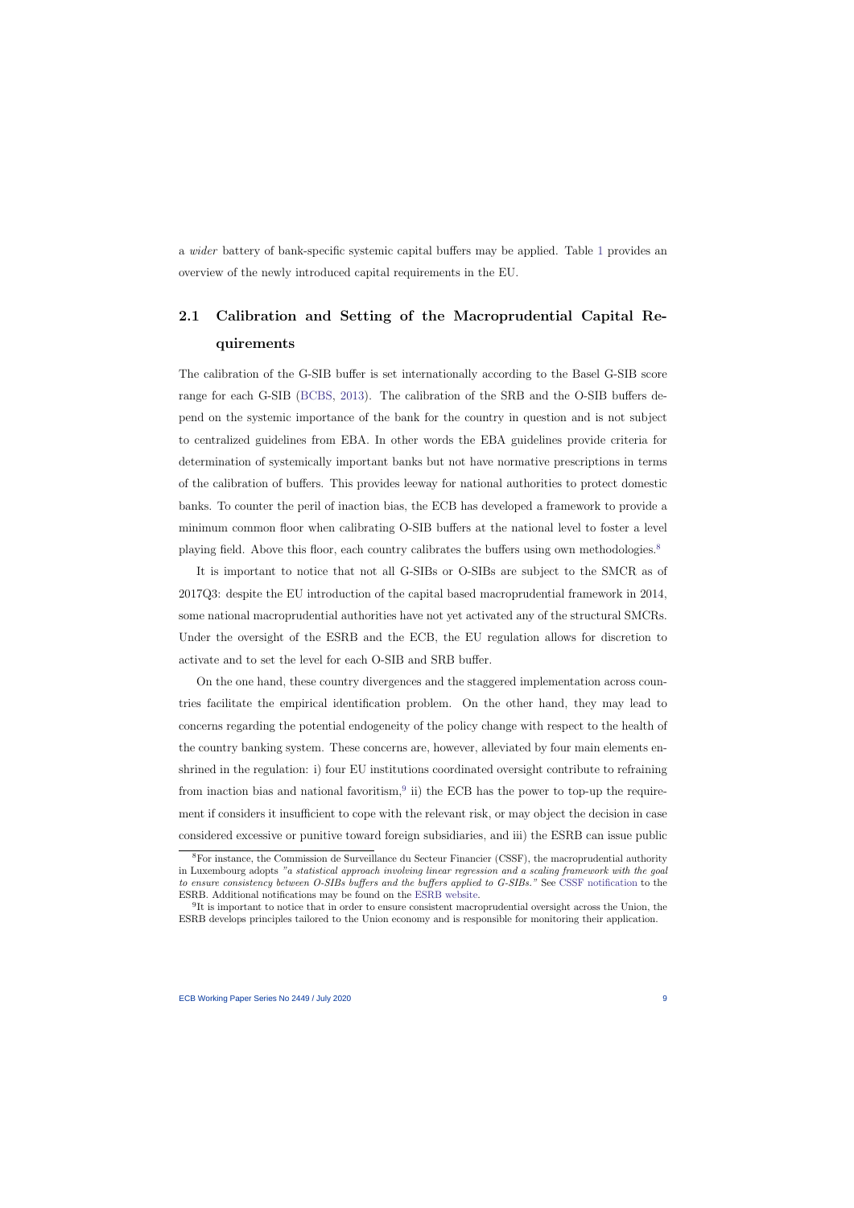a *wider* battery of bank-specific systemic capital buffers may be applied. Table 1 provides an overview of the newly introduced capital requirements in the EU.

## 2.1 Calibration and Setting of the Macroprudential Capital Requirements

The calibration of the G-SIB buffer is set internationally according to the Basel G-SIB score range for each G-SIB (BCBS, 2013). The calibration of the SRB and the O-SIB buffers depend on the systemic importance of the bank for the country in question and is not subject to centralized guidelines from EBA. In other words the EBA guidelines provide criteria for determination of systemically important banks but not have normative prescriptions in terms of the calibration of buffers. This provides leeway for national authorities to protect domestic banks. To counter the peril of inaction bias, the ECB has developed a framework to provide a minimum common floor when calibrating O-SIB buffers at the national level to foster a level playing field. Above this floor, each country calibrates the buffers using own methodologies.[8]

It is important to notice that not all G-SIBs or O-SIBs are subject to the SMCR as of 2017Q3: despite the EU introduction of the capital based macroprudential framework in 2014, some national macroprudential authorities have not yet activated any of the structural SMCRs. Under the oversight of the ESRB and the ECB, the EU regulation allows for discretion to activate and to set the level for each O-SIB and SRB buffer.

On the one hand, these country divergences and the staggered implementation across countries facilitate the empirical identification problem. On the other hand, they may lead to concerns regarding the potential endogeneity of the policy change with respect to the health of the country banking system. These concerns are, however, alleviated by four main elements enshrined in the regulation: i) four EU institutions coordinated oversight contribute to refraining from inaction bias and national favoritism,[9] ii) the ECB has the power to top-up the requirement if considers it insufficient to cope with the relevant risk, or may object the decision in case considered excessive or punitive toward foreign subsidiaries, and iii) the ESRB can issue public

---

[8] For instance, the Commission de Surveillance du Secteur Financier (CSSF), the macroprudential authority in Luxembourg adopts *"a statistical approach involving linear regression and a scaling framework with the goal to ensure consistency between O-SIBs buffers and the buffers applied to G-SIBs."* See CSSF notification to the ESRB. Additional notifications may be found on the ESRB website.

[9] It is important to notice that in order to ensure consistent macroprudential oversight across the Union, the ESRB develops principles tailored to the Union economy and is responsible for monitoring their application.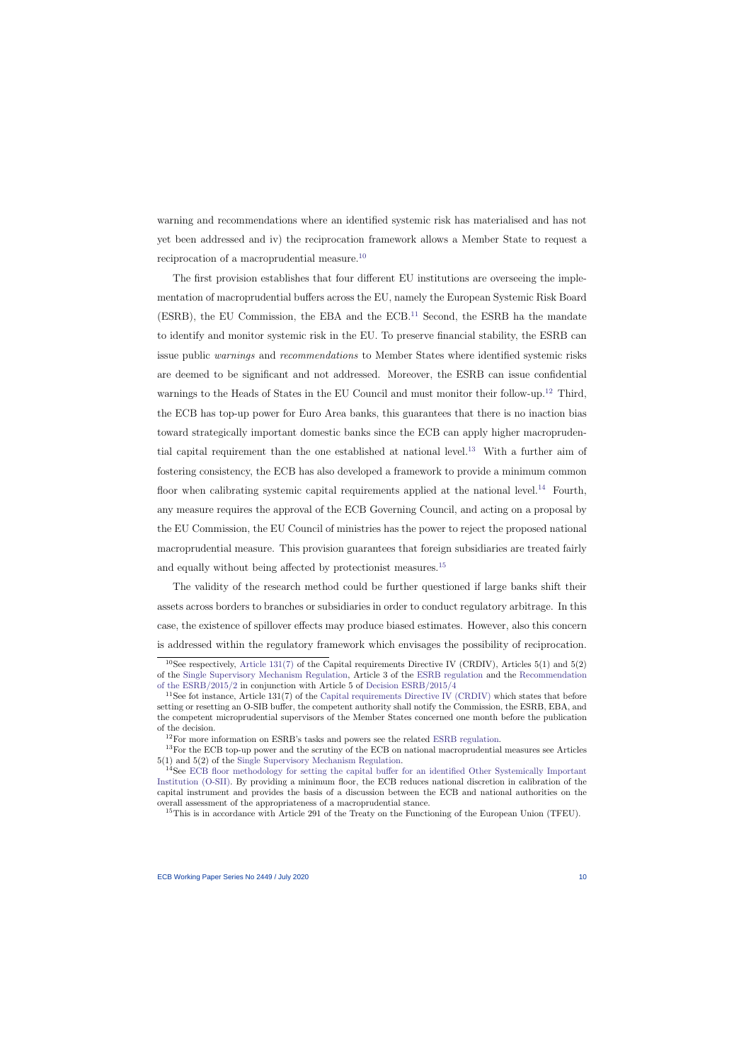warning and recommendations where an identified systemic risk has materialised and has not yet been addressed and iv) the reciprocation framework allows a Member State to request a reciprocation of a macroprudential measure.[10]

The first provision establishes that four different EU institutions are overseeing the implementation of macroprudential buffers across the EU, namely the European Systemic Risk Board (ESRB), the EU Commission, the EBA and the ECB.[11] Second, the ESRB ha the mandate to identify and monitor systemic risk in the EU. To preserve financial stability, the ESRB can issue public *warnings* and *recommendations* to Member States where identified systemic risks are deemed to be significant and not addressed. Moreover, the ESRB can issue confidential warnings to the Heads of States in the EU Council and must monitor their follow-up.[12] Third, the ECB has top-up power for Euro Area banks, this guarantees that there is no inaction bias toward strategically important domestic banks since the ECB can apply higher macroprudential capital requirement than the one established at national level.[13] With a further aim of fostering consistency, the ECB has also developed a framework to provide a minimum common floor when calibrating systemic capital requirements applied at the national level.[14] Fourth, any measure requires the approval of the ECB Governing Council, and acting on a proposal by the EU Commission, the EU Council of ministries has the power to reject the proposed national macroprudential measure. This provision guarantees that foreign subsidiaries are treated fairly and equally without being affected by protectionist measures.[15]

The validity of the research method could be further questioned if large banks shift their assets across borders to branches or subsidiaries in order to conduct regulatory arbitrage. In this case, the existence of spillover effects may produce biased estimates. However, also this concern is addressed within the regulatory framework which envisages the possibility of reciprocation.

---

[10] See respectively, Article 131(7) of the Capital requirements Directive IV (CRDIV), Articles 5(1) and 5(2) of the Single Supervisory Mechanism Regulation, Article 3 of the ESRB regulation and the Recommendation of the ESRB/2015/2 in conjunction with Article 5 of Decision ESRB/2015/4

[11] See fot instance, Article 131(7) of the Capital requirements Directive IV (CRDIV) which states that before setting or resetting an O-SIB buffer, the competent authority shall notify the Commission, the ESRB, EBA, and the competent microprudential supervisors of the Member States concerned one month before the publication of the decision.

[12] For more information on ESRB's tasks and powers see the related ESRB regulation.

[13] For the ECB top-up power and the scrutiny of the ECB on national macroprudential measures see Articles 5(1) and 5(2) of the Single Supervisory Mechanism Regulation.

[14] See ECB floor methodology for setting the capital buffer for an identified Other Systemically Important Institution (O-SII). By providing a minimum floor, the ECB reduces national discretion in calibration of the capital instrument and provides the basis of a discussion between the ECB and national authorities on the overall assessment of the appropriateness of a macroprudential stance.

[15] This is in accordance with Article 291 of the Treaty on the Functioning of the European Union (TFEU).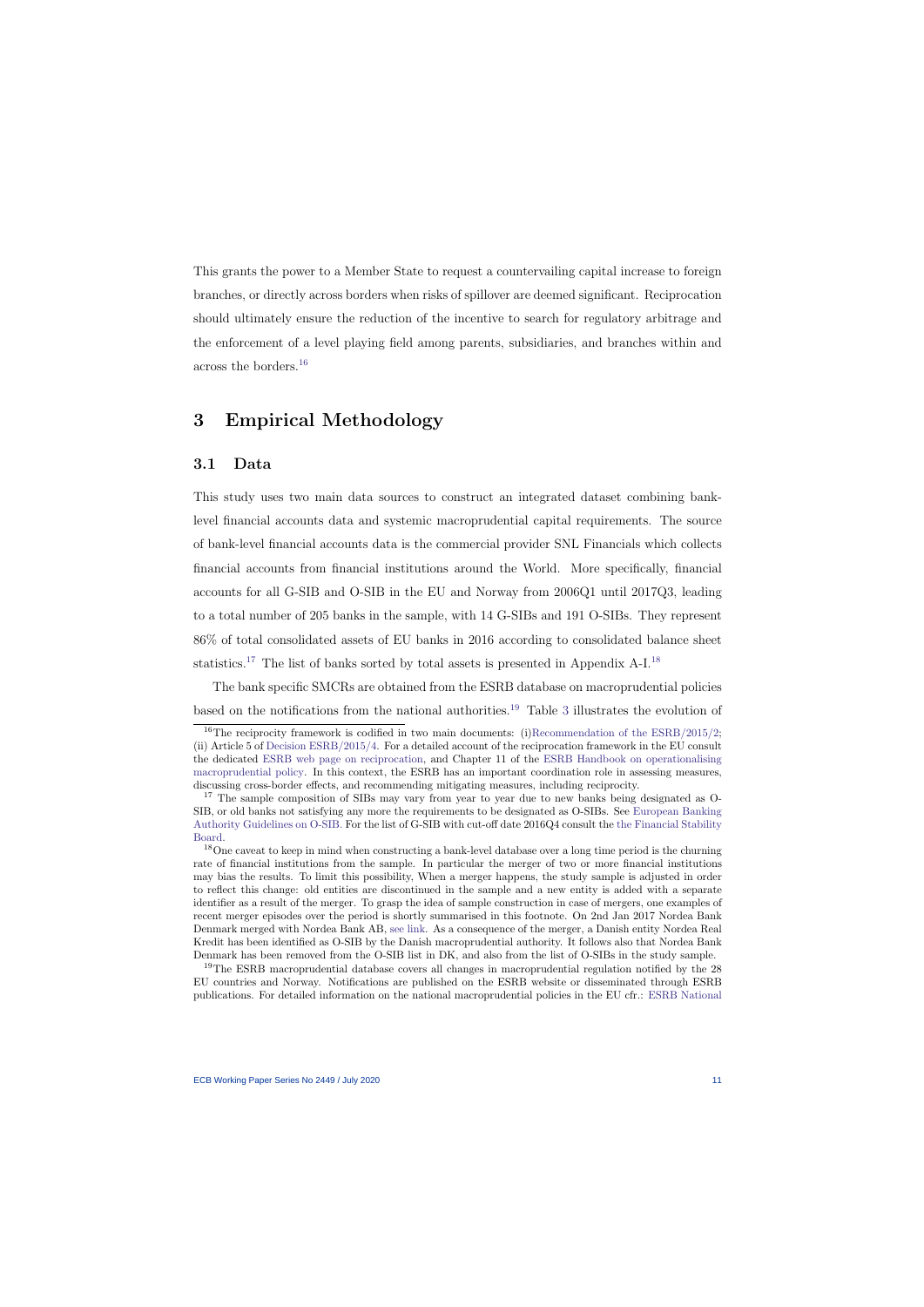This grants the power to a Member State to request a countervailing capital increase to foreign branches, or directly across borders when risks of spillover are deemed significant. Reciprocation should ultimately ensure the reduction of the incentive to search for regulatory arbitrage and the enforcement of a level playing field among parents, subsidiaries, and branches within and across the borders.[16]

# 3 Empirical Methodology

## 3.1 Data

This study uses two main data sources to construct an integrated dataset combining bank-level financial accounts data and systemic macroprudential capital requirements. The source of bank-level financial accounts data is the commercial provider SNL Financials which collects financial accounts from financial institutions around the World. More specifically, financial accounts for all G-SIB and O-SIB in the EU and Norway from 2006Q1 until 2017Q3, leading to a total number of 205 banks in the sample, with 14 G-SIBs and 191 O-SIBs. They represent 86% of total consolidated assets of EU banks in 2016 according to consolidated balance sheet statistics.[17] The list of banks sorted by total assets is presented in Appendix A-I.[18]

The bank specific SMCRs are obtained from the ESRB database on macroprudential policies based on the notifications from the national authorities.[19] Table 3 illustrates the evolution of

---

[16] The reciprocity framework is codified in two main documents: (i)Recommendation of the ESRB/2015/2; (ii) Article 5 of Decision ESRB/2015/4. For a detailed account of the reciprocation framework in the EU consult the dedicated ESRB web page on reciprocation, and Chapter 11 of the ESRB Handbook on operationalising macroprudential policy. In this context, the ESRB has an important coordination role in assessing measures, discussing cross-border effects, and recommending mitigating measures, including reciprocity.

[17] The sample composition of SIBs may vary from year to year due to new banks being designated as O-SIB, or old banks not satisfying any more the requirements to be designated as O-SIBs. See European Banking Authority Guidelines on O-SIB. For the list of G-SIB with cut-off date 2016Q4 consult the the Financial Stability Board.

[18] One caveat to keep in mind when constructing a bank-level database over a long time period is the churning rate of financial institutions from the sample. In particular the merger of two or more financial institutions may bias the results. To limit this possibility, When a merger happens, the study sample is adjusted in order to reflect this change: old entities are discontinued in the sample and a new entity is added with a separate identifier as a result of the merger. To grasp the idea of sample construction in case of mergers, one examples of recent merger episodes over the period is shortly summarised in this footnote. On 2nd Jan 2017 Nordea Bank Denmark merged with Nordea Bank AB, see link. As a consequence of the merger, a Danish entity Nordea Real Kredit has been identified as O-SIB by the Danish macroprudential authority. It follows also that Nordea Bank Denmark has been removed from the O-SIB list in DK, and also from the list of O-SIBs in the study sample.

[19] The ESRB macroprudential database covers all changes in macroprudential regulation notified by the 28 EU countries and Norway. Notifications are published on the ESRB website or disseminated through ESRB publications. For detailed information on the national macroprudential policies in the EU cfr.: ESRB National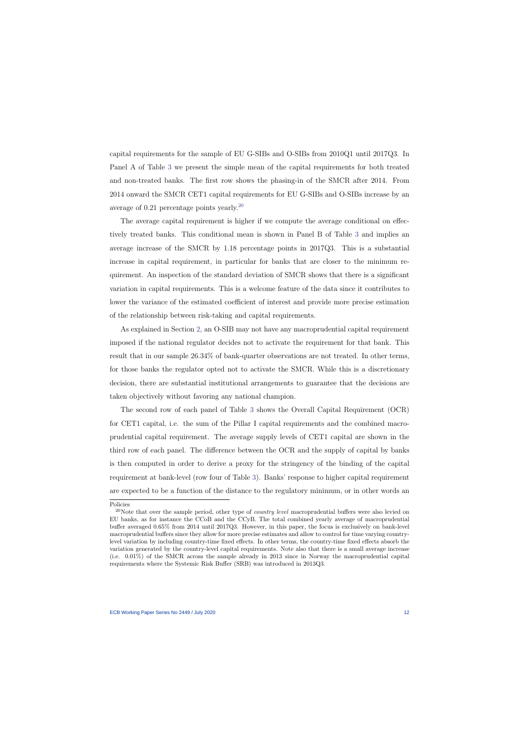capital requirements for the sample of EU G-SIBs and O-SIBs from 2010Q1 until 2017Q3. In Panel A of Table 3 we present the simple mean of the capital requirements for both treated and non-treated banks. The first row shows the phasing-in of the SMCR after 2014. From 2014 onward the SMCR CET1 capital requirements for EU G-SIBs and O-SIBs increase by an average of 0.21 percentage points yearly.[20]

The average capital requirement is higher if we compute the average conditional on effectively treated banks. This conditional mean is shown in Panel B of Table 3 and implies an average increase of the SMCR by 1.18 percentage points in 2017Q3. This is a substantial increase in capital requirement, in particular for banks that are closer to the minimum requirement. An inspection of the standard deviation of SMCR shows that there is a significant variation in capital requirements. This is a welcome feature of the data since it contributes to lower the variance of the estimated coefficient of interest and provide more precise estimation of the relationship between risk-taking and capital requirements.

As explained in Section 2, an O-SIB may not have any macroprudential capital requirement imposed if the national regulator decides not to activate the requirement for that bank. This result that in our sample 26.34% of bank-quarter observations are not treated. In other terms, for those banks the regulator opted not to activate the SMCR. While this is a discretionary decision, there are substantial institutional arrangements to guarantee that the decisions are taken objectively without favoring any national champion.

The second row of each panel of Table 3 shows the Overall Capital Requirement (OCR) for CET1 capital, i.e. the sum of the Pillar I capital requirements and the combined macroprudential capital requirement. The average supply levels of CET1 capital are shown in the third row of each panel. The difference between the OCR and the supply of capital by banks is then computed in order to derive a proxy for the stringency of the binding of the capital requirement at bank-level (row four of Table 3). Banks' response to higher capital requirement are expected to be a function of the distance to the regulatory minimum, or in other words an

Policies

[20] Note that over the sample period, other type of *country level* macroprudential buffers were also levied on EU banks, as for instance the CCoB and the CCyB. The total combined yearly average of macroprudential buffer averaged 0.65% from 2014 until 2017Q3. However, in this paper, the focus is exclusively on bank-level macroprudential buffers since they allow for more precise estimates and allow to control for time varying country-level variation by including country-time fixed effects. In other terms, the country-time fixed effects absorb the variation generated by the country-level capital requirements. Note also that there is a small average increase (i.e. 0.01%) of the SMCR across the sample already in 2013 since in Norway the macroprudential capital requirements where the Systemic Risk Buffer (SRB) was introduced in 2013Q3.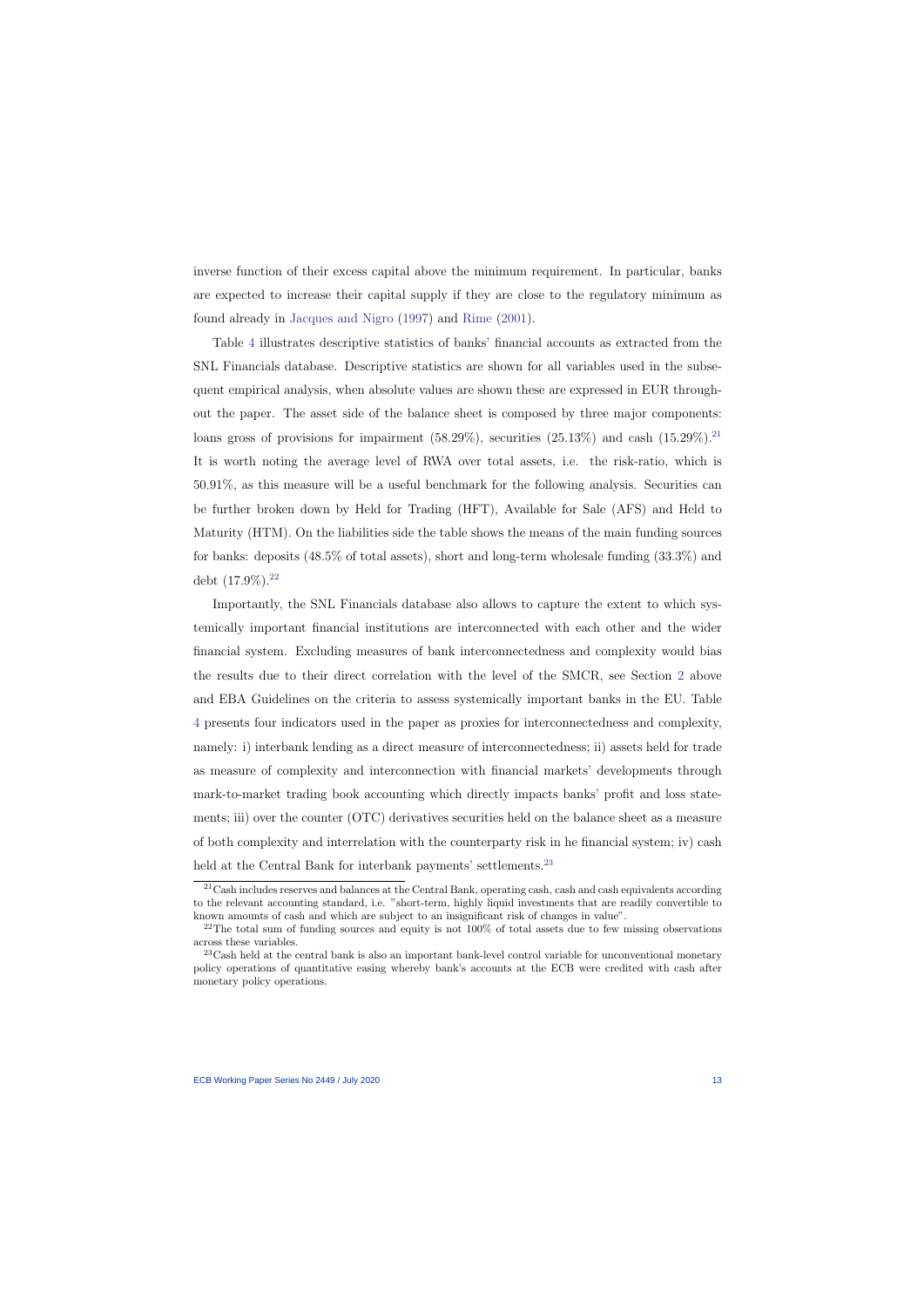inverse function of their excess capital above the minimum requirement. In particular, banks are expected to increase their capital supply if they are close to the regulatory minimum as found already in Jacques and Nigro (1997) and Rime (2001).

Table 4 illustrates descriptive statistics of banks' financial accounts as extracted from the SNL Financials database. Descriptive statistics are shown for all variables used in the subsequent empirical analysis, when absolute values are shown these are expressed in EUR throughout the paper. The asset side of the balance sheet is composed by three major components: loans gross of provisions for impairment (58.29%), securities (25.13%) and cash (15.29%).[21] It is worth noting the average level of RWA over total assets, i.e. the risk-ratio, which is 50.91%, as this measure will be a useful benchmark for the following analysis. Securities can be further broken down by Held for Trading (HFT), Available for Sale (AFS) and Held to Maturity (HTM). On the liabilities side the table shows the means of the main funding sources for banks: deposits (48.5% of total assets), short and long-term wholesale funding (33.3%) and debt (17.9%).[22]

Importantly, the SNL Financials database also allows to capture the extent to which systemically important financial institutions are interconnected with each other and the wider financial system. Excluding measures of bank interconnectedness and complexity would bias the results due to their direct correlation with the level of the SMCR, see Section 2 above and EBA Guidelines on the criteria to assess systemically important banks in the EU. Table 4 presents four indicators used in the paper as proxies for interconnectedness and complexity, namely: i) interbank lending as a direct measure of interconnectedness; ii) assets held for trade as measure of complexity and interconnection with financial markets' developments through mark-to-market trading book accounting which directly impacts banks' profit and loss statements; iii) over the counter (OTC) derivatives securities held on the balance sheet as a measure of both complexity and interrelation with the counterparty risk in he financial system; iv) cash held at the Central Bank for interbank payments' settlements.[23]

---

[21] Cash includes reserves and balances at the Central Bank, operating cash, cash and cash equivalents according to the relevant accounting standard, i.e. "short-term, highly liquid investments that are readily convertible to known amounts of cash and which are subject to an insignificant risk of changes in value".

[22] The total sum of funding sources and equity is not 100% of total assets due to few missing observations across these variables.

[23] Cash held at the central bank is also an important bank-level control variable for unconventional monetary policy operations of quantitative easing whereby bank's accounts at the ECB were credited with cash after monetary policy operations.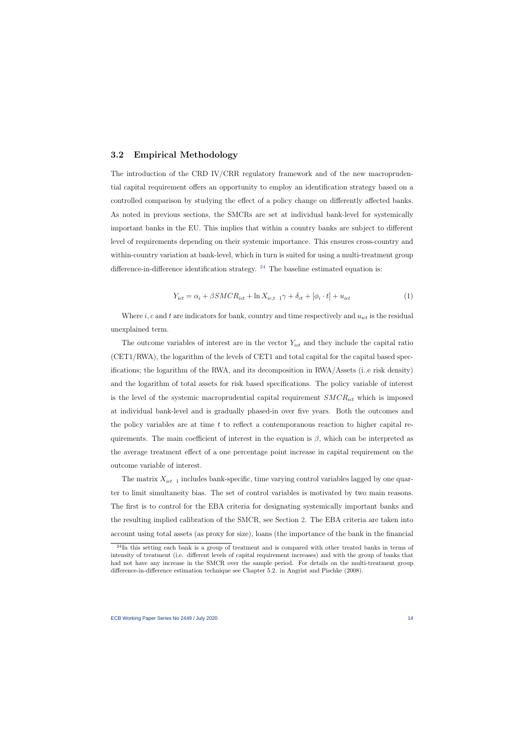## 3.2 Empirical Methodology

The introduction of the CRD IV/CRR regulatory framework and of the new macroprudential capital requirement offers an opportunity to employ an identification strategy based on a controlled comparison by studying the effect of a policy change on differently affected banks. As noted in previous sections, the SMCRs are set at individual bank-level for systemically important banks in the EU. This implies that within a country banks are subject to different level of requirements depending on their systemic importance. This ensures cross-country and within-country variation at bank-level, which in turn is suited for using a multi-treatment group difference-in-difference identification strategy. [24] The baseline estimated equation is:

$$Y_{ict} = \alpha_i + \beta SMCR_{ict} + \ln X_{ic,t-1}\gamma + \delta_{ct} + [\phi_i \cdot t] + u_{ict} \tag{1}$$

Where $i, c$ and $t$ are indicators for bank, country and time respectively and $u_{ict}$ is the residual unexplained term.

The outcome variables of interest are in the vector $Y_{ict}$ and they include the capital ratio (CET1/RWA), the logarithm of the levels of CET1 and total capital for the capital based specifications; the logarithm of the RWA, and its decomposition in RWA/Assets (i..e risk density) and the logarithm of total assets for risk based specifications. The policy variable of interest is the level of the systemic macroprudential capital requirement $SMCR_{ict}$ which is imposed at individual bank-level and is gradually phased-in over five years. Both the outcomes and the policy variables are at time $t$ to reflect a contemporanous reaction to higher capital requirements. The main coefficient of interest in the equation is $\beta$, which can be interpreted as the average treatment effect of a one percentage point increase in capital requirement on the outcome variable of interest.

The matrix $X_{ict-1}$ includes bank-specific, time varying control variables lagged by one quarter to limit simultaneity bias. The set of control variables is motivated by two main reasons. The first is to control for the EBA criteria for designating systemically important banks and the resulting implied calibration of the SMCR, see Section 2. The EBA criteria are taken into account using total assets (as proxy for size), loans (the importance of the bank in the financial

[24] In this setting each bank is a group of treatment and is compared with other treated banks in terms of intensity of treatment (i.e. different levels of capital requirement increases) and with the group of banks that had not have any increase in the SMCR over the sample period. For details on the multi-treatment group difference-in-difference estimation technique see Chapter 5.2. in Angrist and Pischke (2008).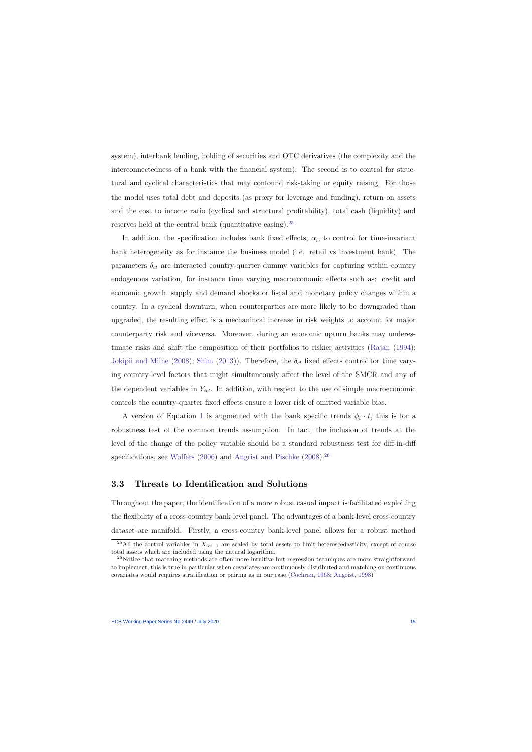system), interbank lending, holding of securities and OTC derivatives (the complexity and the interconnectedness of a bank with the financial system). The second is to control for structural and cyclical characteristics that may confound risk-taking or equity raising. For those the model uses total debt and deposits (as proxy for leverage and funding), return on assets and the cost to income ratio (cyclical and structural profitability), total cash (liquidity) and reserves held at the central bank (quantitative easing).[25]

In addition, the specification includes bank fixed effects, $\alpha_i$, to control for time-invariant bank heterogeneity as for instance the business model (i.e. retail vs investment bank). The parameters $\delta_{ct}$ are interacted country-quarter dummy variables for capturing within country endogenous variation, for instance time varying macroeconomic effects such as: credit and economic growth, supply and demand shocks or fiscal and monetary policy changes within a country. In a cyclical downturn, when counterparties are more likely to be downgraded than upgraded, the resulting effect is a mechanincal increase in risk weights to account for major counterparty risk and viceversa. Moreover, during an economic upturn banks may underestimate risks and shift the composition of their portfolios to riskier activities (Rajan (1994); Jokipii and Milne (2008); Shim (2013)). Therefore, the $\delta_{ct}$ fixed effects control for time varying country-level factors that might simultaneously affect the level of the SMCR and any of the dependent variables in $Y_{ict}$. In addition, with respect to the use of simple macroeconomic controls the country-quarter fixed effects ensure a lower risk of omitted variable bias.

A version of Equation 1 is augmented with the bank specific trends $\phi_i \cdot t$, this is for a robustness test of the common trends assumption. In fact, the inclusion of trends at the level of the change of the policy variable should be a standard robustness test for diff-in-diff specifications, see Wolfers (2006) and Angrist and Pischke (2008).[26]

### 3.3 Threats to Identification and Solutions

Throughout the paper, the identification of a more robust casual impact is facilitated exploiting the flexibility of a cross-country bank-level panel. The advantages of a bank-level cross-country dataset are manifold. Firstly, a cross-country bank-level panel allows for a robust method

[25] All the control variables in $X_{ict-1}$ are scaled by total assets to limit heteroscedasticity, except of course total assets which are included using the natural logarithm.

[26] Notice that matching methods are often more intuitive but regression techniques are more straightforward to implement, this is true in particular when covariates are continuously distributed and matching on continuous covariates would requires stratification or pairing as in our case (Cochran, 1968; Angrist, 1998)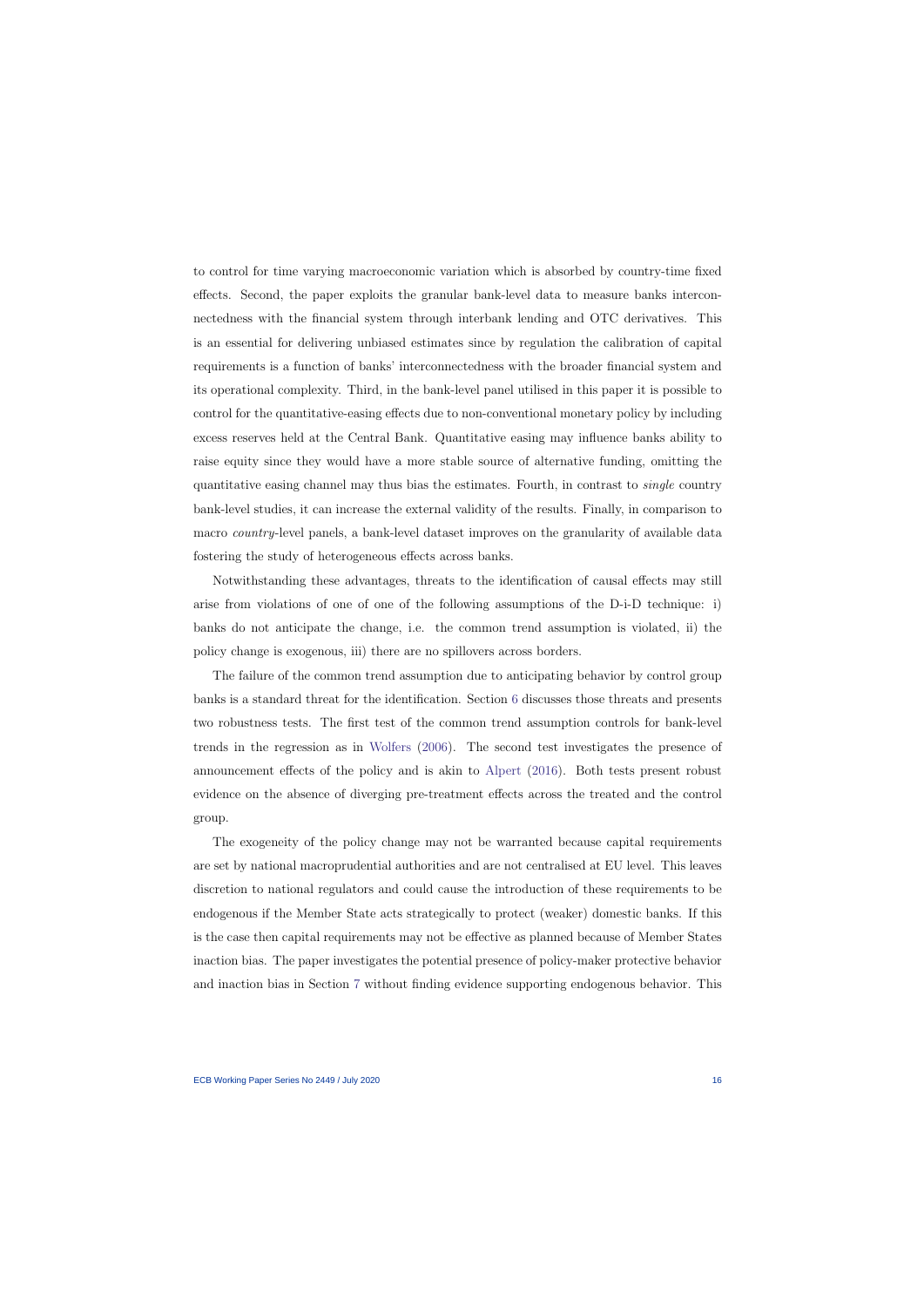to control for time varying macroeconomic variation which is absorbed by country-time fixed effects. Second, the paper exploits the granular bank-level data to measure banks interconnectedness with the financial system through interbank lending and OTC derivatives. This is an essential for delivering unbiased estimates since by regulation the calibration of capital requirements is a function of banks' interconnectedness with the broader financial system and its operational complexity. Third, in the bank-level panel utilised in this paper it is possible to control for the quantitative-easing effects due to non-conventional monetary policy by including excess reserves held at the Central Bank. Quantitative easing may influence banks ability to raise equity since they would have a more stable source of alternative funding, omitting the quantitative easing channel may thus bias the estimates. Fourth, in contrast to *single* country bank-level studies, it can increase the external validity of the results. Finally, in comparison to macro *country*-level panels, a bank-level dataset improves on the granularity of available data fostering the study of heterogeneous effects across banks.

Notwithstanding these advantages, threats to the identification of causal effects may still arise from violations of one of one of the following assumptions of the D-i-D technique: i) banks do not anticipate the change, i.e. the common trend assumption is violated, ii) the policy change is exogenous, iii) there are no spillovers across borders.

The failure of the common trend assumption due to anticipating behavior by control group banks is a standard threat for the identification. Section 6 discusses those threats and presents two robustness tests. The first test of the common trend assumption controls for bank-level trends in the regression as in Wolfers (2006). The second test investigates the presence of announcement effects of the policy and is akin to Alpert (2016). Both tests present robust evidence on the absence of diverging pre-treatment effects across the treated and the control group.

The exogeneity of the policy change may not be warranted because capital requirements are set by national macroprudential authorities and are not centralised at EU level. This leaves discretion to national regulators and could cause the introduction of these requirements to be endogenous if the Member State acts strategically to protect (weaker) domestic banks. If this is the case then capital requirements may not be effective as planned because of Member States inaction bias. The paper investigates the potential presence of policy-maker protective behavior and inaction bias in Section 7 without finding evidence supporting endogenous behavior. This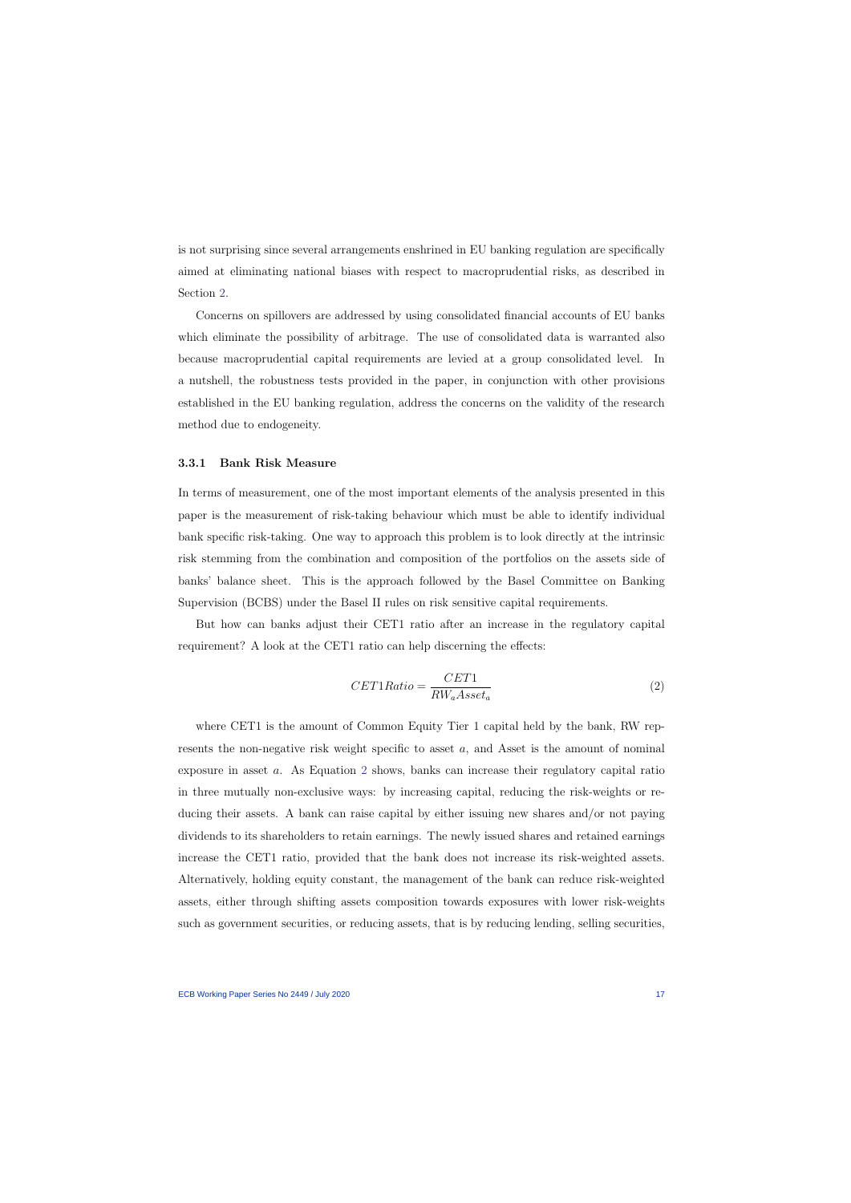is not surprising since several arrangements enshrined in EU banking regulation are specifically aimed at eliminating national biases with respect to macroprudential risks, as described in Section 2.

Concerns on spillovers are addressed by using consolidated financial accounts of EU banks which eliminate the possibility of arbitrage. The use of consolidated data is warranted also because macroprudential capital requirements are levied at a group consolidated level. In a nutshell, the robustness tests provided in the paper, in conjunction with other provisions established in the EU banking regulation, address the concerns on the validity of the research method due to endogeneity.

### 3.3.1 Bank Risk Measure

In terms of measurement, one of the most important elements of the analysis presented in this paper is the measurement of risk-taking behaviour which must be able to identify individual bank specific risk-taking. One way to approach this problem is to look directly at the intrinsic risk stemming from the combination and composition of the portfolios on the assets side of banks' balance sheet. This is the approach followed by the Basel Committee on Banking Supervision (BCBS) under the Basel II rules on risk sensitive capital requirements.

But how can banks adjust their CET1 ratio after an increase in the regulatory capital requirement? A look at the CET1 ratio can help discerning the effects:

$$CET1Ratio = \frac{CET1}{RW_a Asset_a} \tag{2}$$

where CET1 is the amount of Common Equity Tier 1 capital held by the bank, RW represents the non-negative risk weight specific to asset $a$, and Asset is the amount of nominal exposure in asset $a$. As Equation 2 shows, banks can increase their regulatory capital ratio in three mutually non-exclusive ways: by increasing capital, reducing the risk-weights or reducing their assets. A bank can raise capital by either issuing new shares and/or not paying dividends to its shareholders to retain earnings. The newly issued shares and retained earnings increase the CET1 ratio, provided that the bank does not increase its risk-weighted assets. Alternatively, holding equity constant, the management of the bank can reduce risk-weighted assets, either through shifting assets composition towards exposures with lower risk-weights such as government securities, or reducing assets, that is by reducing lending, selling securities,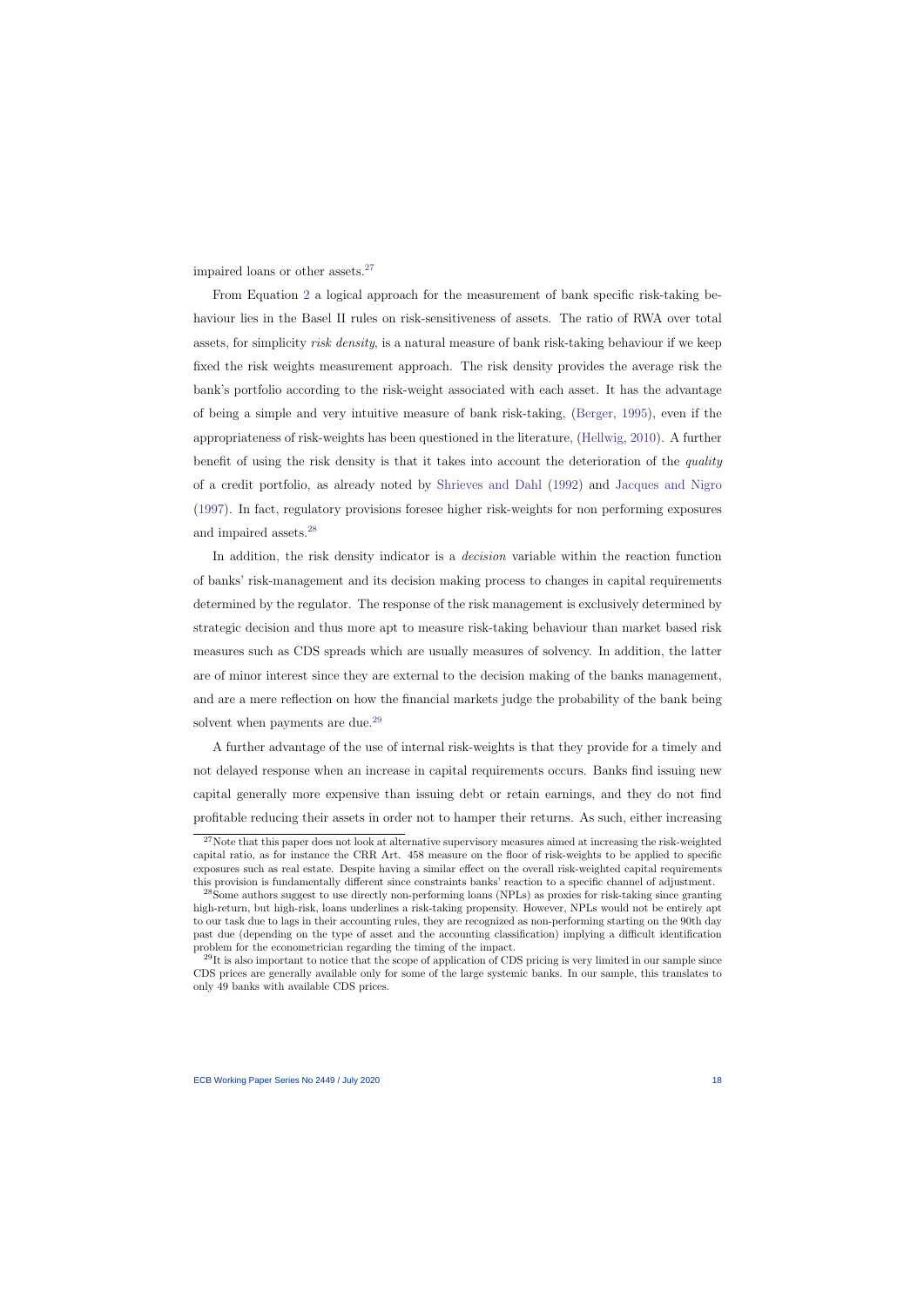impaired loans or other assets.[27]

From Equation 2 a logical approach for the measurement of bank specific risk-taking behaviour lies in the Basel II rules on risk-sensitiveness of assets. The ratio of RWA over total assets, for simplicity *risk density*, is a natural measure of bank risk-taking behaviour if we keep fixed the risk weights measurement approach. The risk density provides the average risk the bank's portfolio according to the risk-weight associated with each asset. It has the advantage of being a simple and very intuitive measure of bank risk-taking, (Berger, 1995), even if the appropriateness of risk-weights has been questioned in the literature, (Hellwig, 2010). A further benefit of using the risk density is that it takes into account the deterioration of the *quality* of a credit portfolio, as already noted by Shrieves and Dahl (1992) and Jacques and Nigro (1997). In fact, regulatory provisions foresee higher risk-weights for non performing exposures and impaired assets.[28]

In addition, the risk density indicator is a *decision* variable within the reaction function of banks' risk-management and its decision making process to changes in capital requirements determined by the regulator. The response of the risk management is exclusively determined by strategic decision and thus more apt to measure risk-taking behaviour than market based risk measures such as CDS spreads which are usually measures of solvency. In addition, the latter are of minor interest since they are external to the decision making of the banks management, and are a mere reflection on how the financial markets judge the probability of the bank being solvent when payments are due.[29]

A further advantage of the use of internal risk-weights is that they provide for a timely and not delayed response when an increase in capital requirements occurs. Banks find issuing new capital generally more expensive than issuing debt or retain earnings, and they do not find profitable reducing their assets in order not to hamper their returns. As such, either increasing

---

[27] Note that this paper does not look at alternative supervisory measures aimed at increasing the risk-weighted capital ratio, as for instance the CRR Art. 458 measure on the floor of risk-weights to be applied to specific exposures such as real estate. Despite having a similar effect on the overall risk-weighted capital requirements this provision is fundamentally different since constraints banks' reaction to a specific channel of adjustment.

[28] Some authors suggest to use directly non-performing loans (NPLs) as proxies for risk-taking since granting high-return, but high-risk, loans underlines a risk-taking propensity. However, NPLs would not be entirely apt to our task due to lags in their accounting rules, they are recognized as non-performing starting on the 90th day past due (depending on the type of asset and the accounting classification) implying a difficult identification problem for the econometrician regarding the timing of the impact.

[29] It is also important to notice that the scope of application of CDS pricing is very limited in our sample since CDS prices are generally available only for some of the large systemic banks. In our sample, this translates to only 49 banks with available CDS prices.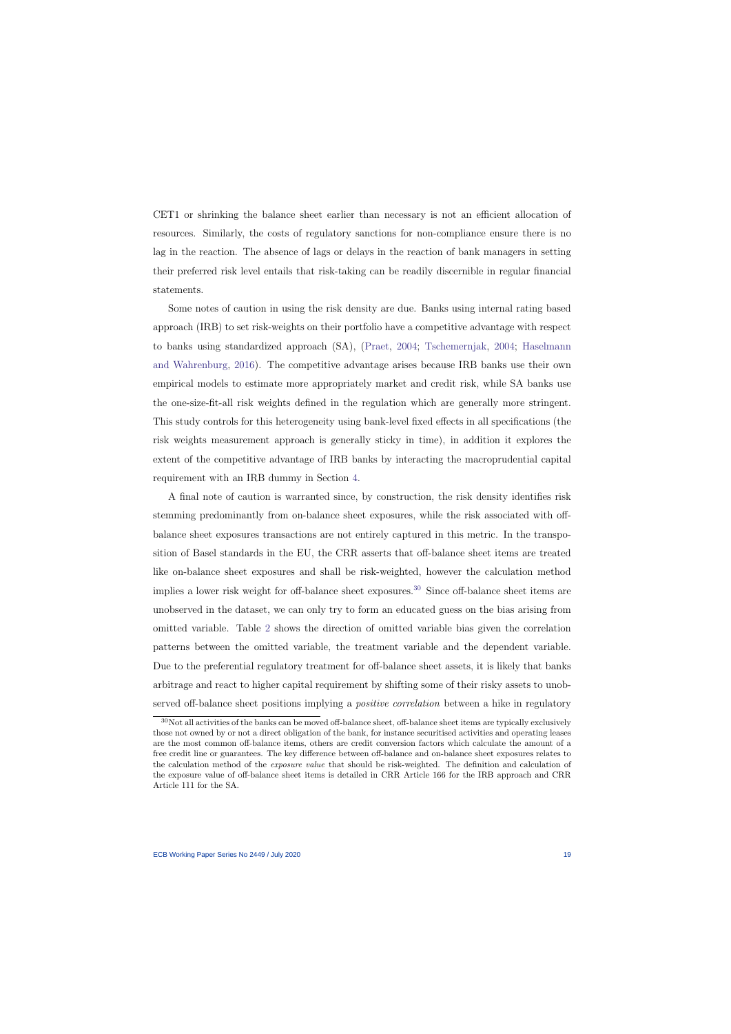CET1 or shrinking the balance sheet earlier than necessary is not an efficient allocation of resources. Similarly, the costs of regulatory sanctions for non-compliance ensure there is no lag in the reaction. The absence of lags or delays in the reaction of bank managers in setting their preferred risk level entails that risk-taking can be readily discernible in regular financial statements.

Some notes of caution in using the risk density are due. Banks using internal rating based approach (IRB) to set risk-weights on their portfolio have a competitive advantage with respect to banks using standardized approach (SA), (Praet, 2004; Tschemernjak, 2004; Haselmann and Wahrenburg, 2016). The competitive advantage arises because IRB banks use their own empirical models to estimate more appropriately market and credit risk, while SA banks use the one-size-fit-all risk weights defined in the regulation which are generally more stringent. This study controls for this heterogeneity using bank-level fixed effects in all specifications (the risk weights measurement approach is generally sticky in time), in addition it explores the extent of the competitive advantage of IRB banks by interacting the macroprudential capital requirement with an IRB dummy in Section 4.

A final note of caution is warranted since, by construction, the risk density identifies risk stemming predominantly from on-balance sheet exposures, while the risk associated with off-balance sheet exposures transactions are not entirely captured in this metric. In the transposition of Basel standards in the EU, the CRR asserts that off-balance sheet items are treated like on-balance sheet exposures and shall be risk-weighted, however the calculation method implies a lower risk weight for off-balance sheet exposures.[30] Since off-balance sheet items are unobserved in the dataset, we can only try to form an educated guess on the bias arising from omitted variable. Table 2 shows the direction of omitted variable bias given the correlation patterns between the omitted variable, the treatment variable and the dependent variable. Due to the preferential regulatory treatment for off-balance sheet assets, it is likely that banks arbitrage and react to higher capital requirement by shifting some of their risky assets to unobserved off-balance sheet positions implying a *positive correlation* between a hike in regulatory

[30] Not all activities of the banks can be moved off-balance sheet, off-balance sheet items are typically exclusively those not owned by or not a direct obligation of the bank, for instance securitised activities and operating leases are the most common off-balance items, others are credit conversion factors which calculate the amount of a free credit line or guarantees. The key difference between off-balance and on-balance sheet exposures relates to the calculation method of the *exposure value* that should be risk-weighted. The definition and calculation of the exposure value of off-balance sheet items is detailed in CRR Article 166 for the IRB approach and CRR Article 111 for the SA.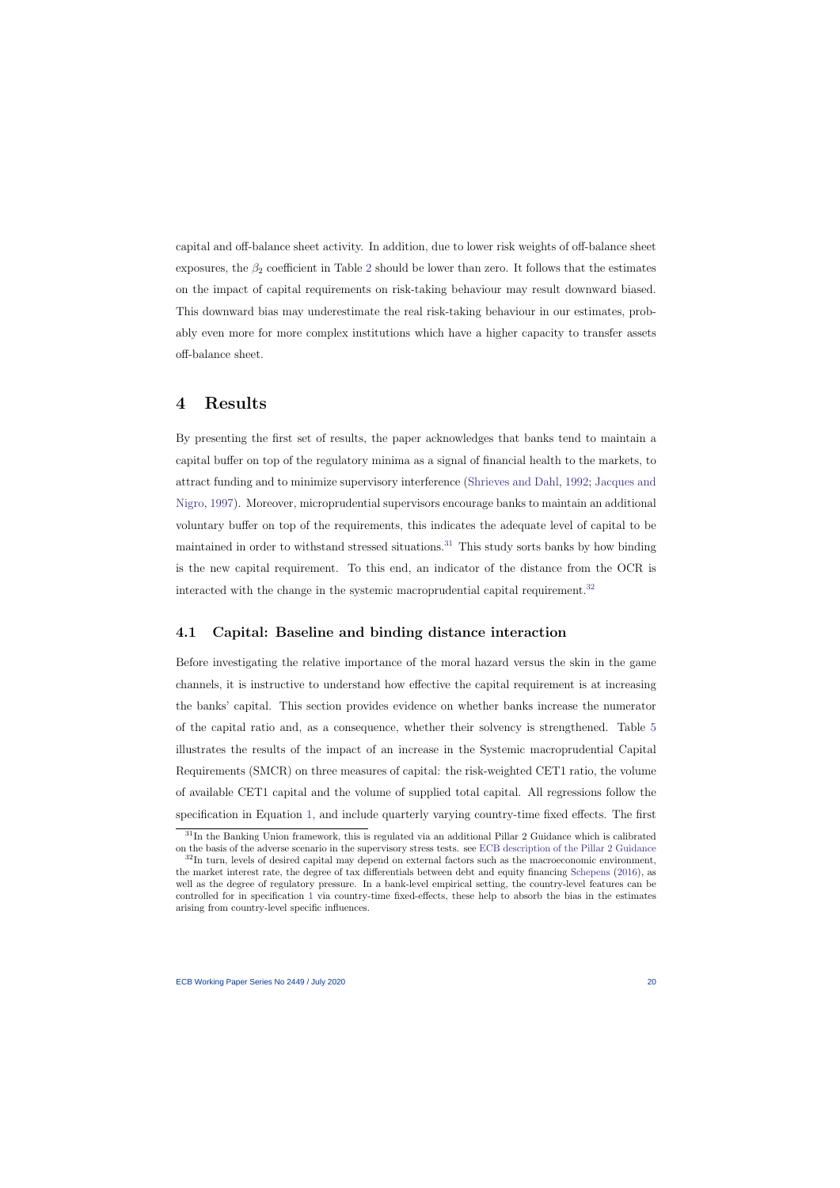capital and off-balance sheet activity. In addition, due to lower risk weights of off-balance sheet exposures, the $\beta_2$ coefficient in Table 2 should be lower than zero. It follows that the estimates on the impact of capital requirements on risk-taking behaviour may result downward biased. This downward bias may underestimate the real risk-taking behaviour in our estimates, probably even more for more complex institutions which have a higher capacity to transfer assets off-balance sheet.

# 4 Results

By presenting the first set of results, the paper acknowledges that banks tend to maintain a capital buffer on top of the regulatory minima as a signal of financial health to the markets, to attract funding and to minimize supervisory interference (Shrieves and Dahl, 1992; Jacques and Nigro, 1997). Moreover, microprudential supervisors encourage banks to maintain an additional voluntary buffer on top of the requirements, this indicates the adequate level of capital to be maintained in order to withstand stressed situations.[31] This study sorts banks by how binding is the new capital requirement. To this end, an indicator of the distance from the OCR is interacted with the change in the systemic macroprudential capital requirement.[32]

## 4.1 Capital: Baseline and binding distance interaction

Before investigating the relative importance of the moral hazard versus the skin in the game channels, it is instructive to understand how effective the capital requirement is at increasing the banks' capital. This section provides evidence on whether banks increase the numerator of the capital ratio and, as a consequence, whether their solvency is strengthened. Table 5 illustrates the results of the impact of an increase in the Systemic macroprudential Capital Requirements (SMCR) on three measures of capital: the risk-weighted CET1 ratio, the volume of available CET1 capital and the volume of supplied total capital. All regressions follow the specification in Equation 1, and include quarterly varying country-time fixed effects. The first

[31] In the Banking Union framework, this is regulated via an additional Pillar 2 Guidance which is calibrated on the basis of the adverse scenario in the supervisory stress tests. see ECB description of the Pillar 2 Guidance

[32] In turn, levels of desired capital may depend on external factors such as the macroeconomic environment, the market interest rate, the degree of tax differentials between debt and equity financing Schepens (2016), as well as the degree of regulatory pressure. In a bank-level empirical setting, the country-level features can be controlled for in specification 1 via country-time fixed-effects, these help to absorb the bias in the estimates arising from country-level specific influences.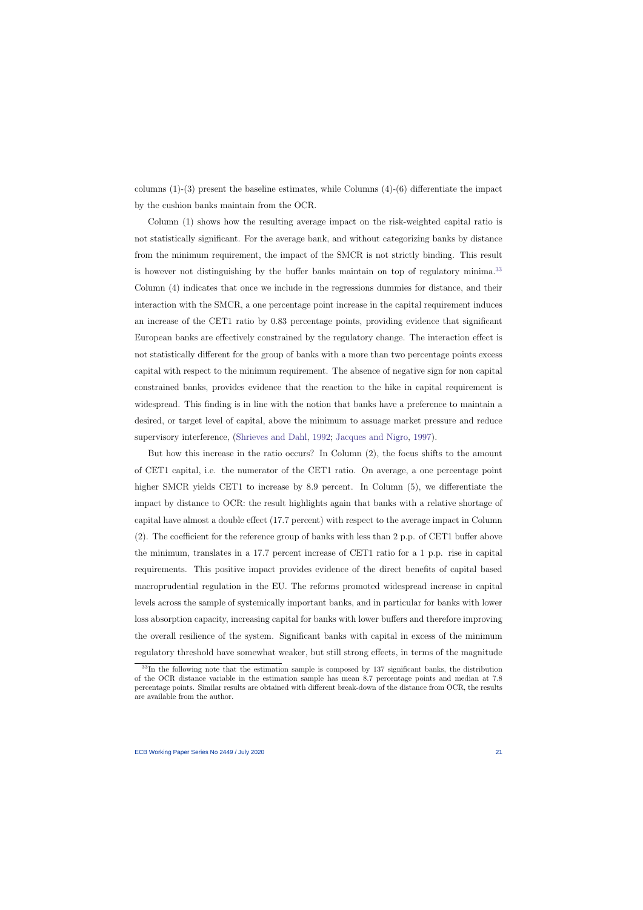columns (1)-(3) present the baseline estimates, while Columns (4)-(6) differentiate the impact by the cushion banks maintain from the OCR.

Column (1) shows how the resulting average impact on the risk-weighted capital ratio is not statistically significant. For the average bank, and without categorizing banks by distance from the minimum requirement, the impact of the SMCR is not strictly binding. This result is however not distinguishing by the buffer banks maintain on top of regulatory minima.[33] Column (4) indicates that once we include in the regressions dummies for distance, and their interaction with the SMCR, a one percentage point increase in the capital requirement induces an increase of the CET1 ratio by 0.83 percentage points, providing evidence that significant European banks are effectively constrained by the regulatory change. The interaction effect is not statistically different for the group of banks with a more than two percentage points excess capital with respect to the minimum requirement. The absence of negative sign for non capital constrained banks, provides evidence that the reaction to the hike in capital requirement is widespread. This finding is in line with the notion that banks have a preference to maintain a desired, or target level of capital, above the minimum to assuage market pressure and reduce supervisory interference, (Shrieves and Dahl, 1992; Jacques and Nigro, 1997).

But how this increase in the ratio occurs? In Column (2), the focus shifts to the amount of CET1 capital, i.e. the numerator of the CET1 ratio. On average, a one percentage point higher SMCR yields CET1 to increase by 8.9 percent. In Column (5), we differentiate the impact by distance to OCR: the result highlights again that banks with a relative shortage of capital have almost a double effect (17.7 percent) with respect to the average impact in Column (2). The coefficient for the reference group of banks with less than 2 p.p. of CET1 buffer above the minimum, translates in a 17.7 percent increase of CET1 ratio for a 1 p.p. rise in capital requirements. This positive impact provides evidence of the direct benefits of capital based macroprudential regulation in the EU. The reforms promoted widespread increase in capital levels across the sample of systemically important banks, and in particular for banks with lower loss absorption capacity, increasing capital for banks with lower buffers and therefore improving the overall resilience of the system. Significant banks with capital in excess of the minimum regulatory threshold have somewhat weaker, but still strong effects, in terms of the magnitude

[33] In the following note that the estimation sample is composed by 137 significant banks, the distribution of the OCR distance variable in the estimation sample has mean 8.7 percentage points and median at 7.8 percentage points. Similar results are obtained with different break-down of the distance from OCR, the results are available from the author.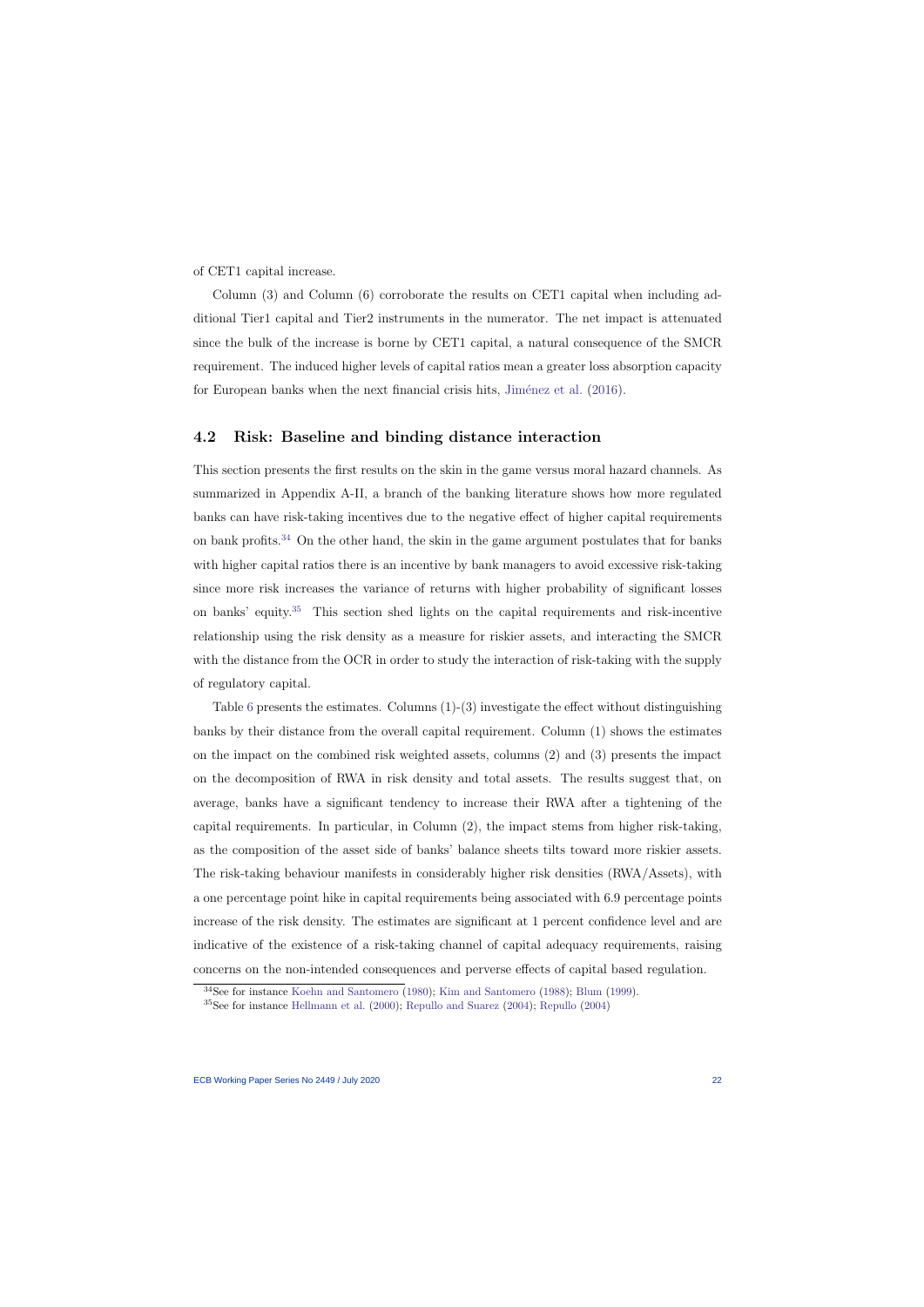of CET1 capital increase.

Column (3) and Column (6) corroborate the results on CET1 capital when including additional Tier1 capital and Tier2 instruments in the numerator. The net impact is attenuated since the bulk of the increase is borne by CET1 capital, a natural consequence of the SMCR requirement. The induced higher levels of capital ratios mean a greater loss absorption capacity for European banks when the next financial crisis hits, Jiménez et al. (2016).

## 4.2 Risk: Baseline and binding distance interaction

This section presents the first results on the skin in the game versus moral hazard channels. As summarized in Appendix A-II, a branch of the banking literature shows how more regulated banks can have risk-taking incentives due to the negative effect of higher capital requirements on bank profits.[34] On the other hand, the skin in the game argument postulates that for banks with higher capital ratios there is an incentive by bank managers to avoid excessive risk-taking since more risk increases the variance of returns with higher probability of significant losses on banks' equity.[35] This section shed lights on the capital requirements and risk-incentive relationship using the risk density as a measure for riskier assets, and interacting the SMCR with the distance from the OCR in order to study the interaction of risk-taking with the supply of regulatory capital.

Table 6 presents the estimates. Columns (1)-(3) investigate the effect without distinguishing banks by their distance from the overall capital requirement. Column (1) shows the estimates on the impact on the combined risk weighted assets, columns (2) and (3) presents the impact on the decomposition of RWA in risk density and total assets. The results suggest that, on average, banks have a significant tendency to increase their RWA after a tightening of the capital requirements. In particular, in Column (2), the impact stems from higher risk-taking, as the composition of the asset side of banks' balance sheets tilts toward more riskier assets. The risk-taking behaviour manifests in considerably higher risk densities (RWA/Assets), with a one percentage point hike in capital requirements being associated with 6.9 percentage points increase of the risk density. The estimates are significant at 1 percent confidence level and are indicative of the existence of a risk-taking channel of capital adequacy requirements, raising concerns on the non-intended consequences and perverse effects of capital based regulation.

[34] See for instance Koehn and Santomero (1980); Kim and Santomero (1988); Blum (1999).

[35] See for instance Hellmann et al. (2000); Repullo and Suarez (2004); Repullo (2004)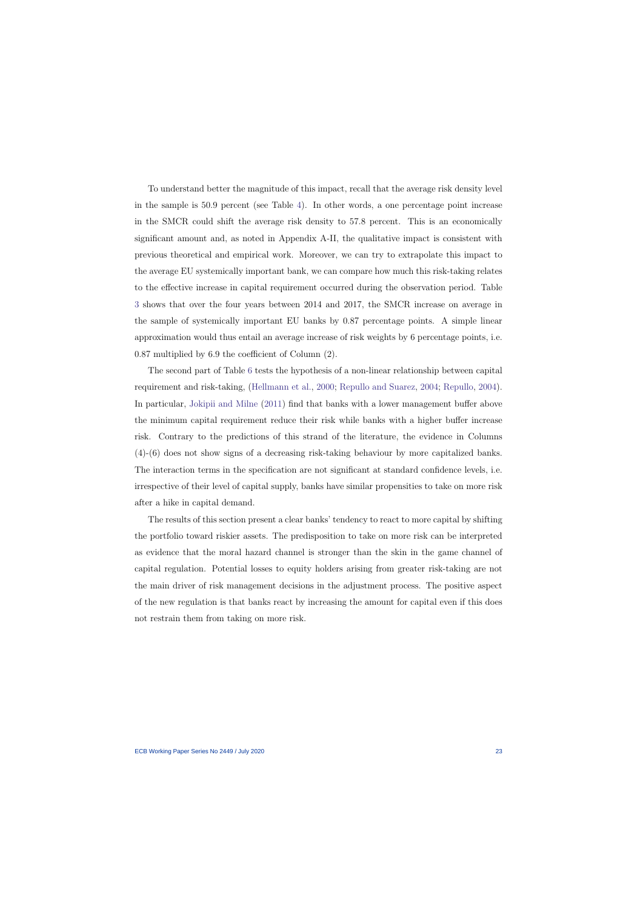To understand better the magnitude of this impact, recall that the average risk density level in the sample is 50.9 percent (see Table 4). In other words, a one percentage point increase in the SMCR could shift the average risk density to 57.8 percent. This is an economically significant amount and, as noted in Appendix A-II, the qualitative impact is consistent with previous theoretical and empirical work. Moreover, we can try to extrapolate this impact to the average EU systemically important bank, we can compare how much this risk-taking relates to the effective increase in capital requirement occurred during the observation period. Table 3 shows that over the four years between 2014 and 2017, the SMCR increase on average in the sample of systemically important EU banks by 0.87 percentage points. A simple linear approximation would thus entail an average increase of risk weights by 6 percentage points, i.e. 0.87 multiplied by 6.9 the coefficient of Column (2).

The second part of Table 6 tests the hypothesis of a non-linear relationship between capital requirement and risk-taking, (Hellmann et al., 2000; Repullo and Suarez, 2004; Repullo, 2004). In particular, Jokipii and Milne (2011) find that banks with a lower management buffer above the minimum capital requirement reduce their risk while banks with a higher buffer increase risk. Contrary to the predictions of this strand of the literature, the evidence in Columns (4)-(6) does not show signs of a decreasing risk-taking behaviour by more capitalized banks. The interaction terms in the specification are not significant at standard confidence levels, i.e. irrespective of their level of capital supply, banks have similar propensities to take on more risk after a hike in capital demand.

The results of this section present a clear banks' tendency to react to more capital by shifting the portfolio toward riskier assets. The predisposition to take on more risk can be interpreted as evidence that the moral hazard channel is stronger than the skin in the game channel of capital regulation. Potential losses to equity holders arising from greater risk-taking are not the main driver of risk management decisions in the adjustment process. The positive aspect of the new regulation is that banks react by increasing the amount for capital even if this does not restrain them from taking on more risk.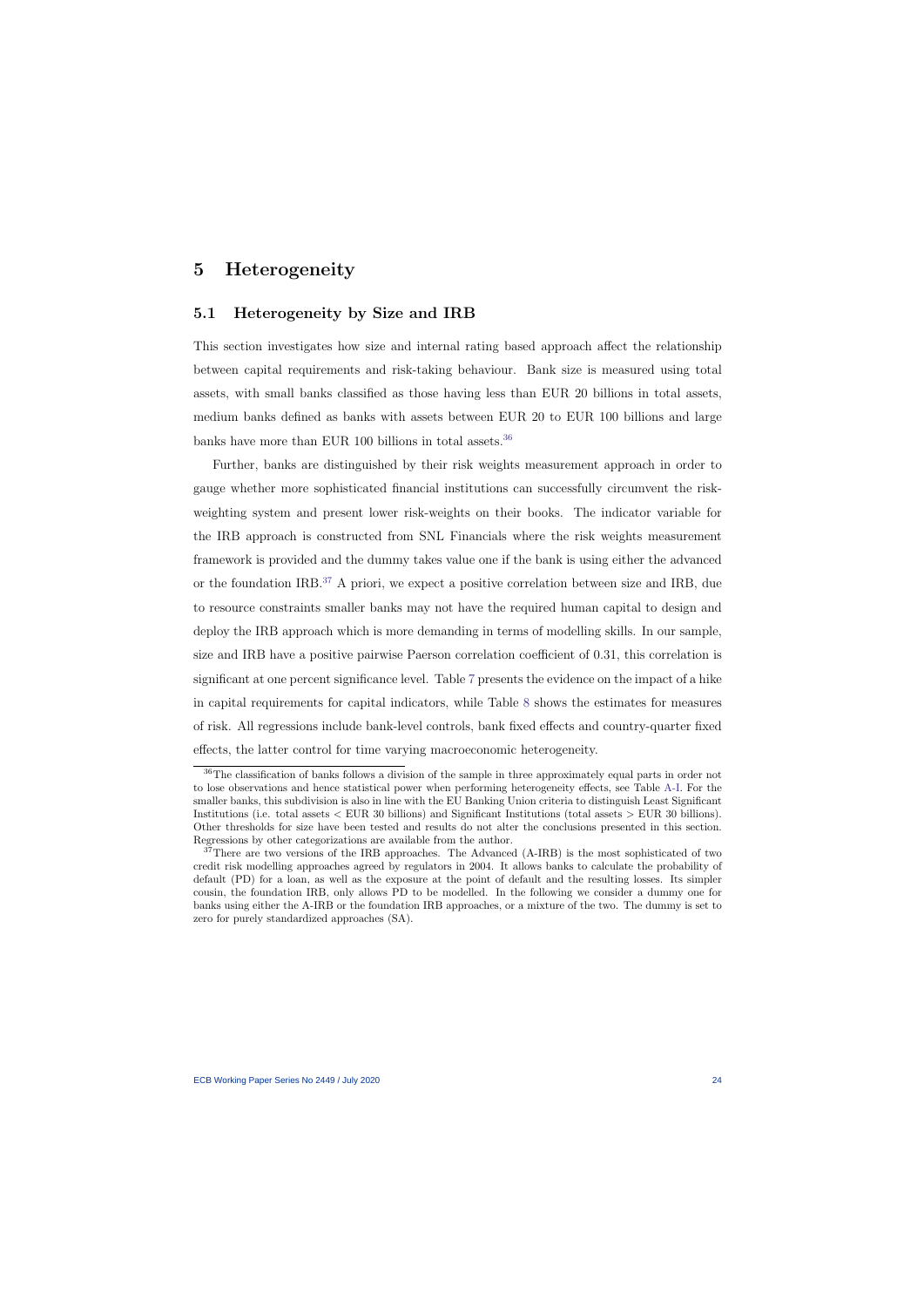# 5 Heterogeneity

## 5.1 Heterogeneity by Size and IRB

This section investigates how size and internal rating based approach affect the relationship between capital requirements and risk-taking behaviour. Bank size is measured using total assets, with small banks classified as those having less than EUR 20 billions in total assets, medium banks defined as banks with assets between EUR 20 to EUR 100 billions and large banks have more than EUR 100 billions in total assets.[36]

Further, banks are distinguished by their risk weights measurement approach in order to gauge whether more sophisticated financial institutions can successfully circumvent the risk-weighting system and present lower risk-weights on their books. The indicator variable for the IRB approach is constructed from SNL Financials where the risk weights measurement framework is provided and the dummy takes value one if the bank is using either the advanced or the foundation IRB.[37] A priori, we expect a positive correlation between size and IRB, due to resource constraints smaller banks may not have the required human capital to design and deploy the IRB approach which is more demanding in terms of modelling skills. In our sample, size and IRB have a positive pairwise Paerson correlation coefficient of 0.31, this correlation is significant at one percent significance level. Table 7 presents the evidence on the impact of a hike in capital requirements for capital indicators, while Table 8 shows the estimates for measures of risk. All regressions include bank-level controls, bank fixed effects and country-quarter fixed effects, the latter control for time varying macroeconomic heterogeneity.

[36] The classification of banks follows a division of the sample in three approximately equal parts in order not to lose observations and hence statistical power when performing heterogeneity effects, see Table A-I. For the smaller banks, this subdivision is also in line with the EU Banking Union criteria to distinguish Least Significant Institutions (i.e. total assets < EUR 30 billions) and Significant Institutions (total assets > EUR 30 billions). Other thresholds for size have been tested and results do not alter the conclusions presented in this section. Regressions by other categorizations are available from the author.

[37] There are two versions of the IRB approaches. The Advanced (A-IRB) is the most sophisticated of two credit risk modelling approaches agreed by regulators in 2004. It allows banks to calculate the probability of default (PD) for a loan, as well as the exposure at the point of default and the resulting losses. Its simpler cousin, the foundation IRB, only allows PD to be modelled. In the following we consider a dummy one for banks using either the A-IRB or the foundation IRB approaches, or a mixture of the two. The dummy is set to zero for purely standardized approaches (SA).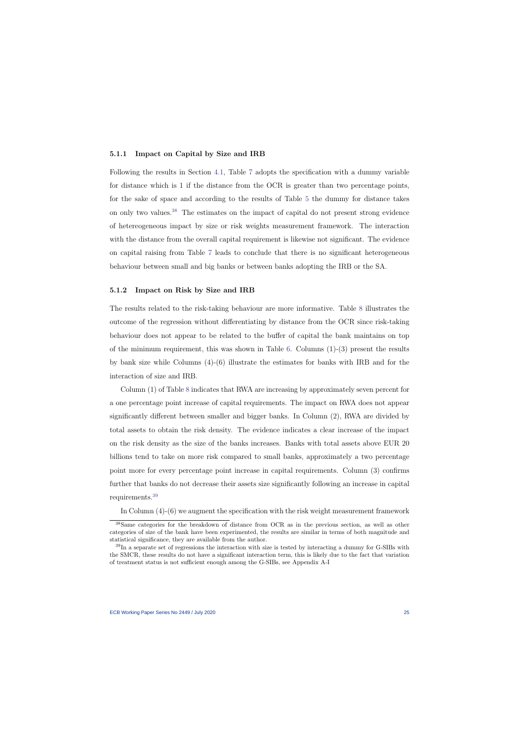### 5.1.1 Impact on Capital by Size and IRB

Following the results in Section 4.1, Table 7 adopts the specification with a dummy variable for distance which is 1 if the distance from the OCR is greater than two percentage points, for the sake of space and according to the results of Table 5 the dummy for distance takes on only two values.[38] The estimates on the impact of capital do not present strong evidence of hetereogeneous impact by size or risk weights measurement framework. The interaction with the distance from the overall capital requirement is likewise not significant. The evidence on capital raising from Table 7 leads to conclude that there is no significant heterogeneous behaviour between small and big banks or between banks adopting the IRB or the SA.

### 5.1.2 Impact on Risk by Size and IRB

The results related to the risk-taking behaviour are more informative. Table 8 illustrates the outcome of the regression without differentiating by distance from the OCR since risk-taking behaviour does not appear to be related to the buffer of capital the bank maintains on top of the minimum requirement, this was shown in Table 6. Columns (1)-(3) present the results by bank size while Columns (4)-(6) illustrate the estimates for banks with IRB and for the interaction of size and IRB.

Column (1) of Table 8 indicates that RWA are increasing by approximately seven percent for a one percentage point increase of capital requirements. The impact on RWA does not appear significantly different between smaller and bigger banks. In Column (2), RWA are divided by total assets to obtain the risk density. The evidence indicates a clear increase of the impact on the risk density as the size of the banks increases. Banks with total assets above EUR 20 billions tend to take on more risk compared to small banks, approximately a two percentage point more for every percentage point increase in capital requirements. Column (3) confirms further that banks do not decrease their assets size significantly following an increase in capital requirements.[39]

In Column (4)-(6) we augment the specification with the risk weight measurement framework

[38] Same categories for the breakdown of distance from OCR as in the previous section, as well as other categories of size of the bank have been experimented, the results are similar in terms of both magnitude and statistical significance, they are available from the author.

[39] In a separate set of regressions the interaction with size is tested by interacting a dummy for G-SIBs with the SMCR, these results do not have a significant interaction term, this is likely due to the fact that variation of treatment status is not sufficient enough among the G-SIBs, see Appendix A-I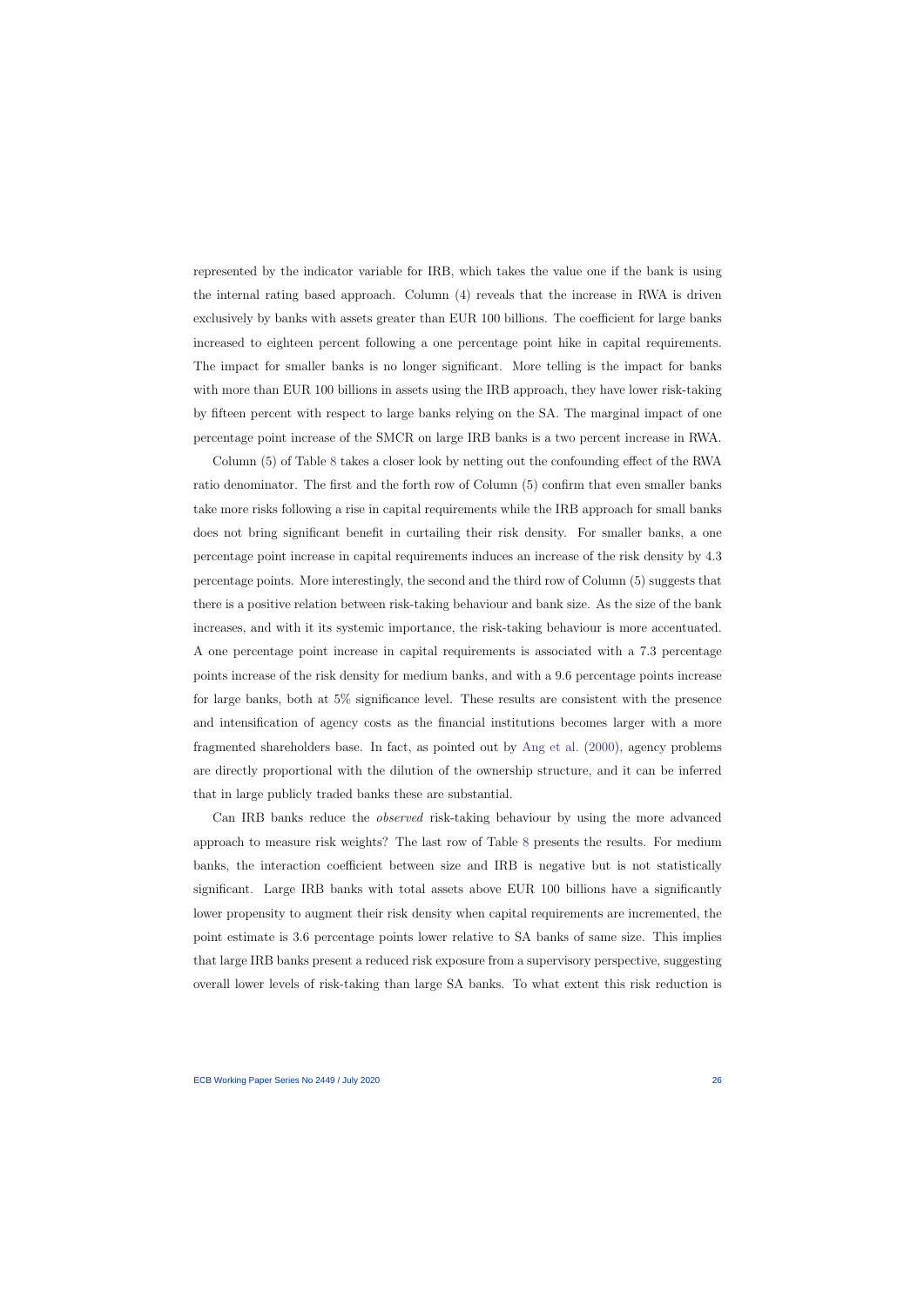represented by the indicator variable for IRB, which takes the value one if the bank is using the internal rating based approach. Column (4) reveals that the increase in RWA is driven exclusively by banks with assets greater than EUR 100 billions. The coefficient for large banks increased to eighteen percent following a one percentage point hike in capital requirements. The impact for smaller banks is no longer significant. More telling is the impact for banks with more than EUR 100 billions in assets using the IRB approach, they have lower risk-taking by fifteen percent with respect to large banks relying on the SA. The marginal impact of one percentage point increase of the SMCR on large IRB banks is a two percent increase in RWA.

Column (5) of Table 8 takes a closer look by netting out the confounding effect of the RWA ratio denominator. The first and the forth row of Column (5) confirm that even smaller banks take more risks following a rise in capital requirements while the IRB approach for small banks does not bring significant benefit in curtailing their risk density. For smaller banks, a one percentage point increase in capital requirements induces an increase of the risk density by 4.3 percentage points. More interestingly, the second and the third row of Column (5) suggests that there is a positive relation between risk-taking behaviour and bank size. As the size of the bank increases, and with it its systemic importance, the risk-taking behaviour is more accentuated. A one percentage point increase in capital requirements is associated with a 7.3 percentage points increase of the risk density for medium banks, and with a 9.6 percentage points increase for large banks, both at 5% significance level. These results are consistent with the presence and intensification of agency costs as the financial institutions becomes larger with a more fragmented shareholders base. In fact, as pointed out by Ang et al. (2000), agency problems are directly proportional with the dilution of the ownership structure, and it can be inferred that in large publicly traded banks these are substantial.

Can IRB banks reduce the *observed* risk-taking behaviour by using the more advanced approach to measure risk weights? The last row of Table 8 presents the results. For medium banks, the interaction coefficient between size and IRB is negative but is not statistically significant. Large IRB banks with total assets above EUR 100 billions have a significantly lower propensity to augment their risk density when capital requirements are incremented, the point estimate is 3.6 percentage points lower relative to SA banks of same size. This implies that large IRB banks present a reduced risk exposure from a supervisory perspective, suggesting overall lower levels of risk-taking than large SA banks. To what extent this risk reduction is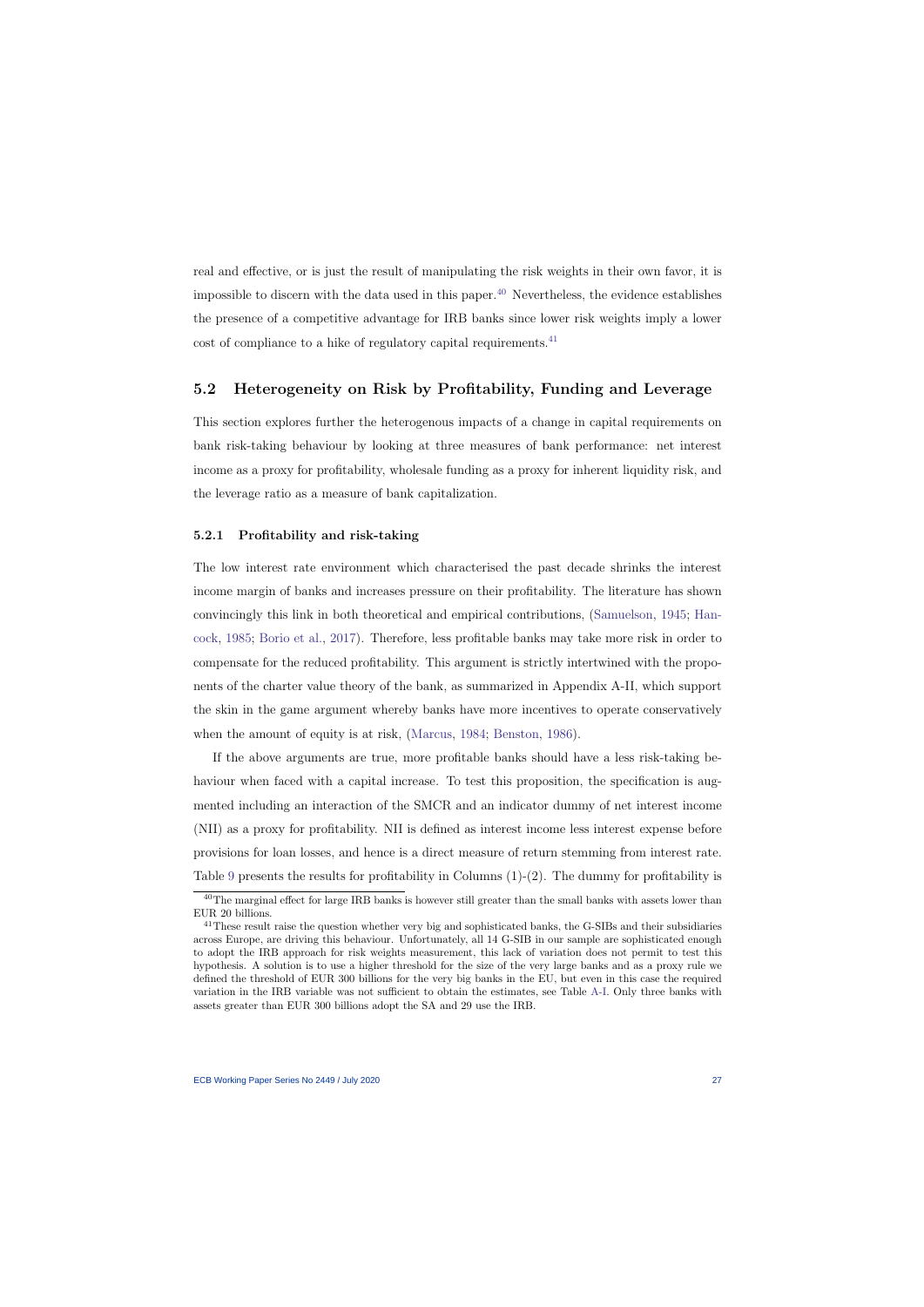real and effective, or is just the result of manipulating the risk weights in their own favor, it is impossible to discern with the data used in this paper.[40] Nevertheless, the evidence establishes the presence of a competitive advantage for IRB banks since lower risk weights imply a lower cost of compliance to a hike of regulatory capital requirements.[41]

## 5.2 Heterogeneity on Risk by Profitability, Funding and Leverage

This section explores further the heterogenous impacts of a change in capital requirements on bank risk-taking behaviour by looking at three measures of bank performance: net interest income as a proxy for profitability, wholesale funding as a proxy for inherent liquidity risk, and the leverage ratio as a measure of bank capitalization.

### 5.2.1 Profitability and risk-taking

The low interest rate environment which characterised the past decade shrinks the interest income margin of banks and increases pressure on their profitability. The literature has shown convincingly this link in both theoretical and empirical contributions, (Samuelson, 1945; Hancock, 1985; Borio et al., 2017). Therefore, less profitable banks may take more risk in order to compensate for the reduced profitability. This argument is strictly intertwined with the proponents of the charter value theory of the bank, as summarized in Appendix A-II, which support the skin in the game argument whereby banks have more incentives to operate conservatively when the amount of equity is at risk, (Marcus, 1984; Benston, 1986).

If the above arguments are true, more profitable banks should have a less risk-taking behaviour when faced with a capital increase. To test this proposition, the specification is augmented including an interaction of the SMCR and an indicator dummy of net interest income (NII) as a proxy for profitability. NII is defined as interest income less interest expense before provisions for loan losses, and hence is a direct measure of return stemming from interest rate. Table 9 presents the results for profitability in Columns (1)-(2). The dummy for profitability is

[40] The marginal effect for large IRB banks is however still greater than the small banks with assets lower than EUR 20 billions.

[41] These result raise the question whether very big and sophisticated banks, the G-SIBs and their subsidiaries across Europe, are driving this behaviour. Unfortunately, all 14 G-SIB in our sample are sophisticated enough to adopt the IRB approach for risk weights measurement, this lack of variation does not permit to test this hypothesis. A solution is to use a higher threshold for the size of the very large banks and as a proxy rule we defined the threshold of EUR 300 billions for the very big banks in the EU, but even in this case the required variation in the IRB variable was not sufficient to obtain the estimates, see Table A-I. Only three banks with assets greater than EUR 300 billions adopt the SA and 29 use the IRB.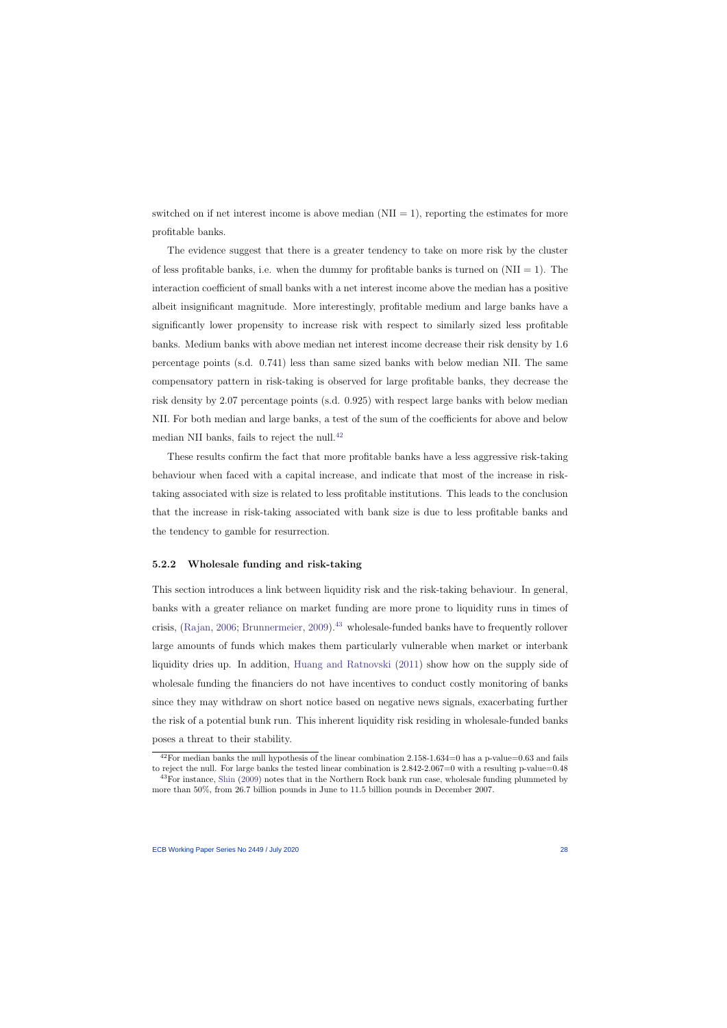switched on if net interest income is above median (NII = 1), reporting the estimates for more profitable banks.

The evidence suggest that there is a greater tendency to take on more risk by the cluster of less profitable banks, i.e. when the dummy for profitable banks is turned on (NII = 1). The interaction coefficient of small banks with a net interest income above the median has a positive albeit insignificant magnitude. More interestingly, profitable medium and large banks have a significantly lower propensity to increase risk with respect to similarly sized less profitable banks. Medium banks with above median net interest income decrease their risk density by 1.6 percentage points (s.d. 0.741) less than same sized banks with below median NII. The same compensatory pattern in risk-taking is observed for large profitable banks, they decrease the risk density by 2.07 percentage points (s.d. 0.925) with respect large banks with below median NII. For both median and large banks, a test of the sum of the coefficients for above and below median NII banks, fails to reject the null.[42]

These results confirm the fact that more profitable banks have a less aggressive risk-taking behaviour when faced with a capital increase, and indicate that most of the increase in risk-taking associated with size is related to less profitable institutions. This leads to the conclusion that the increase in risk-taking associated with bank size is due to less profitable banks and the tendency to gamble for resurrection.

### 5.2.2 Wholesale funding and risk-taking

This section introduces a link between liquidity risk and the risk-taking behaviour. In general, banks with a greater reliance on market funding are more prone to liquidity runs in times of crisis, (Rajan, 2006; Brunnermeier, 2009).[43] wholesale-funded banks have to frequently rollover large amounts of funds which makes them particularly vulnerable when market or interbank liquidity dries up. In addition, Huang and Ratnovski (2011) show how on the supply side of wholesale funding the financiers do not have incentives to conduct costly monitoring of banks since they may withdraw on short notice based on negative news signals, exacerbating further the risk of a potential bunk run. This inherent liquidity risk residing in wholesale-funded banks poses a threat to their stability.

[42] For median banks the null hypothesis of the linear combination 2.158-1.634=0 has a p-value=0.63 and fails to reject the null. For large banks the tested linear combination is 2.842-2.067=0 with a resulting p-value=0.48

[43] For instance, Shin (2009) notes that in the Northern Rock bank run case, wholesale funding plummeted by more than 50%, from 26.7 billion pounds in June to 11.5 billion pounds in December 2007.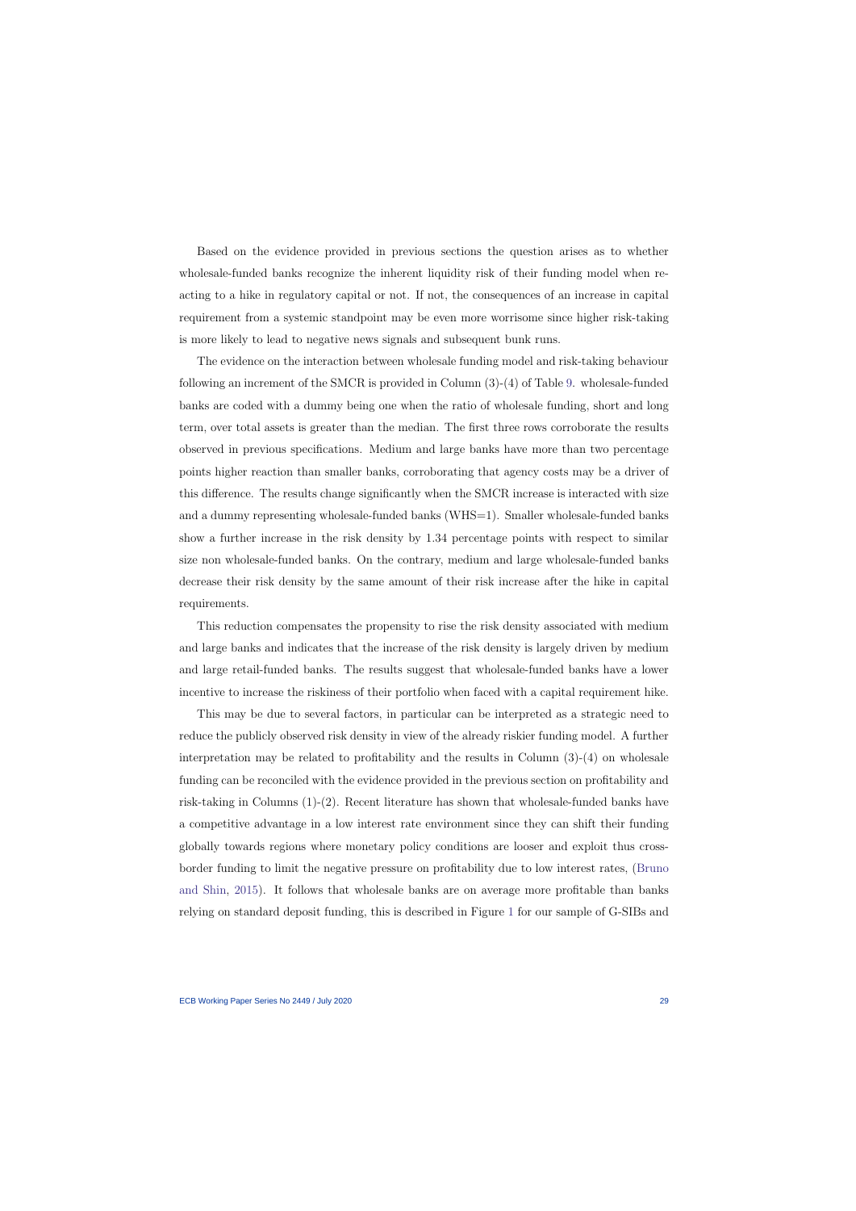Based on the evidence provided in previous sections the question arises as to whether wholesale-funded banks recognize the inherent liquidity risk of their funding model when reacting to a hike in regulatory capital or not. If not, the consequences of an increase in capital requirement from a systemic standpoint may be even more worrisome since higher risk-taking is more likely to lead to negative news signals and subsequent bunk runs.

The evidence on the interaction between wholesale funding model and risk-taking behaviour following an increment of the SMCR is provided in Column (3)-(4) of Table 9. wholesale-funded banks are coded with a dummy being one when the ratio of wholesale funding, short and long term, over total assets is greater than the median. The first three rows corroborate the results observed in previous specifications. Medium and large banks have more than two percentage points higher reaction than smaller banks, corroborating that agency costs may be a driver of this difference. The results change significantly when the SMCR increase is interacted with size and a dummy representing wholesale-funded banks (WHS=1). Smaller wholesale-funded banks show a further increase in the risk density by 1.34 percentage points with respect to similar size non wholesale-funded banks. On the contrary, medium and large wholesale-funded banks decrease their risk density by the same amount of their risk increase after the hike in capital requirements.

This reduction compensates the propensity to rise the risk density associated with medium and large banks and indicates that the increase of the risk density is largely driven by medium and large retail-funded banks. The results suggest that wholesale-funded banks have a lower incentive to increase the riskiness of their portfolio when faced with a capital requirement hike.

This may be due to several factors, in particular can be interpreted as a strategic need to reduce the publicly observed risk density in view of the already riskier funding model. A further interpretation may be related to profitability and the results in Column (3)-(4) on wholesale funding can be reconciled with the evidence provided in the previous section on profitability and risk-taking in Columns (1)-(2). Recent literature has shown that wholesale-funded banks have a competitive advantage in a low interest rate environment since they can shift their funding globally towards regions where monetary policy conditions are looser and exploit thus cross-border funding to limit the negative pressure on profitability due to low interest rates, (Bruno and Shin, 2015). It follows that wholesale banks are on average more profitable than banks relying on standard deposit funding, this is described in Figure 1 for our sample of G-SIBs and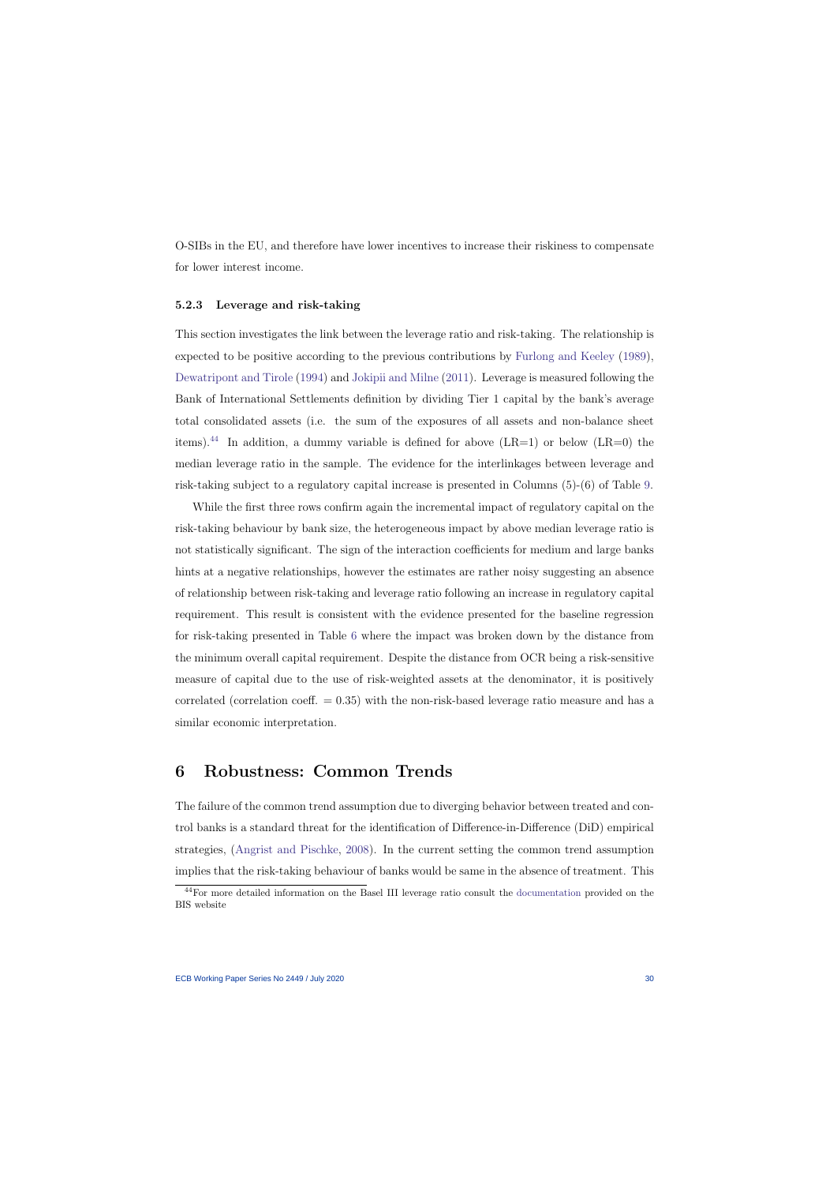O-SIBs in the EU, and therefore have lower incentives to increase their riskiness to compensate for lower interest income.

### 5.2.3 Leverage and risk-taking

This section investigates the link between the leverage ratio and risk-taking. The relationship is expected to be positive according to the previous contributions by Furlong and Keeley (1989), Dewatripont and Tirole (1994) and Jokipii and Milne (2011). Leverage is measured following the Bank of International Settlements definition by dividing Tier 1 capital by the bank's average total consolidated assets (i.e. the sum of the exposures of all assets and non-balance sheet items).[44] In addition, a dummy variable is defined for above (LR=1) or below (LR=0) the median leverage ratio in the sample. The evidence for the interlinkages between leverage and risk-taking subject to a regulatory capital increase is presented in Columns (5)-(6) of Table 9.

While the first three rows confirm again the incremental impact of regulatory capital on the risk-taking behaviour by bank size, the heterogeneous impact by above median leverage ratio is not statistically significant. The sign of the interaction coefficients for medium and large banks hints at a negative relationships, however the estimates are rather noisy suggesting an absence of relationship between risk-taking and leverage ratio following an increase in regulatory capital requirement. This result is consistent with the evidence presented for the baseline regression for risk-taking presented in Table 6 where the impact was broken down by the distance from the minimum overall capital requirement. Despite the distance from OCR being a risk-sensitive measure of capital due to the use of risk-weighted assets at the denominator, it is positively correlated (correlation coeff. = 0.35) with the non-risk-based leverage ratio measure and has a similar economic interpretation.

# 6 Robustness: Common Trends

The failure of the common trend assumption due to diverging behavior between treated and control banks is a standard threat for the identification of Difference-in-Difference (DiD) empirical strategies, (Angrist and Pischke, 2008). In the current setting the common trend assumption implies that the risk-taking behaviour of banks would be same in the absence of treatment. This

[44] For more detailed information on the Basel III leverage ratio consult the documentation provided on the BIS website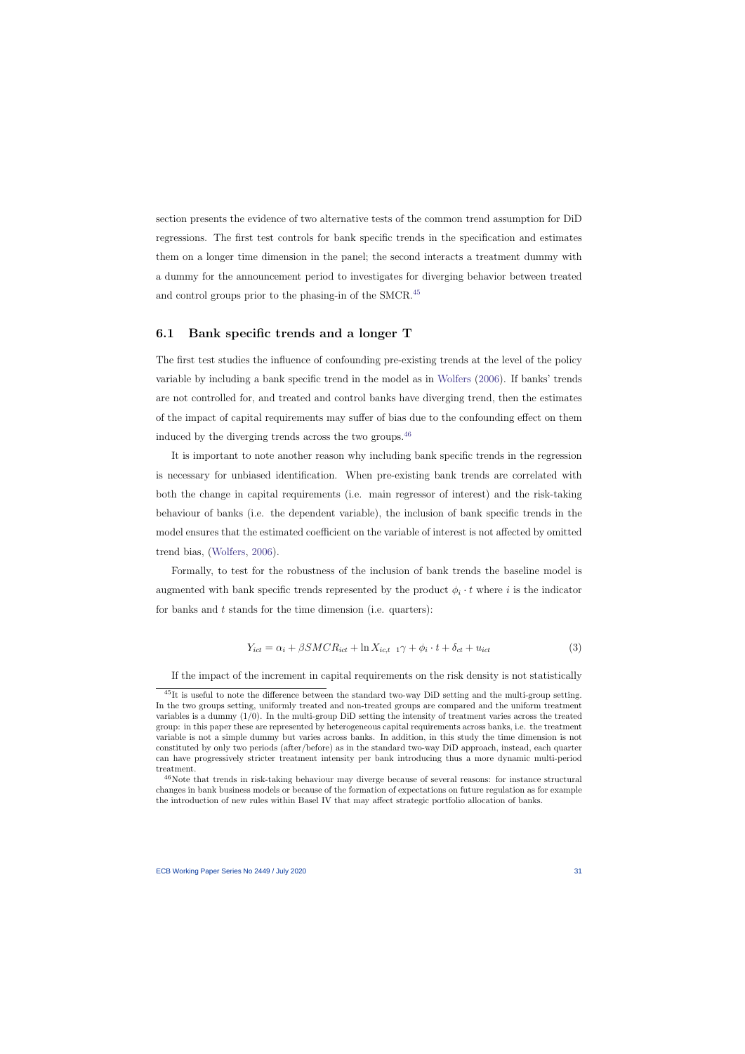section presents the evidence of two alternative tests of the common trend assumption for DiD regressions. The first test controls for bank specific trends in the specification and estimates them on a longer time dimension in the panel; the second interacts a treatment dummy with a dummy for the announcement period to investigates for diverging behavior between treated and control groups prior to the phasing-in of the SMCR.[45]

## 6.1 Bank specific trends and a longer T

The first test studies the influence of confounding pre-existing trends at the level of the policy variable by including a bank specific trend in the model as in Wolfers (2006). If banks' trends are not controlled for, and treated and control banks have diverging trend, then the estimates of the impact of capital requirements may suffer of bias due to the confounding effect on them induced by the diverging trends across the two groups.[46]

It is important to note another reason why including bank specific trends in the regression is necessary for unbiased identification. When pre-existing bank trends are correlated with both the change in capital requirements (i.e. main regressor of interest) and the risk-taking behaviour of banks (i.e. the dependent variable), the inclusion of bank specific trends in the model ensures that the estimated coefficient on the variable of interest is not affected by omitted trend bias, (Wolfers, 2006).

Formally, to test for the robustness of the inclusion of bank trends the baseline model is augmented with bank specific trends represented by the product $\phi_i \cdot t$ where $i$ is the indicator for banks and $t$ stands for the time dimension (i.e. quarters):

$$Y_{ict} = \alpha_i + \beta SMCR_{ict} + \ln X_{ic,t-1}\gamma + \phi_i \cdot t + \delta_{ct} + u_{ict} \tag{3}$$

If the impact of the increment in capital requirements on the risk density is not statistically

[45] It is useful to note the difference between the standard two-way DiD setting and the multi-group setting. In the two groups setting, uniformly treated and non-treated groups are compared and the uniform treatment variables is a dummy (1/0). In the multi-group DiD setting the intensity of treatment varies across the treated group: in this paper these are represented by heterogeneous capital requirements across banks, i.e. the treatment variable is not a simple dummy but varies across banks. In addition, in this study the time dimension is not constituted by only two periods (after/before) as in the standard two-way DiD approach, instead, each quarter can have progressively stricter treatment intensity per bank introducing thus a more dynamic multi-period treatment.

[46] Note that trends in risk-taking behaviour may diverge because of several reasons: for instance structural changes in bank business models or because of the formation of expectations on future regulation as for example the introduction of new rules within Basel IV that may affect strategic portfolio allocation of banks.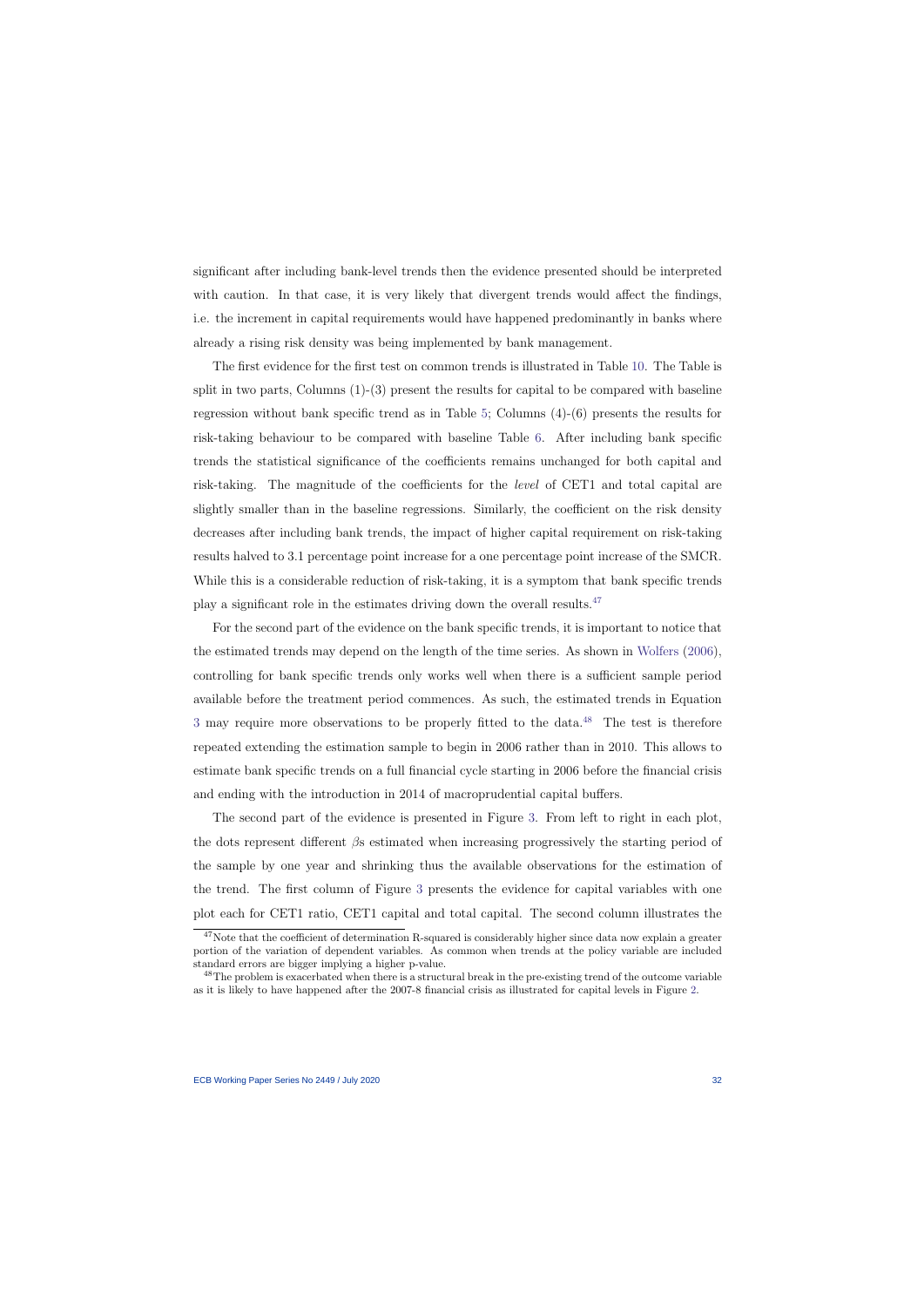significant after including bank-level trends then the evidence presented should be interpreted with caution. In that case, it is very likely that divergent trends would affect the findings, i.e. the increment in capital requirements would have happened predominantly in banks where already a rising risk density was being implemented by bank management.

The first evidence for the first test on common trends is illustrated in Table 10. The Table is split in two parts, Columns (1)-(3) present the results for capital to be compared with baseline regression without bank specific trend as in Table 5; Columns (4)-(6) presents the results for risk-taking behaviour to be compared with baseline Table 6. After including bank specific trends the statistical significance of the coefficients remains unchanged for both capital and risk-taking. The magnitude of the coefficients for the *level* of CET1 and total capital are slightly smaller than in the baseline regressions. Similarly, the coefficient on the risk density decreases after including bank trends, the impact of higher capital requirement on risk-taking results halved to 3.1 percentage point increase for a one percentage point increase of the SMCR. While this is a considerable reduction of risk-taking, it is a symptom that bank specific trends play a significant role in the estimates driving down the overall results.[47]

For the second part of the evidence on the bank specific trends, it is important to notice that the estimated trends may depend on the length of the time series. As shown in Wolfers (2006), controlling for bank specific trends only works well when there is a sufficient sample period available before the treatment period commences. As such, the estimated trends in Equation 3 may require more observations to be properly fitted to the data.[48] The test is therefore repeated extending the estimation sample to begin in 2006 rather than in 2010. This allows to estimate bank specific trends on a full financial cycle starting in 2006 before the financial crisis and ending with the introduction in 2014 of macroprudential capital buffers.

The second part of the evidence is presented in Figure 3. From left to right in each plot, the dots represent different $\beta$s estimated when increasing progressively the starting period of the sample by one year and shrinking thus the available observations for the estimation of the trend. The first column of Figure 3 presents the evidence for capital variables with one plot each for CET1 ratio, CET1 capital and total capital. The second column illustrates the

[47] Note that the coefficient of determination R-squared is considerably higher since data now explain a greater portion of the variation of dependent variables. As common when trends at the policy variable are included standard errors are bigger implying a higher p-value.

[48] The problem is exacerbated when there is a structural break in the pre-existing trend of the outcome variable as it is likely to have happened after the 2007-8 financial crisis as illustrated for capital levels in Figure 2.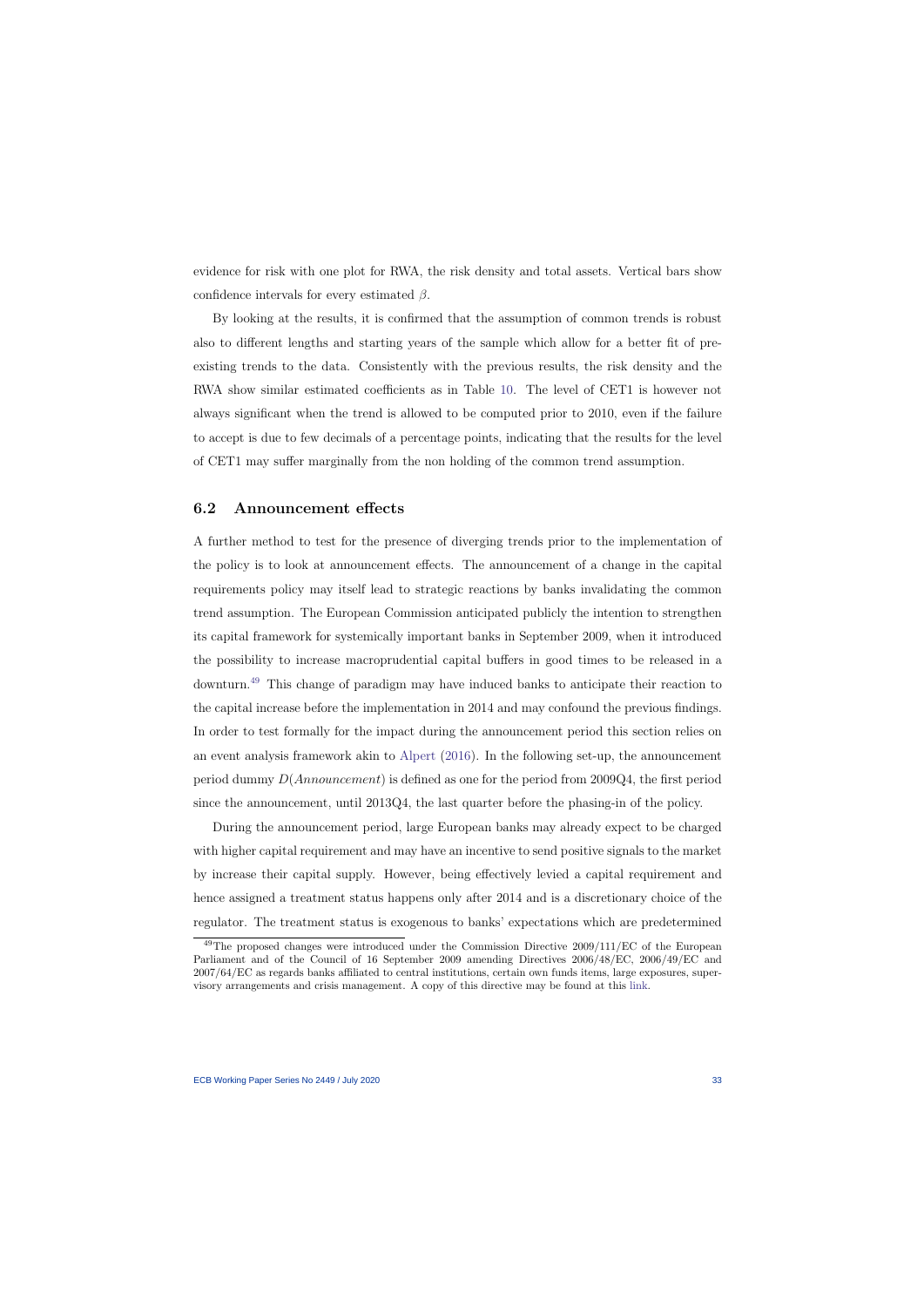evidence for risk with one plot for RWA, the risk density and total assets. Vertical bars show confidence intervals for every estimated $\beta$.

By looking at the results, it is confirmed that the assumption of common trends is robust also to different lengths and starting years of the sample which allow for a better fit of pre-existing trends to the data. Consistently with the previous results, the risk density and the RWA show similar estimated coefficients as in Table 10. The level of CET1 is however not always significant when the trend is allowed to be computed prior to 2010, even if the failure to accept is due to few decimals of a percentage points, indicating that the results for the level of CET1 may suffer marginally from the non holding of the common trend assumption.

## 6.2 Announcement effects

A further method to test for the presence of diverging trends prior to the implementation of the policy is to look at announcement effects. The announcement of a change in the capital requirements policy may itself lead to strategic reactions by banks invalidating the common trend assumption. The European Commission anticipated publicly the intention to strengthen its capital framework for systemically important banks in September 2009, when it introduced the possibility to increase macroprudential capital buffers in good times to be released in a downturn.[49] This change of paradigm may have induced banks to anticipate their reaction to the capital increase before the implementation in 2014 and may confound the previous findings. In order to test formally for the impact during the announcement period this section relies on an event analysis framework akin to Alpert (2016). In the following set-up, the announcement period dummy $D(Announcement)$ is defined as one for the period from 2009Q4, the first period since the announcement, until 2013Q4, the last quarter before the phasing-in of the policy.

During the announcement period, large European banks may already expect to be charged with higher capital requirement and may have an incentive to send positive signals to the market by increase their capital supply. However, being effectively levied a capital requirement and hence assigned a treatment status happens only after 2014 and is a discretionary choice of the regulator. The treatment status is exogenous to banks' expectations which are predetermined

[49] The proposed changes were introduced under the Commission Directive 2009/111/EC of the European Parliament and of the Council of 16 September 2009 amending Directives 2006/48/EC, 2006/49/EC and 2007/64/EC as regards banks affiliated to central institutions, certain own funds items, large exposures, supervisory arrangements and crisis management. A copy of this directive may be found at this link.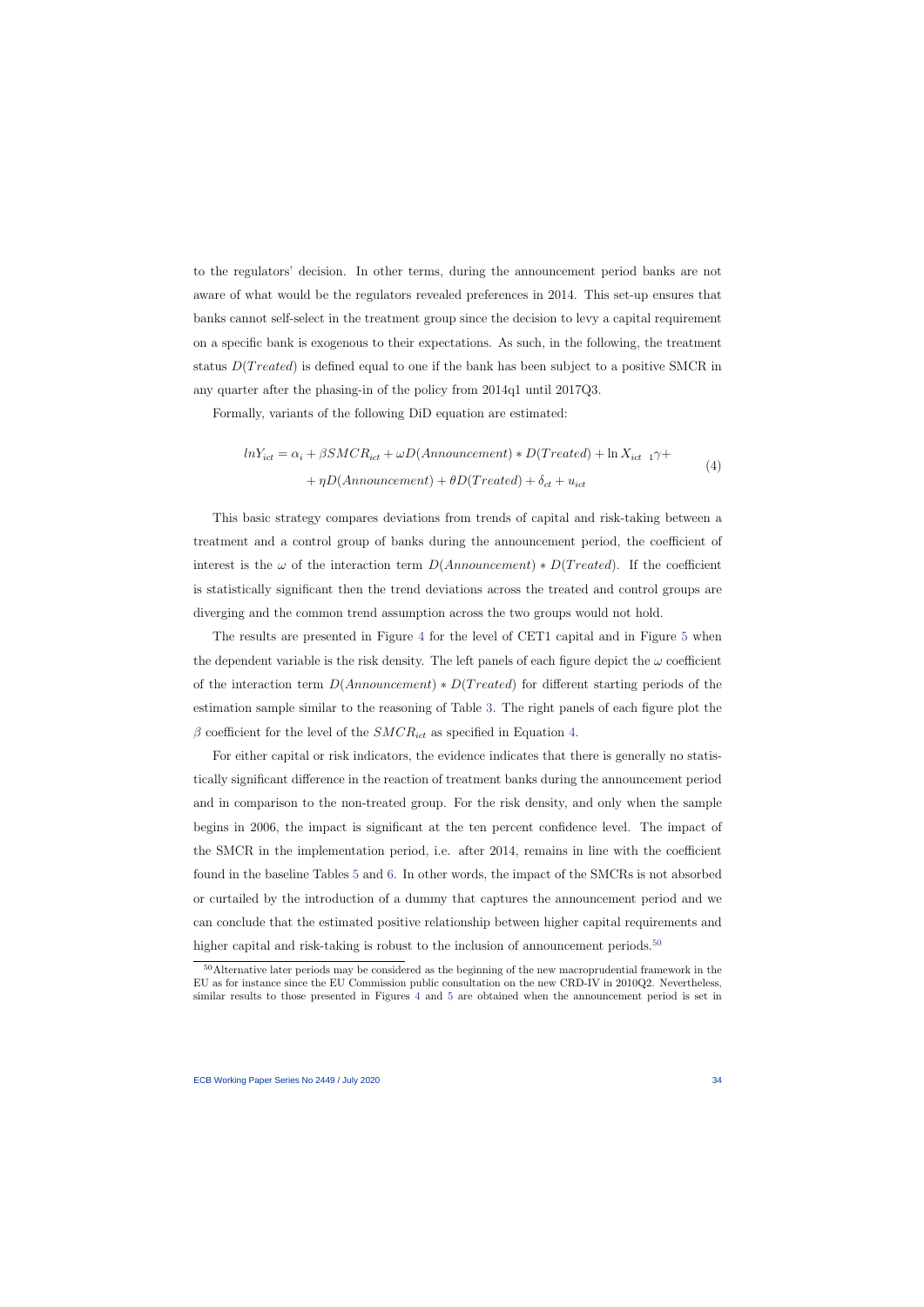to the regulators' decision. In other terms, during the announcement period banks are not aware of what would be the regulators revealed preferences in 2014. This set-up ensures that banks cannot self-select in the treatment group since the decision to levy a capital requirement on a specific bank is exogenous to their expectations. As such, in the following, the treatment status $D(Treated)$ is defined equal to one if the bank has been subject to a positive SMCR in any quarter after the phasing-in of the policy from 2014q1 until 2017Q3.

Formally, variants of the following DiD equation are estimated:

$$
\begin{aligned}
lnY_{ict} = \alpha_i + \beta SMCR_{ict} + \omega D(Announcement) * D(Treated) + \ln X_{ict\ 1}\gamma + \\
+ \eta D(Announcement) + \theta D(Treated) + \delta_{ct} + u_{ict}
\end{aligned}
\tag{4}
$$

This basic strategy compares deviations from trends of capital and risk-taking between a treatment and a control group of banks during the announcement period, the coefficient of interest is the $\omega$ of the interaction term $D(Announcement) * D(Treated)$. If the coefficient is statistically significant then the trend deviations across the treated and control groups are diverging and the common trend assumption across the two groups would not hold.

The results are presented in Figure 4 for the level of CET1 capital and in Figure 5 when the dependent variable is the risk density. The left panels of each figure depict the $\omega$ coefficient of the interaction term $D(Announcement) * D(Treated)$ for different starting periods of the estimation sample similar to the reasoning of Table 3. The right panels of each figure plot the $\beta$ coefficient for the level of the $SMCR_{ict}$ as specified in Equation 4.

For either capital or risk indicators, the evidence indicates that there is generally no statistically significant difference in the reaction of treatment banks during the announcement period and in comparison to the non-treated group. For the risk density, and only when the sample begins in 2006, the impact is significant at the ten percent confidence level. The impact of the SMCR in the implementation period, i.e. after 2014, remains in line with the coefficient found in the baseline Tables 5 and 6. In other words, the impact of the SMCRs is not absorbed or curtailed by the introduction of a dummy that captures the announcement period and we can conclude that the estimated positive relationship between higher capital requirements and higher capital and risk-taking is robust to the inclusion of announcement periods.[50]

[50] Alternative later periods may be considered as the beginning of the new macroprudential framework in the EU as for instance since the EU Commission public consultation on the new CRD-IV in 2010Q2. Nevertheless, similar results to those presented in Figures 4 and 5 are obtained when the announcement period is set in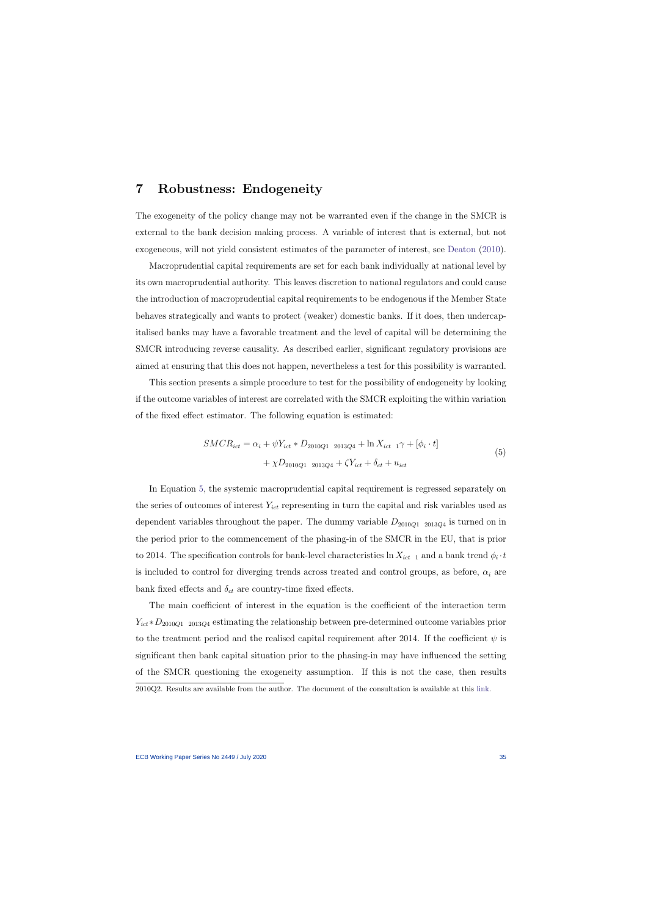# 7 Robustness: Endogeneity

The exogeneity of the policy change may not be warranted even if the change in the SMCR is external to the bank decision making process. A variable of interest that is external, but not exogeneous, will not yield consistent estimates of the parameter of interest, see Deaton (2010).

Macroprudential capital requirements are set for each bank individually at national level by its own macroprudential authority. This leaves discretion to national regulators and could cause the introduction of macroprudential capital requirements to be endogenous if the Member State behaves strategically and wants to protect (weaker) domestic banks. If it does, then undercapitalised banks may have a favorable treatment and the level of capital will be determining the SMCR introducing reverse causality. As described earlier, significant regulatory provisions are aimed at ensuring that this does not happen, nevertheless a test for this possibility is warranted.

This section presents a simple procedure to test for the possibility of endogeneity by looking if the outcome variables of interest are correlated with the SMCR exploiting the within variation of the fixed effect estimator. The following equation is estimated:

$$
\begin{aligned}
SMCR_{ict} = \alpha_i + \psi Y_{ict} * D_{2010Q1\_2013Q4} + \ln X_{ict-1}\gamma + [\phi_i \cdot t] \\
+ \chi D_{2010Q1\_2013Q4} + \zeta Y_{ict} + \delta_{ct} + u_{ict}
\end{aligned}
\tag{5}
$$

In Equation 5, the systemic macroprudential capital requirement is regressed separately on the series of outcomes of interest $Y_{ict}$ representing in turn the capital and risk variables used as dependent variables throughout the paper. The dummy variable $D_{2010Q1\_2013Q4}$ is turned on in the period prior to the commencement of the phasing-in of the SMCR in the EU, that is prior to 2014. The specification controls for bank-level characteristics $\ln X_{ict-1}$ and a bank trend $\phi_i \cdot t$ is included to control for diverging trends across treated and control groups, as before, $\alpha_i$ are bank fixed effects and $\delta_{ct}$ are country-time fixed effects.

The main coefficient of interest in the equation is the coefficient of the interaction term $Y_{ict} * D_{2010Q1\_2013Q4}$ estimating the relationship between pre-determined outcome variables prior to the treatment period and the realised capital requirement after 2014. If the coefficient $\psi$ is significant then bank capital situation prior to the phasing-in may have influenced the setting of the SMCR questioning the exogeneity assumption. If this is not the case, then results

2010Q2. Results are available from the author. The document of the consultation is available at this link.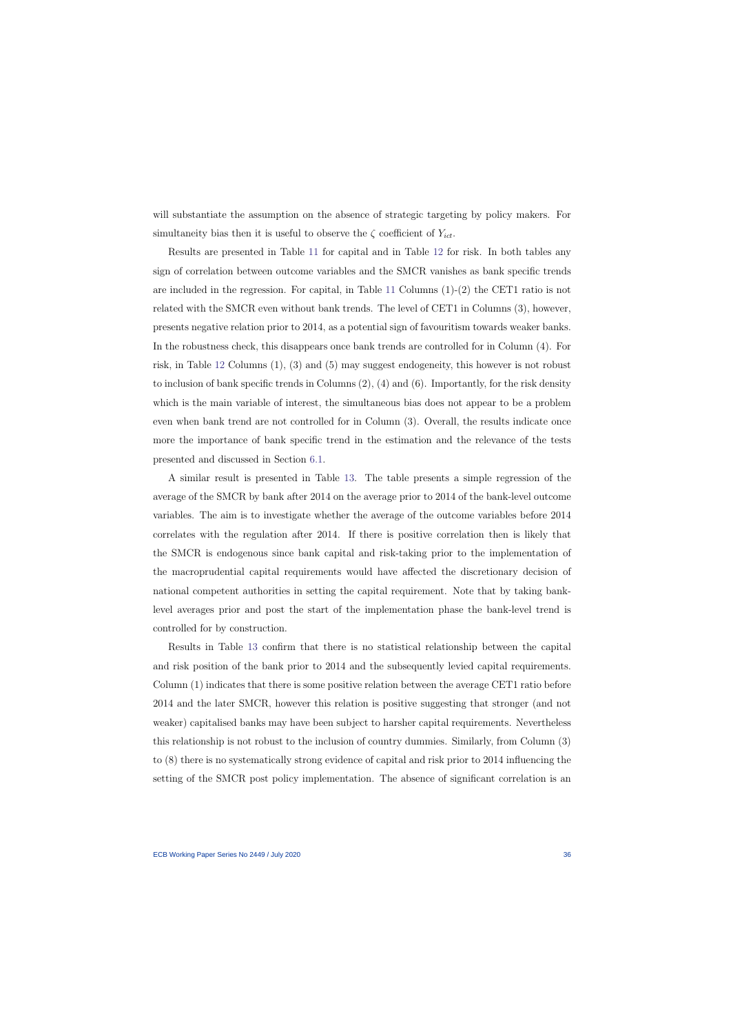will substantiate the assumption on the absence of strategic targeting by policy makers. For simultaneity bias then it is useful to observe the $\zeta$ coefficient of $Y_{ict}$.

Results are presented in Table 11 for capital and in Table 12 for risk. In both tables any sign of correlation between outcome variables and the SMCR vanishes as bank specific trends are included in the regression. For capital, in Table 11 Columns (1)-(2) the CET1 ratio is not related with the SMCR even without bank trends. The level of CET1 in Columns (3), however, presents negative relation prior to 2014, as a potential sign of favouritism towards weaker banks. In the robustness check, this disappears once bank trends are controlled for in Column (4). For risk, in Table 12 Columns (1), (3) and (5) may suggest endogeneity, this however is not robust to inclusion of bank specific trends in Columns (2), (4) and (6). Importantly, for the risk density which is the main variable of interest, the simultaneous bias does not appear to be a problem even when bank trend are not controlled for in Column (3). Overall, the results indicate once more the importance of bank specific trend in the estimation and the relevance of the tests presented and discussed in Section 6.1.

A similar result is presented in Table 13. The table presents a simple regression of the average of the SMCR by bank after 2014 on the average prior to 2014 of the bank-level outcome variables. The aim is to investigate whether the average of the outcome variables before 2014 correlates with the regulation after 2014. If there is positive correlation then is likely that the SMCR is endogenous since bank capital and risk-taking prior to the implementation of the macroprudential capital requirements would have affected the discretionary decision of national competent authorities in setting the capital requirement. Note that by taking bank-level averages prior and post the start of the implementation phase the bank-level trend is controlled for by construction.

Results in Table 13 confirm that there is no statistical relationship between the capital and risk position of the bank prior to 2014 and the subsequently levied capital requirements. Column (1) indicates that there is some positive relation between the average CET1 ratio before 2014 and the later SMCR, however this relation is positive suggesting that stronger (and not weaker) capitalised banks may have been subject to harsher capital requirements. Nevertheless this relationship is not robust to the inclusion of country dummies. Similarly, from Column (3) to (8) there is no systematically strong evidence of capital and risk prior to 2014 influencing the setting of the SMCR post policy implementation. The absence of significant correlation is an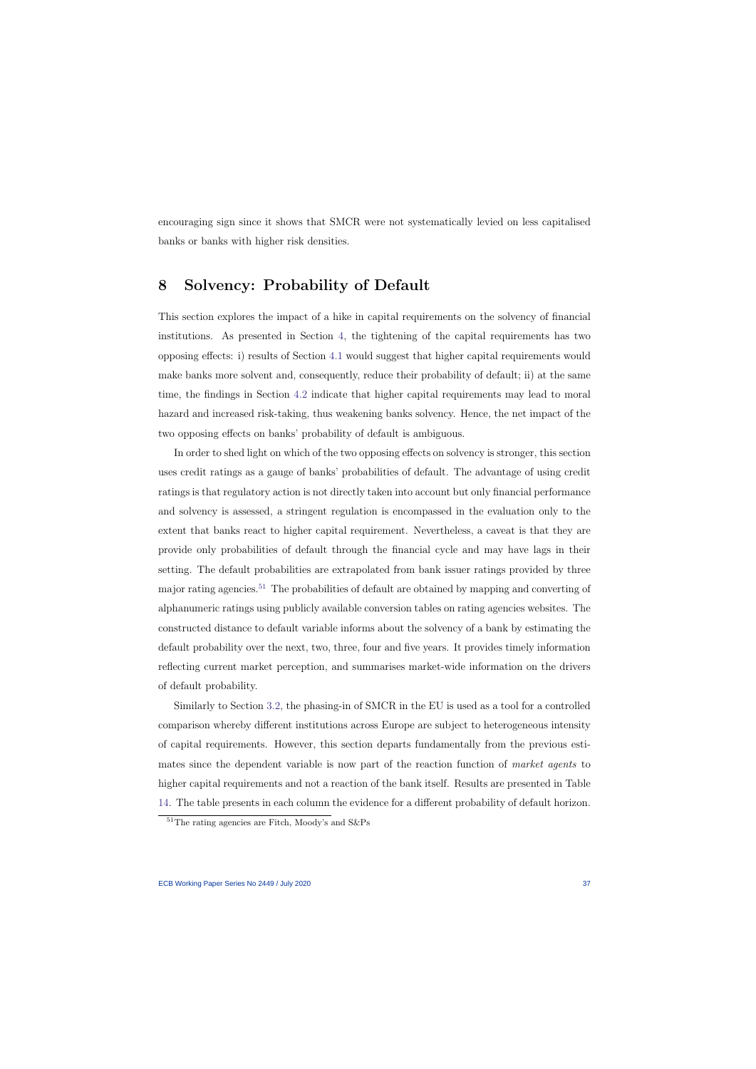encouraging sign since it shows that SMCR were not systematically levied on less capitalised banks or banks with higher risk densities.

# 8 Solvency: Probability of Default

This section explores the impact of a hike in capital requirements on the solvency of financial institutions. As presented in Section 4, the tightening of the capital requirements has two opposing effects: i) results of Section 4.1 would suggest that higher capital requirements would make banks more solvent and, consequently, reduce their probability of default; ii) at the same time, the findings in Section 4.2 indicate that higher capital requirements may lead to moral hazard and increased risk-taking, thus weakening banks solvency. Hence, the net impact of the two opposing effects on banks' probability of default is ambiguous.

In order to shed light on which of the two opposing effects on solvency is stronger, this section uses credit ratings as a gauge of banks' probabilities of default. The advantage of using credit ratings is that regulatory action is not directly taken into account but only financial performance and solvency is assessed, a stringent regulation is encompassed in the evaluation only to the extent that banks react to higher capital requirement. Nevertheless, a caveat is that they are provide only probabilities of default through the financial cycle and may have lags in their setting. The default probabilities are extrapolated from bank issuer ratings provided by three major rating agencies.[51] The probabilities of default are obtained by mapping and converting of alphanumeric ratings using publicly available conversion tables on rating agencies websites. The constructed distance to default variable informs about the solvency of a bank by estimating the default probability over the next, two, three, four and five years. It provides timely information reflecting current market perception, and summarises market-wide information on the drivers of default probability.

Similarly to Section 3.2, the phasing-in of SMCR in the EU is used as a tool for a controlled comparison whereby different institutions across Europe are subject to heterogeneous intensity of capital requirements. However, this section departs fundamentally from the previous estimates since the dependent variable is now part of the reaction function of *market agents* to higher capital requirements and not a reaction of the bank itself. Results are presented in Table 14. The table presents in each column the evidence for a different probability of default horizon.

[51] The rating agencies are Fitch, Moody's and S&Ps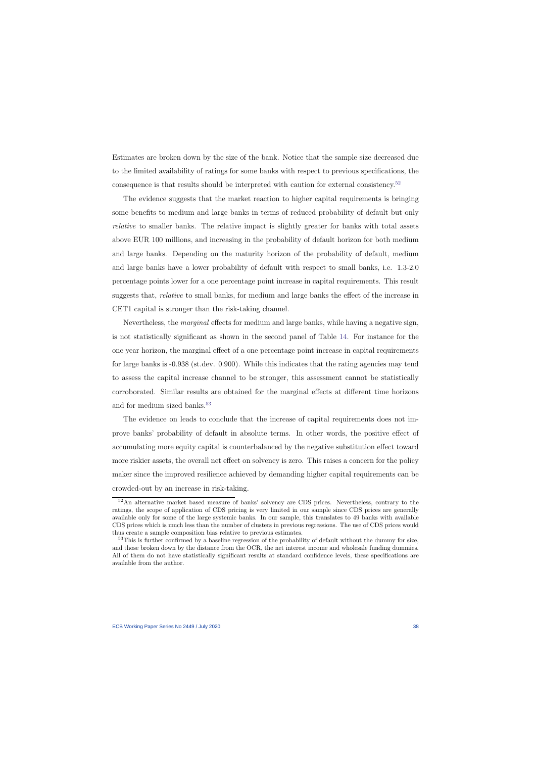Estimates are broken down by the size of the bank. Notice that the sample size decreased due to the limited availability of ratings for some banks with respect to previous specifications, the consequence is that results should be interpreted with caution for external consistency.[52]

The evidence suggests that the market reaction to higher capital requirements is bringing some benefits to medium and large banks in terms of reduced probability of default but only *relative* to smaller banks. The relative impact is slightly greater for banks with total assets above EUR 100 millions, and increasing in the probability of default horizon for both medium and large banks. Depending on the maturity horizon of the probability of default, medium and large banks have a lower probability of default with respect to small banks, i.e. 1.3-2.0 percentage points lower for a one percentage point increase in capital requirements. This result suggests that, *relative* to small banks, for medium and large banks the effect of the increase in CET1 capital is stronger than the risk-taking channel.

Nevertheless, the *marginal* effects for medium and large banks, while having a negative sign, is not statistically significant as shown in the second panel of Table 14. For instance for the one year horizon, the marginal effect of a one percentage point increase in capital requirements for large banks is -0.938 (st.dev. 0.900). While this indicates that the rating agencies may tend to assess the capital increase channel to be stronger, this assessment cannot be statistically corroborated. Similar results are obtained for the marginal effects at different time horizons and for medium sized banks.[53]

The evidence on leads to conclude that the increase of capital requirements does not improve banks' probability of default in absolute terms. In other words, the positive effect of accumulating more equity capital is counterbalanced by the negative substitution effect toward more riskier assets, the overall net effect on solvency is zero. This raises a concern for the policy maker since the improved resilience achieved by demanding higher capital requirements can be crowded-out by an increase in risk-taking.

[52] An alternative market based measure of banks' solvency are CDS prices. Nevertheless, contrary to the ratings, the scope of application of CDS pricing is very limited in our sample since CDS prices are generally available only for some of the large systemic banks. In our sample, this translates to 49 banks with available CDS prices which is much less than the number of clusters in previous regressions. The use of CDS prices would thus create a sample composition bias relative to previous estimates.

[53] This is further confirmed by a baseline regression of the probability of default without the dummy for size, and those broken down by the distance from the OCR, the net interest income and wholesale funding dummies. All of them do not have statistically significant results at standard confidence levels, these specifications are available from the author.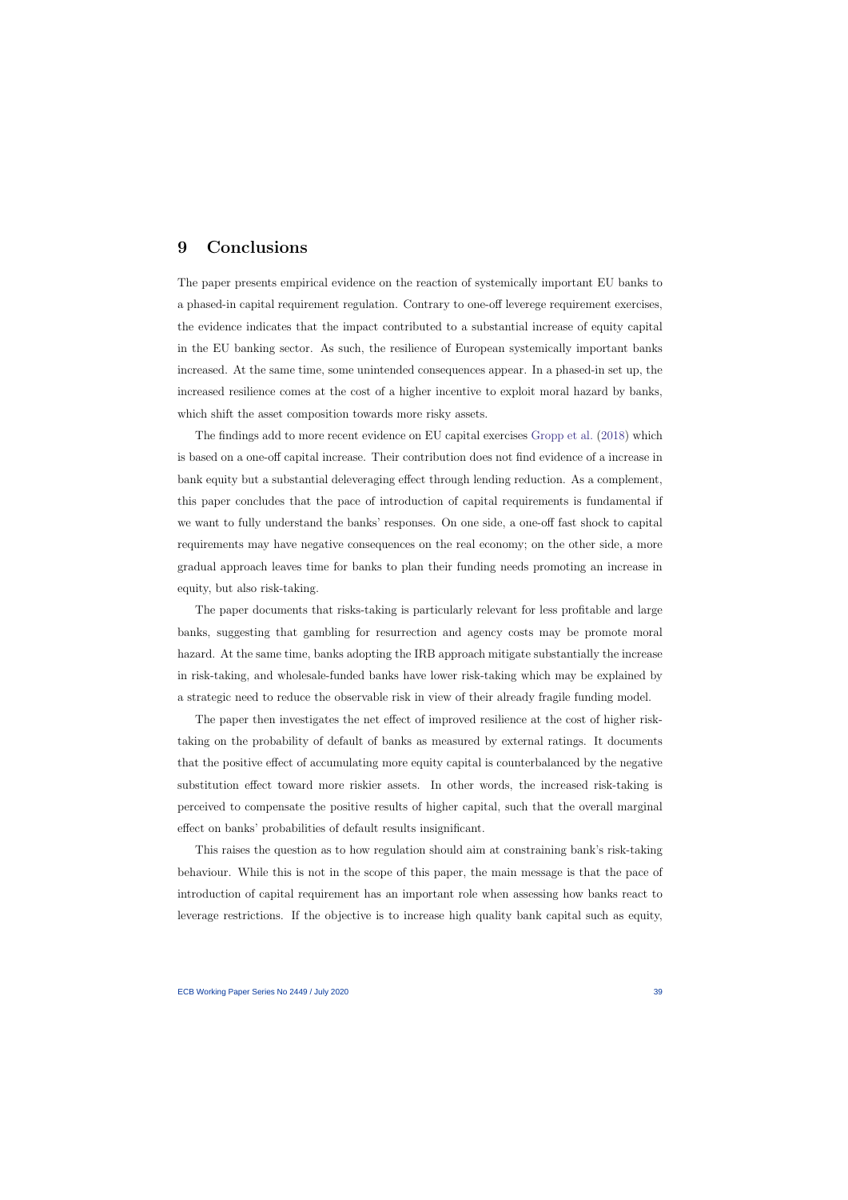# 9 Conclusions

The paper presents empirical evidence on the reaction of systemically important EU banks to a phased-in capital requirement regulation. Contrary to one-off leverege requirement exercises, the evidence indicates that the impact contributed to a substantial increase of equity capital in the EU banking sector. As such, the resilience of European systemically important banks increased. At the same time, some unintended consequences appear. In a phased-in set up, the increased resilience comes at the cost of a higher incentive to exploit moral hazard by banks, which shift the asset composition towards more risky assets.

The findings add to more recent evidence on EU capital exercises Gropp et al. (2018) which is based on a one-off capital increase. Their contribution does not find evidence of a increase in bank equity but a substantial deleveraging effect through lending reduction. As a complement, this paper concludes that the pace of introduction of capital requirements is fundamental if we want to fully understand the banks' responses. On one side, a one-off fast shock to capital requirements may have negative consequences on the real economy; on the other side, a more gradual approach leaves time for banks to plan their funding needs promoting an increase in equity, but also risk-taking.

The paper documents that risks-taking is particularly relevant for less profitable and large banks, suggesting that gambling for resurrection and agency costs may be promote moral hazard. At the same time, banks adopting the IRB approach mitigate substantially the increase in risk-taking, and wholesale-funded banks have lower risk-taking which may be explained by a strategic need to reduce the observable risk in view of their already fragile funding model.

The paper then investigates the net effect of improved resilience at the cost of higher risk-taking on the probability of default of banks as measured by external ratings. It documents that the positive effect of accumulating more equity capital is counterbalanced by the negative substitution effect toward more riskier assets. In other words, the increased risk-taking is perceived to compensate the positive results of higher capital, such that the overall marginal effect on banks' probabilities of default results insignificant.

This raises the question as to how regulation should aim at constraining bank's risk-taking behaviour. While this is not in the scope of this paper, the main message is that the pace of introduction of capital requirement has an important role when assessing how banks react to leverage restrictions. If the objective is to increase high quality bank capital such as equity,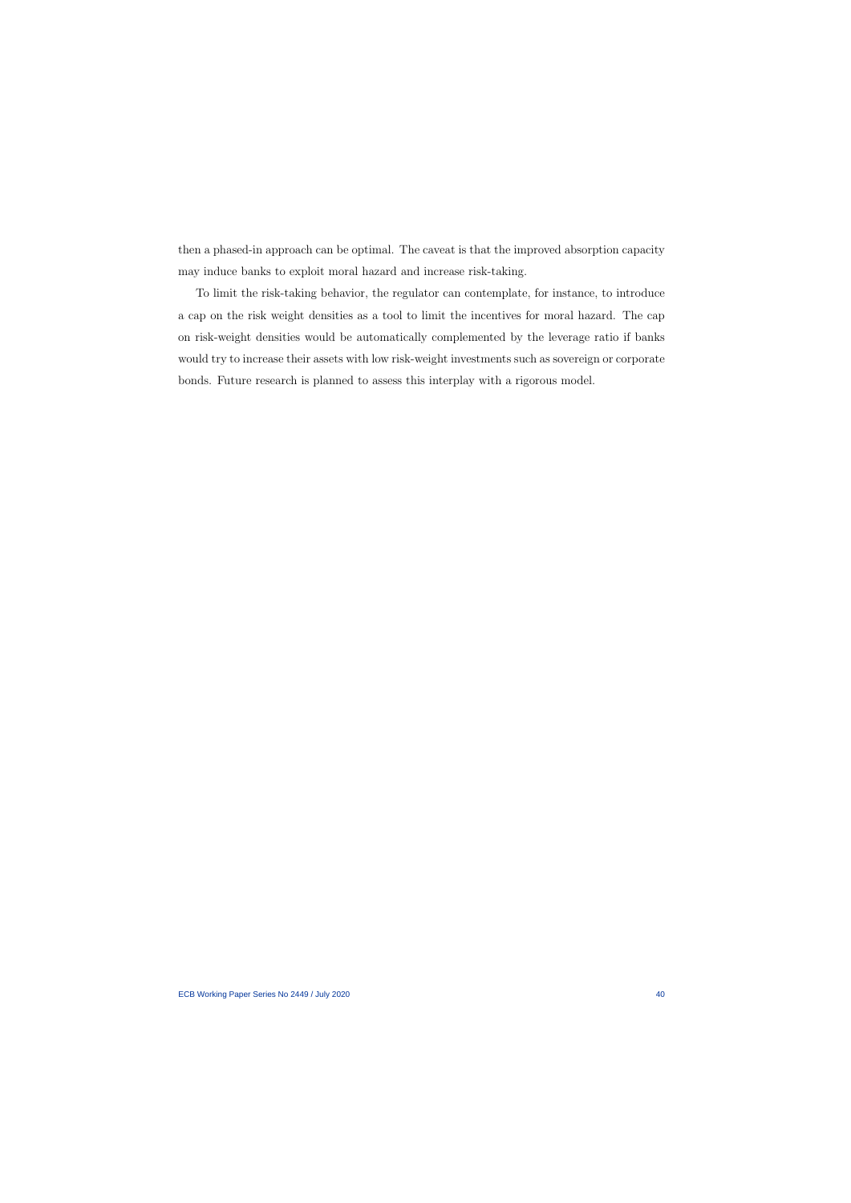then a phased-in approach can be optimal. The caveat is that the improved absorption capacity may induce banks to exploit moral hazard and increase risk-taking.

To limit the risk-taking behavior, the regulator can contemplate, for instance, to introduce a cap on the risk weight densities as a tool to limit the incentives for moral hazard. The cap on risk-weight densities would be automatically complemented by the leverage ratio if banks would try to increase their assets with low risk-weight investments such as sovereign or corporate bonds. Future research is planned to assess this interplay with a rigorous model.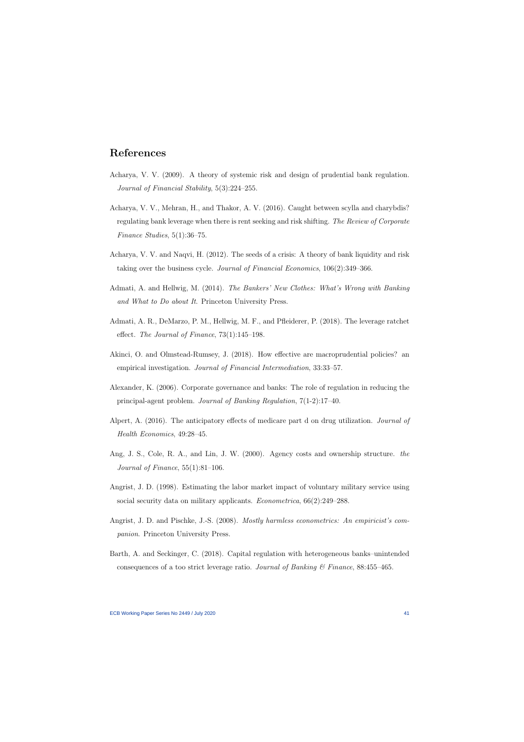## References

Acharya, V. V. (2009). A theory of systemic risk and design of prudential bank regulation. *Journal of Financial Stability*, 5(3):224–255.

Acharya, V. V., Mehran, H., and Thakor, A. V. (2016). Caught between scylla and charybdis? regulating bank leverage when there is rent seeking and risk shifting. *The Review of Corporate Finance Studies*, 5(1):36–75.

Acharya, V. V. and Naqvi, H. (2012). The seeds of a crisis: A theory of bank liquidity and risk taking over the business cycle. *Journal of Financial Economics*, 106(2):349–366.

Admati, A. and Hellwig, M. (2014). *The Bankers' New Clothes: What's Wrong with Banking and What to Do about It*. Princeton University Press.

Admati, A. R., DeMarzo, P. M., Hellwig, M. F., and Pfleiderer, P. (2018). The leverage ratchet effect. *The Journal of Finance*, 73(1):145–198.

Akinci, O. and Olmstead-Rumsey, J. (2018). How effective are macroprudential policies? an empirical investigation. *Journal of Financial Intermediation*, 33:33–57.

Alexander, K. (2006). Corporate governance and banks: The role of regulation in reducing the principal-agent problem. *Journal of Banking Regulation*, 7(1-2):17–40.

Alpert, A. (2016). The anticipatory effects of medicare part d on drug utilization. *Journal of Health Economics*, 49:28–45.

Ang, J. S., Cole, R. A., and Lin, J. W. (2000). Agency costs and ownership structure. *the Journal of Finance*, 55(1):81–106.

Angrist, J. D. (1998). Estimating the labor market impact of voluntary military service using social security data on military applicants. *Econometrica*, 66(2):249–288.

Angrist, J. D. and Pischke, J.-S. (2008). *Mostly harmless econometrics: An empiricist's companion*. Princeton University Press.

Barth, A. and Seckinger, C. (2018). Capital regulation with heterogeneous banks–unintended consequences of a too strict leverage ratio. *Journal of Banking & Finance*, 88:455–465.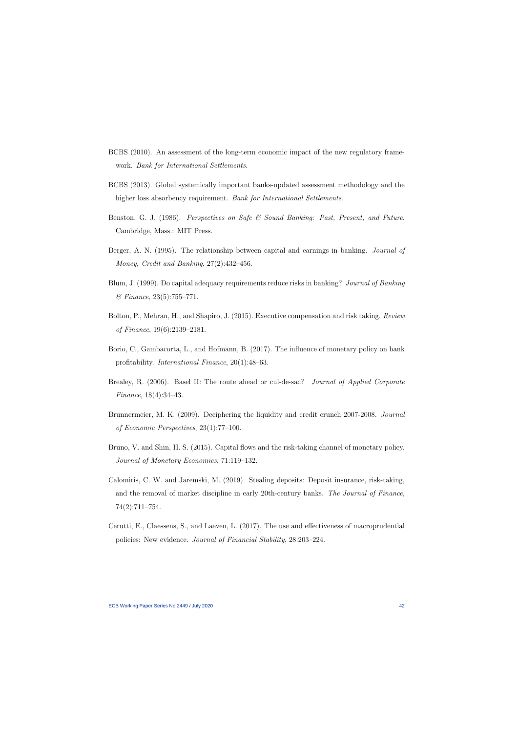BCBS (2010). An assessment of the long-term economic impact of the new regulatory framework. *Bank for International Settlements*.

BCBS (2013). Global systemically important banks-updated assessment methodology and the higher loss absorbency requirement. *Bank for International Settlements*.

Benston, G. J. (1986). *Perspectives on Safe & Sound Banking: Past, Present, and Future*. Cambridge, Mass.: MIT Press.

Berger, A. N. (1995). The relationship between capital and earnings in banking. *Journal of Money, Credit and Banking*, 27(2):432–456.

Blum, J. (1999). Do capital adequacy requirements reduce risks in banking? *Journal of Banking & Finance*, 23(5):755–771.

Bolton, P., Mehran, H., and Shapiro, J. (2015). Executive compensation and risk taking. *Review of Finance*, 19(6):2139–2181.

Borio, C., Gambacorta, L., and Hofmann, B. (2017). The influence of monetary policy on bank profitability. *International Finance*, 20(1):48–63.

Brealey, R. (2006). Basel II: The route ahead or cul-de-sac? *Journal of Applied Corporate Finance*, 18(4):34–43.

Brunnermeier, M. K. (2009). Deciphering the liquidity and credit crunch 2007-2008. *Journal of Economic Perspectives*, 23(1):77–100.

Bruno, V. and Shin, H. S. (2015). Capital flows and the risk-taking channel of monetary policy. *Journal of Monetary Economics*, 71:119–132.

Calomiris, C. W. and Jaremski, M. (2019). Stealing deposits: Deposit insurance, risk-taking, and the removal of market discipline in early 20th-century banks. *The Journal of Finance*, 74(2):711–754.

Cerutti, E., Claessens, S., and Laeven, L. (2017). The use and effectiveness of macroprudential policies: New evidence. *Journal of Financial Stability*, 28:203–224.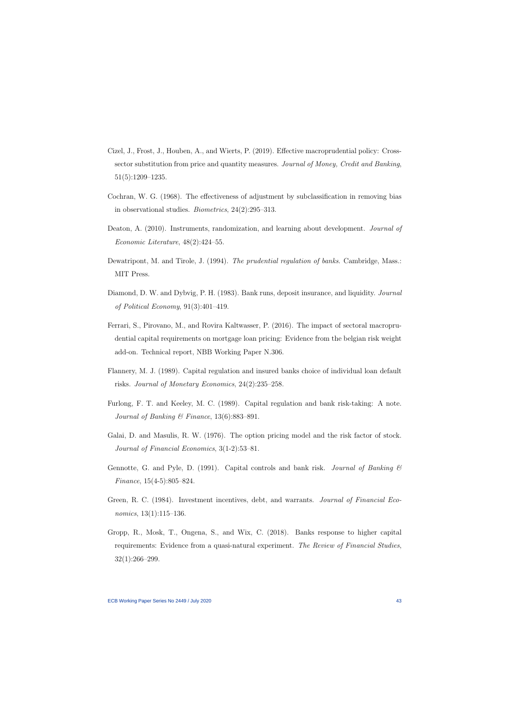Cizel, J., Frost, J., Houben, A., and Wierts, P. (2019). Effective macroprudential policy: Cross-sector substitution from price and quantity measures. *Journal of Money, Credit and Banking*, 51(5):1209–1235.

Cochran, W. G. (1968). The effectiveness of adjustment by subclassification in removing bias in observational studies. *Biometrics*, 24(2):295–313.

Deaton, A. (2010). Instruments, randomization, and learning about development. *Journal of Economic Literature*, 48(2):424–55.

Dewatripont, M. and Tirole, J. (1994). *The prudential regulation of banks*. Cambridge, Mass.: MIT Press.

Diamond, D. W. and Dybvig, P. H. (1983). Bank runs, deposit insurance, and liquidity. *Journal of Political Economy*, 91(3):401–419.

Ferrari, S., Pirovano, M., and Rovira Kaltwasser, P. (2016). The impact of sectoral macroprudential capital requirements on mortgage loan pricing: Evidence from the belgian risk weight add-on. Technical report, NBB Working Paper N.306.

Flannery, M. J. (1989). Capital regulation and insured banks choice of individual loan default risks. *Journal of Monetary Economics*, 24(2):235–258.

Furlong, F. T. and Keeley, M. C. (1989). Capital regulation and bank risk-taking: A note. *Journal of Banking & Finance*, 13(6):883–891.

Galai, D. and Masulis, R. W. (1976). The option pricing model and the risk factor of stock. *Journal of Financial Economics*, 3(1-2):53–81.

Gennotte, G. and Pyle, D. (1991). Capital controls and bank risk. *Journal of Banking & Finance*, 15(4-5):805–824.

Green, R. C. (1984). Investment incentives, debt, and warrants. *Journal of Financial Economics*, 13(1):115–136.

Gropp, R., Mosk, T., Ongena, S., and Wix, C. (2018). Banks response to higher capital requirements: Evidence from a quasi-natural experiment. *The Review of Financial Studies*, 32(1):266–299.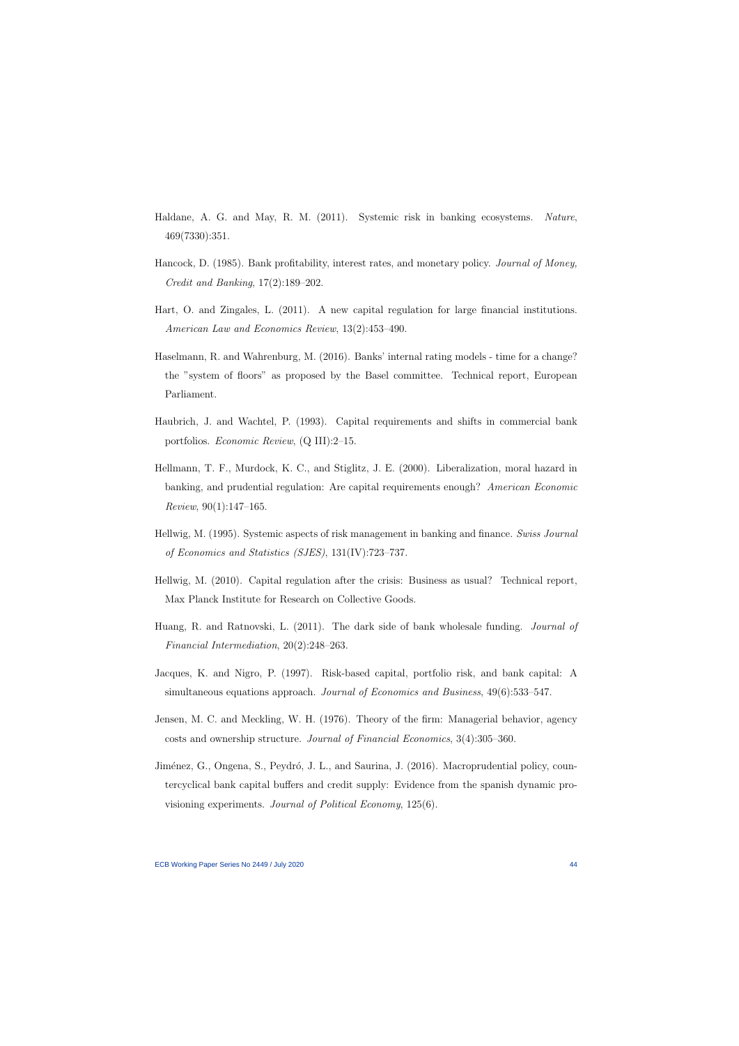Haldane, A. G. and May, R. M. (2011). Systemic risk in banking ecosystems. *Nature*, 469(7330):351.

Hancock, D. (1985). Bank profitability, interest rates, and monetary policy. *Journal of Money, Credit and Banking*, 17(2):189–202.

Hart, O. and Zingales, L. (2011). A new capital regulation for large financial institutions. *American Law and Economics Review*, 13(2):453–490.

Haselmann, R. and Wahrenburg, M. (2016). Banks' internal rating models - time for a change? the "system of floors" as proposed by the Basel committee. Technical report, European Parliament.

Haubrich, J. and Wachtel, P. (1993). Capital requirements and shifts in commercial bank portfolios. *Economic Review*, (Q III):2–15.

Hellmann, T. F., Murdock, K. C., and Stiglitz, J. E. (2000). Liberalization, moral hazard in banking, and prudential regulation: Are capital requirements enough? *American Economic Review*, 90(1):147–165.

Hellwig, M. (1995). Systemic aspects of risk management in banking and finance. *Swiss Journal of Economics and Statistics (SJES)*, 131(IV):723–737.

Hellwig, M. (2010). Capital regulation after the crisis: Business as usual? Technical report, Max Planck Institute for Research on Collective Goods.

Huang, R. and Ratnovski, L. (2011). The dark side of bank wholesale funding. *Journal of Financial Intermediation*, 20(2):248–263.

Jacques, K. and Nigro, P. (1997). Risk-based capital, portfolio risk, and bank capital: A simultaneous equations approach. *Journal of Economics and Business*, 49(6):533–547.

Jensen, M. C. and Meckling, W. H. (1976). Theory of the firm: Managerial behavior, agency costs and ownership structure. *Journal of Financial Economics*, 3(4):305–360.

Jiménez, G., Ongena, S., Peydró, J. L., and Saurina, J. (2016). Macroprudential policy, countercyclical bank capital buffers and credit supply: Evidence from the spanish dynamic provisioning experiments. *Journal of Political Economy*, 125(6).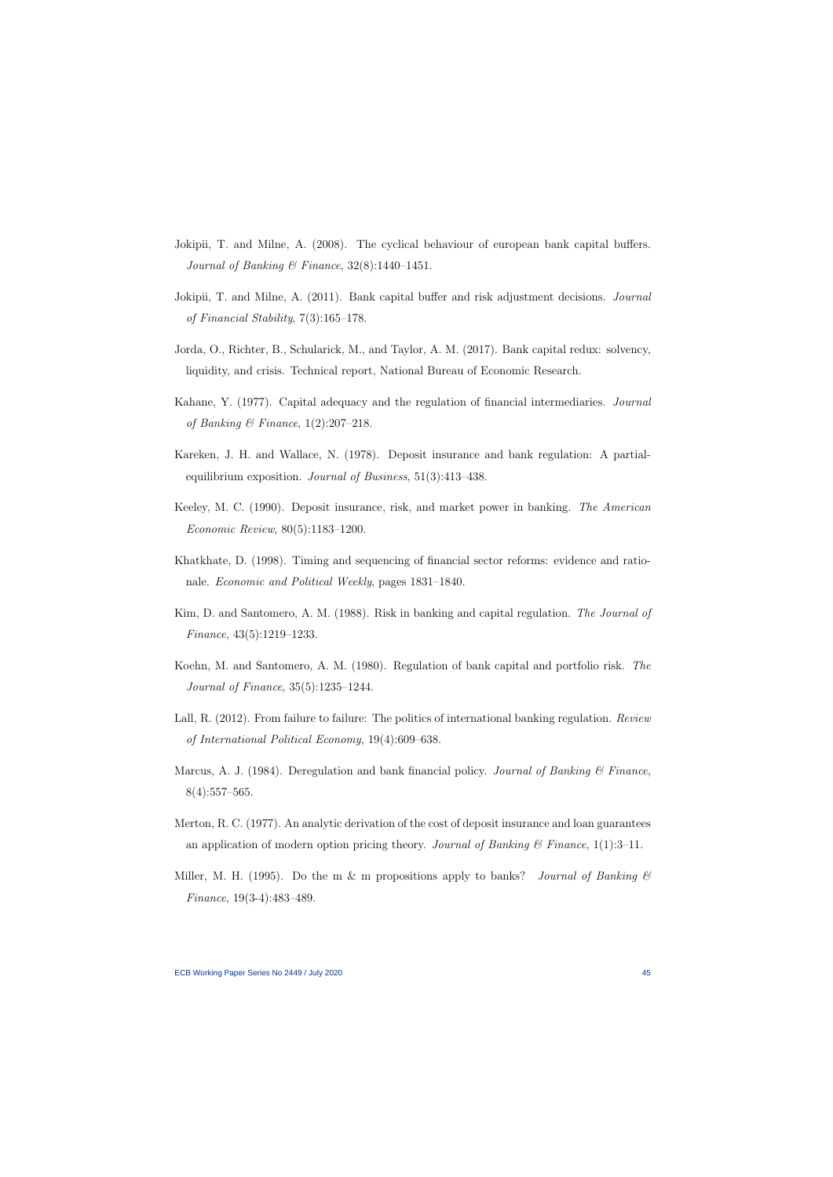Jokipii, T. and Milne, A. (2008). The cyclical behaviour of european bank capital buffers. *Journal of Banking & Finance*, 32(8):1440–1451.

Jokipii, T. and Milne, A. (2011). Bank capital buffer and risk adjustment decisions. *Journal of Financial Stability*, 7(3):165–178.

Jorda, O., Richter, B., Schularick, M., and Taylor, A. M. (2017). Bank capital redux: solvency, liquidity, and crisis. Technical report, National Bureau of Economic Research.

Kahane, Y. (1977). Capital adequacy and the regulation of financial intermediaries. *Journal of Banking & Finance*, 1(2):207–218.

Kareken, J. H. and Wallace, N. (1978). Deposit insurance and bank regulation: A partial-equilibrium exposition. *Journal of Business*, 51(3):413–438.

Keeley, M. C. (1990). Deposit insurance, risk, and market power in banking. *The American Economic Review*, 80(5):1183–1200.

Khatkhate, D. (1998). Timing and sequencing of financial sector reforms: evidence and rationale. *Economic and Political Weekly*, pages 1831–1840.

Kim, D. and Santomero, A. M. (1988). Risk in banking and capital regulation. *The Journal of Finance*, 43(5):1219–1233.

Koehn, M. and Santomero, A. M. (1980). Regulation of bank capital and portfolio risk. *The Journal of Finance*, 35(5):1235–1244.

Lall, R. (2012). From failure to failure: The politics of international banking regulation. *Review of International Political Economy*, 19(4):609–638.

Marcus, A. J. (1984). Deregulation and bank financial policy. *Journal of Banking & Finance*, 8(4):557–565.

Merton, R. C. (1977). An analytic derivation of the cost of deposit insurance and loan guarantees an application of modern option pricing theory. *Journal of Banking & Finance*, 1(1):3–11.

Miller, M. H. (1995). Do the m & m propositions apply to banks? *Journal of Banking & Finance*, 19(3-4):483–489.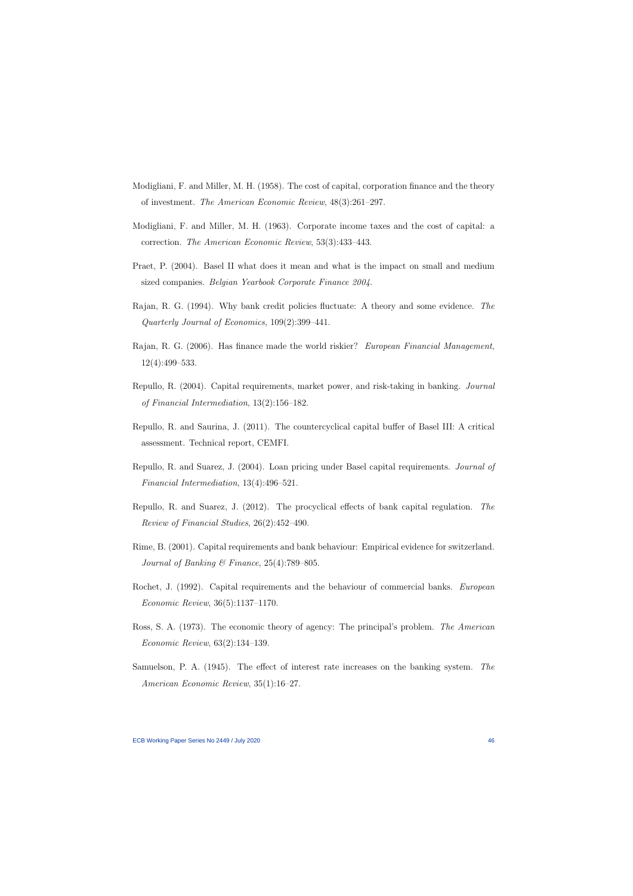Modigliani, F. and Miller, M. H. (1958). The cost of capital, corporation finance and the theory of investment. *The American Economic Review*, 48(3):261–297.

Modigliani, F. and Miller, M. H. (1963). Corporate income taxes and the cost of capital: a correction. *The American Economic Review*, 53(3):433–443.

Praet, P. (2004). Basel II what does it mean and what is the impact on small and medium sized companies. *Belgian Yearbook Corporate Finance 2004*.

Rajan, R. G. (1994). Why bank credit policies fluctuate: A theory and some evidence. *The Quarterly Journal of Economics*, 109(2):399–441.

Rajan, R. G. (2006). Has finance made the world riskier? *European Financial Management*, 12(4):499–533.

Repullo, R. (2004). Capital requirements, market power, and risk-taking in banking. *Journal of Financial Intermediation*, 13(2):156–182.

Repullo, R. and Saurina, J. (2011). The countercyclical capital buffer of Basel III: A critical assessment. Technical report, CEMFI.

Repullo, R. and Suarez, J. (2004). Loan pricing under Basel capital requirements. *Journal of Financial Intermediation*, 13(4):496–521.

Repullo, R. and Suarez, J. (2012). The procyclical effects of bank capital regulation. *The Review of Financial Studies*, 26(2):452–490.

Rime, B. (2001). Capital requirements and bank behaviour: Empirical evidence for switzerland. *Journal of Banking & Finance*, 25(4):789–805.

Rochet, J. (1992). Capital requirements and the behaviour of commercial banks. *European Economic Review*, 36(5):1137–1170.

Ross, S. A. (1973). The economic theory of agency: The principal's problem. *The American Economic Review*, 63(2):134–139.

Samuelson, P. A. (1945). The effect of interest rate increases on the banking system. *The American Economic Review*, 35(1):16–27.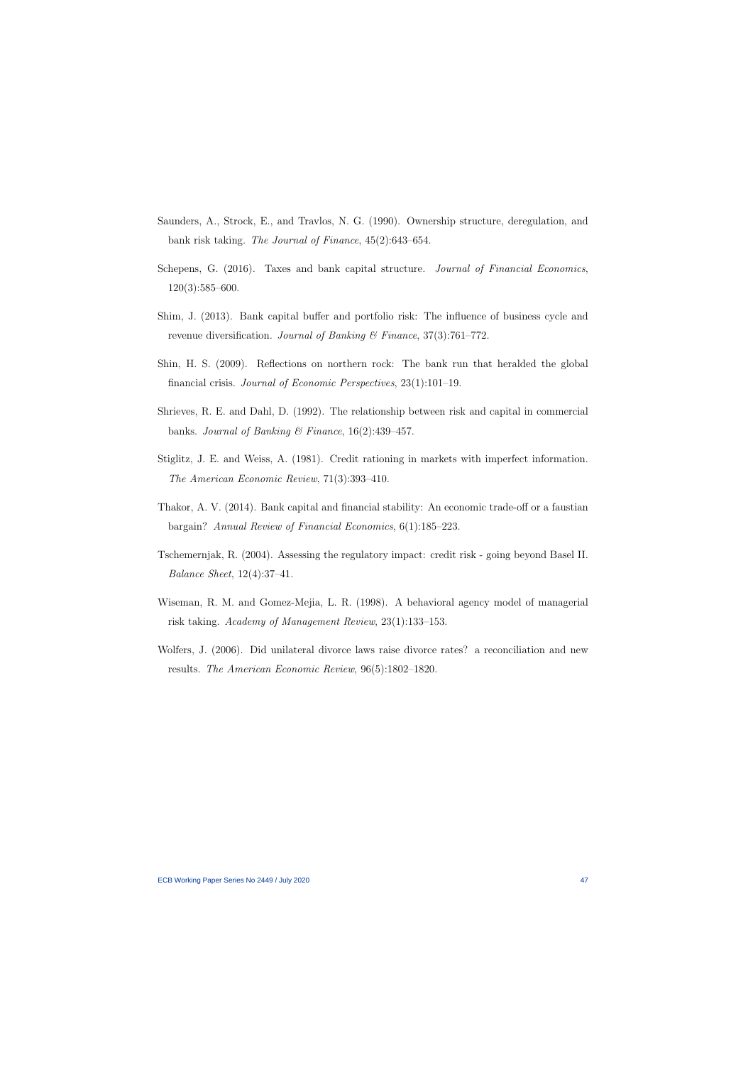Saunders, A., Strock, E., and Travlos, N. G. (1990). Ownership structure, deregulation, and bank risk taking. *The Journal of Finance*, 45(2):643–654.

Schepens, G. (2016). Taxes and bank capital structure. *Journal of Financial Economics*, 120(3):585–600.

Shim, J. (2013). Bank capital buffer and portfolio risk: The influence of business cycle and revenue diversification. *Journal of Banking & Finance*, 37(3):761–772.

Shin, H. S. (2009). Reflections on northern rock: The bank run that heralded the global financial crisis. *Journal of Economic Perspectives*, 23(1):101–19.

Shrieves, R. E. and Dahl, D. (1992). The relationship between risk and capital in commercial banks. *Journal of Banking & Finance*, 16(2):439–457.

Stiglitz, J. E. and Weiss, A. (1981). Credit rationing in markets with imperfect information. *The American Economic Review*, 71(3):393–410.

Thakor, A. V. (2014). Bank capital and financial stability: An economic trade-off or a faustian bargain? *Annual Review of Financial Economics*, 6(1):185–223.

Tschemernjak, R. (2004). Assessing the regulatory impact: credit risk - going beyond Basel II. *Balance Sheet*, 12(4):37–41.

Wiseman, R. M. and Gomez-Mejia, L. R. (1998). A behavioral agency model of managerial risk taking. *Academy of Management Review*, 23(1):133–153.

Wolfers, J. (2006). Did unilateral divorce laws raise divorce rates? a reconciliation and new results. *The American Economic Review*, 96(5):1802–1820.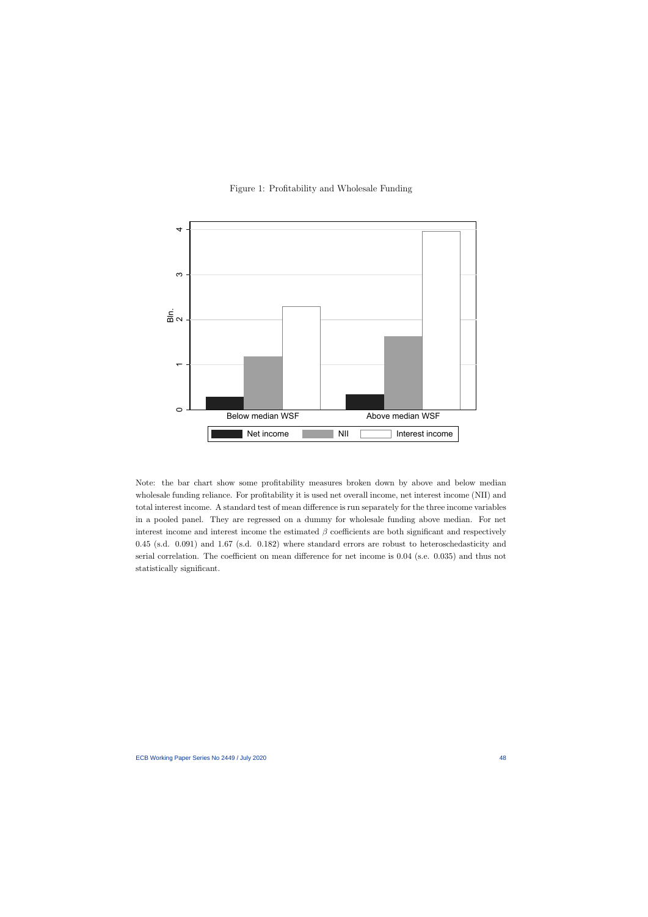Figure 1: Profitability and Wholesale Funding

Note: the bar chart show some profitability measures broken down by above and below median wholesale funding reliance. For profitability it is used net overall income, net interest income (NII) and total interest income. A standard test of mean difference is run separately for the three income variables in a pooled panel. They are regressed on a dummy for wholesale funding above median. For net interest income and interest income the estimated $\beta$ coefficients are both significant and respectively 0.45 (s.d. 0.091) and 1.67 (s.d. 0.182) where standard errors are robust to heteroschedasticity and serial correlation. The coefficient on mean difference for net income is 0.04 (s.e. 0.035) and thus not statistically significant.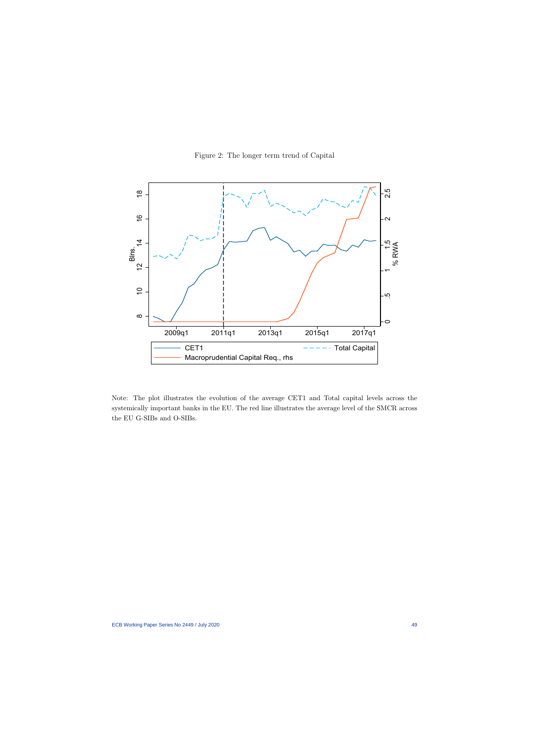Figure 2: The longer term trend of Capital

Note: The plot illustrates the evolution of the average CET1 and Total capital levels across the systemically important banks in the EU. The red line illustrates the average level of the SMCR across the EU G-SIBs and O-SIBs.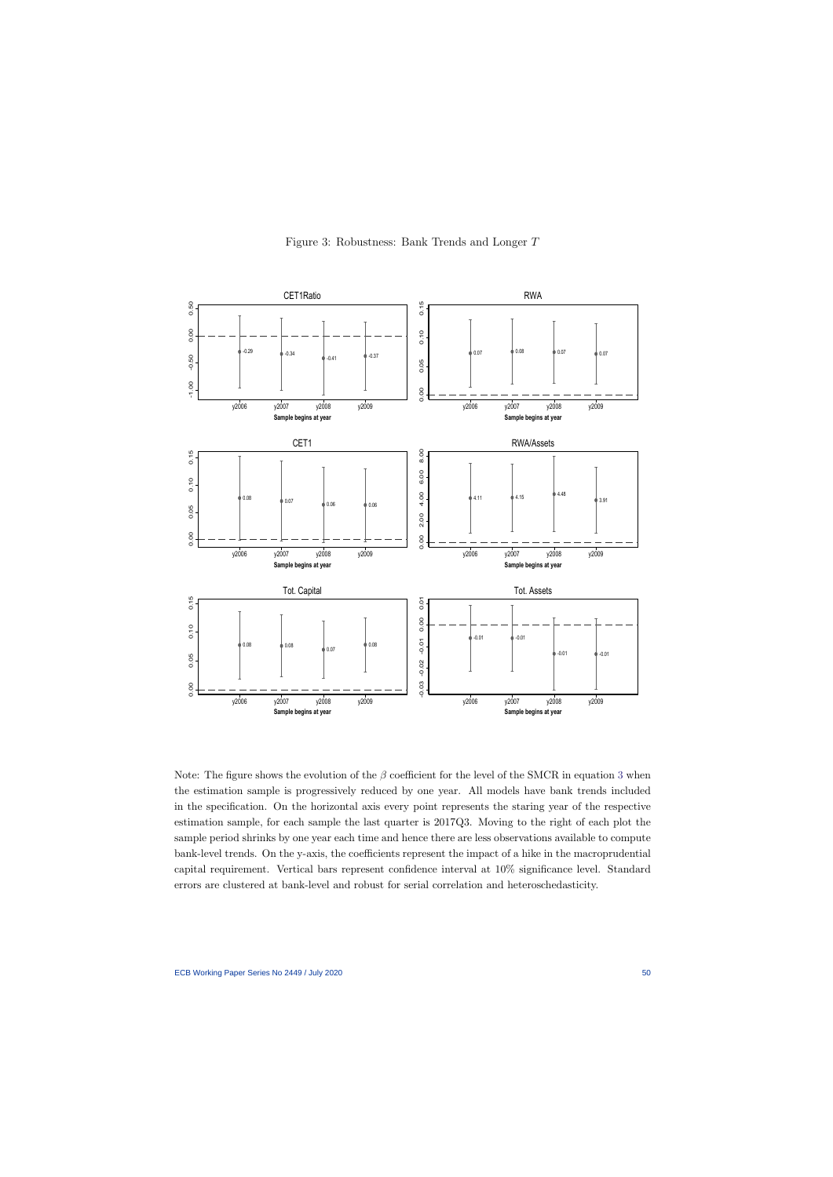Figure 3: Robustness: Bank Trends and Longer $T$

Note: The figure shows the evolution of the $\beta$ coefficient for the level of the SMCR in equation 3 when the estimation sample is progressively reduced by one year. All models have bank trends included in the specification. On the horizontal axis every point represents the staring year of the respective estimation sample, for each sample the last quarter is 2017Q3. Moving to the right of each plot the sample period shrinks by one year each time and hence there are less observations available to compute bank-level trends. On the y-axis, the coefficients represent the impact of a hike in the macroprudential capital requirement. Vertical bars represent confidence interval at 10% significance level. Standard errors are clustered at bank-level and robust for serial correlation and heteroschedasticity.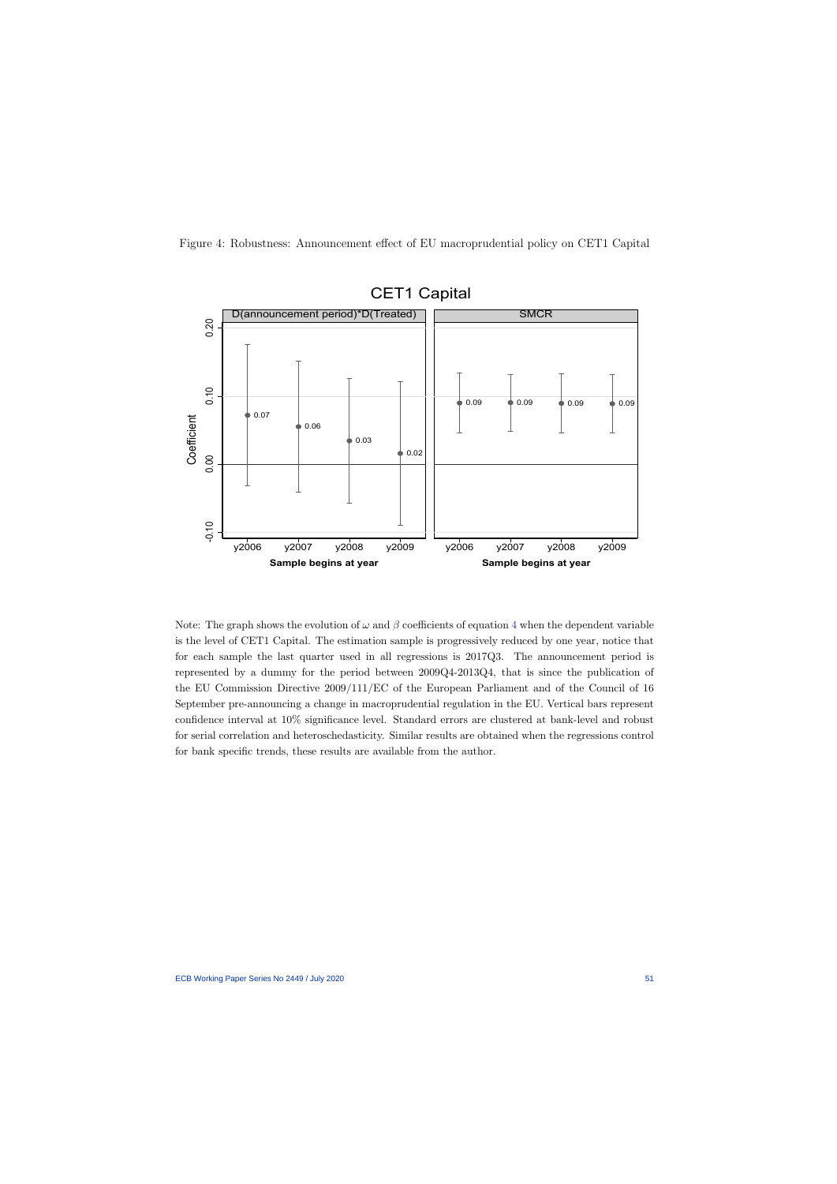Figure 4: Robustness: Announcement effect of EU macroprudential policy on CET1 Capital

Note: The graph shows the evolution of $\omega$ and $\beta$ coefficients of equation 4 when the dependent variable is the level of CET1 Capital. The estimation sample is progressively reduced by one year, notice that for each sample the last quarter used in all regressions is 2017Q3. The announcement period is represented by a dummy for the period between 2009Q4-2013Q4, that is since the publication of the EU Commission Directive 2009/111/EC of the European Parliament and of the Council of 16 September pre-announcing a change in macroprudential regulation in the EU. Vertical bars represent confidence interval at 10% significance level. Standard errors are clustered at bank-level and robust for serial correlation and heteroschedasticity. Similar results are obtained when the regressions control for bank specific trends, these results are available from the author.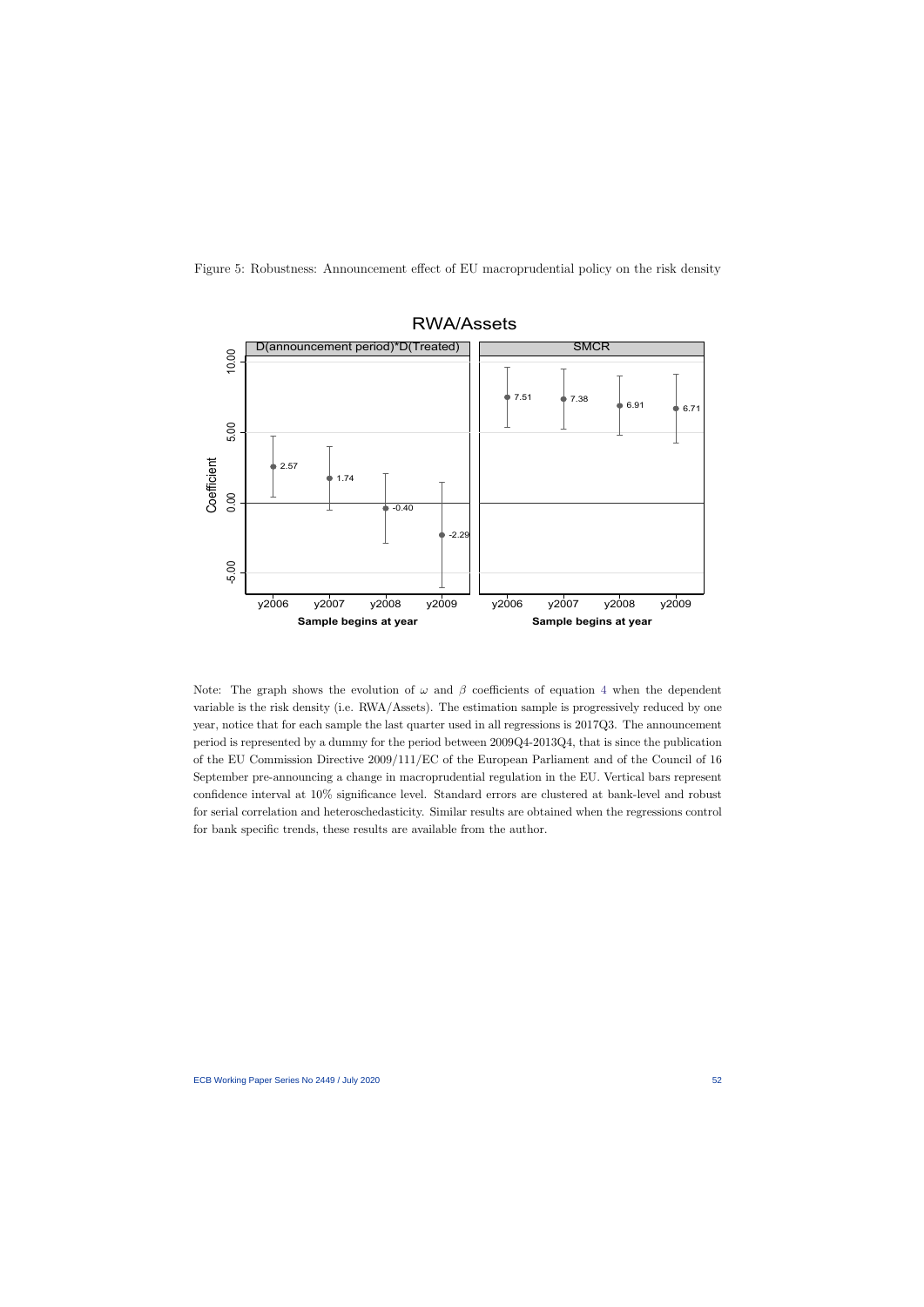Figure 5: Robustness: Announcement effect of EU macroprudential policy on the risk density

Note: The graph shows the evolution of $\omega$ and $\beta$ coefficients of equation 4 when the dependent variable is the risk density (i.e. RWA/Assets). The estimation sample is progressively reduced by one year, notice that for each sample the last quarter used in all regressions is 2017Q3. The announcement period is represented by a dummy for the period between 2009Q4-2013Q4, that is since the publication of the EU Commission Directive 2009/111/EC of the European Parliament and of the Council of 16 September pre-announcing a change in macroprudential regulation in the EU. Vertical bars represent confidence interval at 10% significance level. Standard errors are clustered at bank-level and robust for serial correlation and heteroschedasticity. Similar results are obtained when the regressions control for bank specific trends, these results are available from the author.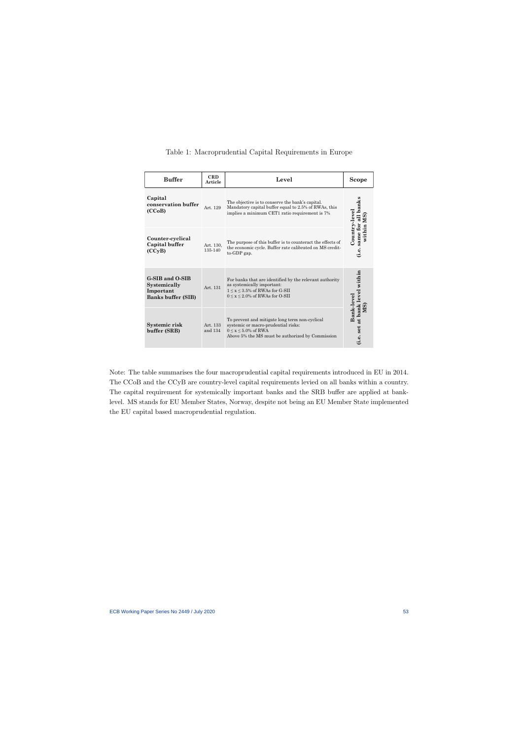Table 1: Macroprudential Capital Requirements in Europe

| Buffer | CRD Article | Level | Scope |
|---|---|---|---|
| **Capital conservation buffer (CCoB)** | Art. 129 | The objective is to conserve the bank's capital. Mandatory capital buffer equal to 2.5% of RWAs, this implies a minimum CET1 ratio requirement is 7% | **Country-level (i.e. same for all banks within MS)** |
| **Counter-cyclical Capital buffer (CCyB)** | Art. 130, 135-140 | The purpose of this buffer is to counteract the effects of the economic cycle. Buffer rate calibrated on MS credit-to-GDP gap. | |
| **G-SIB and O-SIB Systemically Important Banks buffer (SIB)** | Art. 131 | For banks that are identified by the relevant authority as systemically important: $1 \leq x \leq 3.5\%$ of RWAs for G-SII $0 \leq x \leq 2.0\%$ of RWAs for O-SII | **Bank-level (i.e. set at bank level within MS)** |
| **Systemic risk buffer (SRB)** | Art. 133 and 134 | To prevent and mitigate long term non-cyclical systemic or macro-prudential risks: $0 \leq x \leq 5.0\%$ of RWA Above 5% the MS must be authorized by Commission | |

Note: The table summarises the four macroprudential capital requirements introduced in EU in 2014. The CCoB and the CCyB are country-level capital requirements levied on all banks within a country. The capital requirement for systemically important banks and the SRB buffer are applied at bank-level. MS stands for EU Member States, Norway, despite not being an EU Member State implemented the EU capital based macroprudential regulation.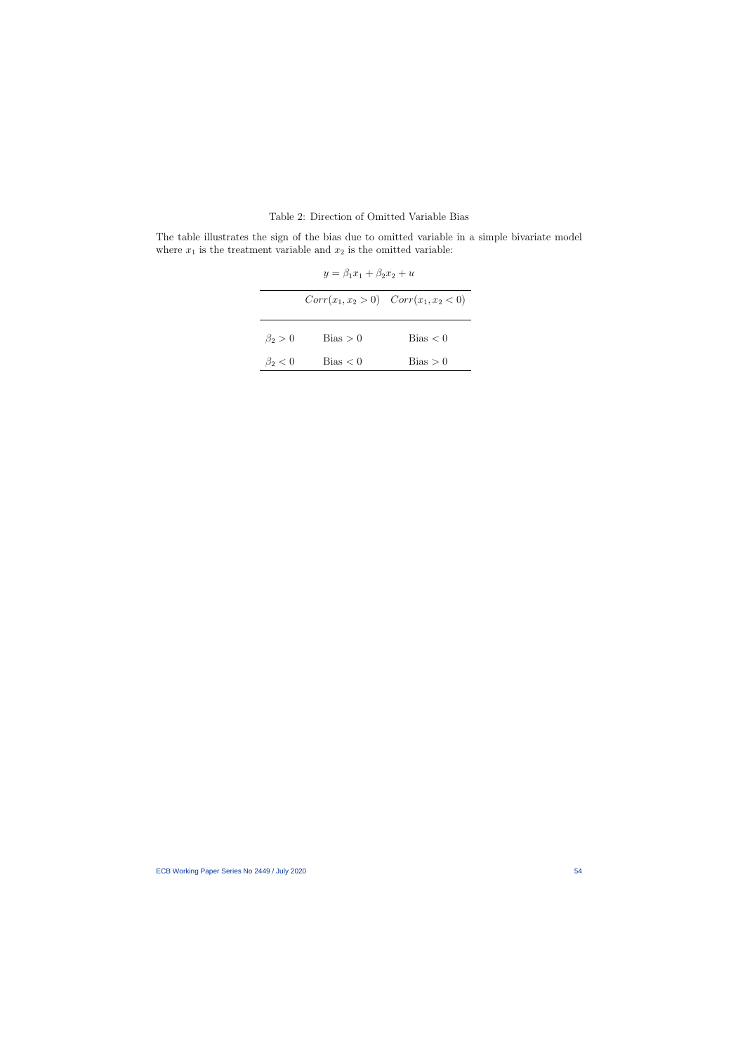Table 2: Direction of Omitted Variable Bias

The table illustrates the sign of the bias due to omitted variable in a simple bivariate model where $x_1$ is the treatment variable and $x_2$ is the omitted variable:

$$y = \beta_1 x_1 + \beta_2 x_2 + u$$

| | $Corr(x_1, x_2 > 0)$ | $Corr(x_1, x_2 < 0)$ |
|---|---|---|
| $\beta_2 > 0$ | Bias $> 0$ | Bias $< 0$ |
| $\beta_2 < 0$ | Bias $< 0$ | Bias $> 0$ |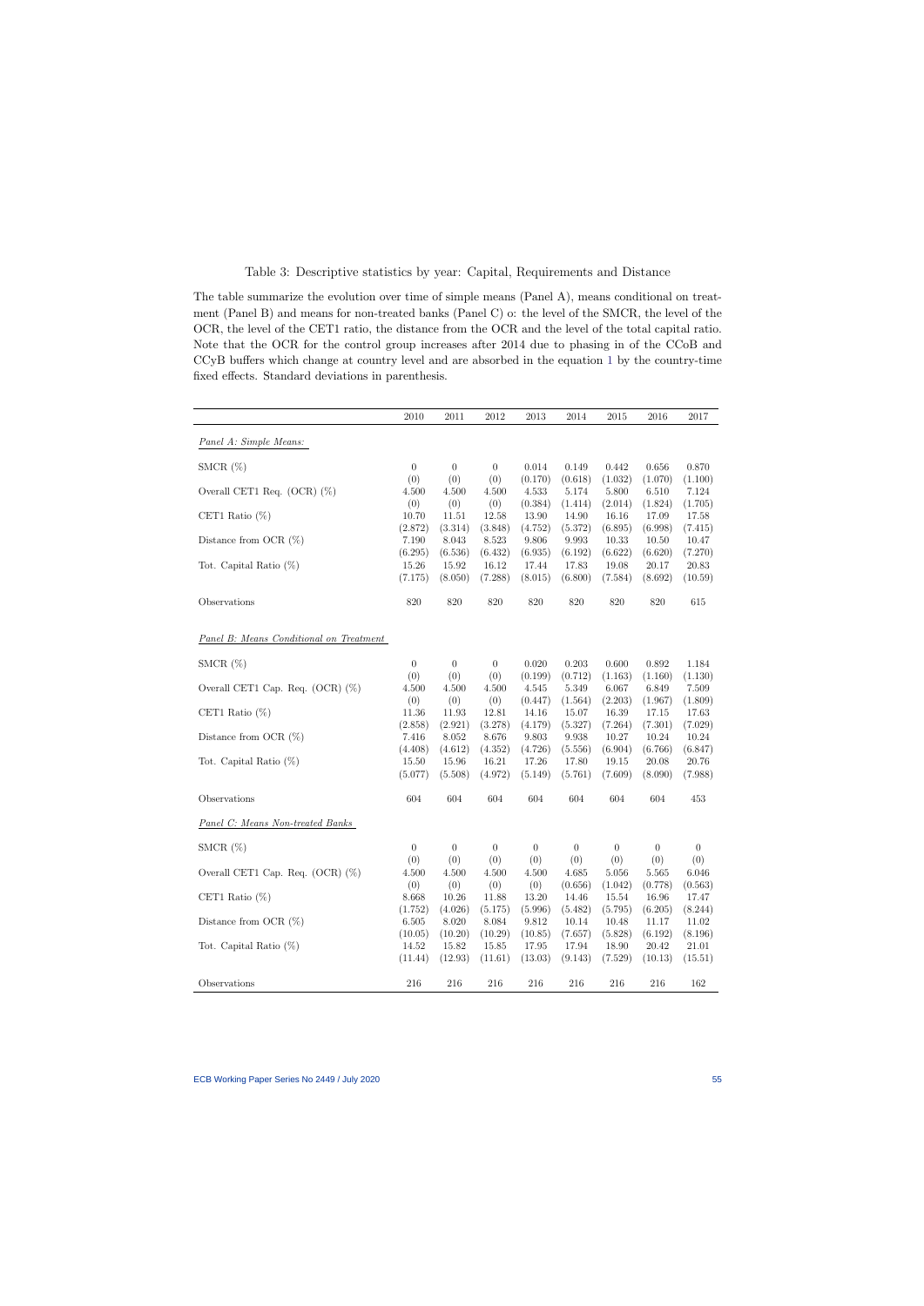Table 3: Descriptive statistics by year: Capital, Requirements and Distance

The table summarize the evolution over time of simple means (Panel A), means conditional on treatment (Panel B) and means for non-treated banks (Panel C) o: the level of the SMCR, the level of the OCR, the level of the CET1 ratio, the distance from the OCR and the level of the total capital ratio. Note that the OCR for the control group increases after 2014 due to phasing in of the CCoB and CCyB buffers which change at country level and are absorbed in the equation 1 by the country-time fixed effects. Standard deviations in parenthesis.

| | 2010 | 2011 | 2012 | 2013 | 2014 | 2015 | 2016 | 2017 |
|---|---|---|---|---|---|---|---|---|
| *Panel A: Simple Means:* | | | | | | | | |
| SMCR (%) | 0 | 0 | 0 | 0.014 | 0.149 | 0.442 | 0.656 | 0.870 |
| | (0) | (0) | (0) | (0.170) | (0.618) | (1.032) | (1.070) | (1.100) |
| Overall CET1 Req. (OCR) (%) | 4.500 | 4.500 | 4.500 | 4.533 | 5.174 | 5.800 | 6.510 | 7.124 |
| | (0) | (0) | (0) | (0.384) | (1.414) | (2.014) | (1.824) | (1.705) |
| CET1 Ratio (%) | 10.70 | 11.51 | 12.58 | 13.90 | 14.90 | 16.16 | 17.09 | 17.58 |
| | (2.872) | (3.314) | (3.848) | (4.752) | (5.372) | (6.895) | (6.998) | (7.415) |
| Distance from OCR (%) | 7.190 | 8.043 | 8.523 | 9.806 | 9.993 | 10.33 | 10.50 | 10.47 |
| | (6.295) | (6.536) | (6.432) | (6.935) | (6.192) | (6.622) | (6.620) | (7.270) |
| Tot. Capital Ratio (%) | 15.26 | 15.92 | 16.12 | 17.44 | 17.83 | 19.08 | 20.17 | 20.83 |
| | (7.175) | (8.050) | (7.288) | (8.015) | (6.800) | (7.584) | (8.692) | (10.59) |
| Observations | 820 | 820 | 820 | 820 | 820 | 820 | 820 | 615 |
| *Panel B: Means Conditional on Treatment* | | | | | | | | |
| SMCR (%) | 0 | 0 | 0 | 0.020 | 0.203 | 0.600 | 0.892 | 1.184 |
| | (0) | (0) | (0) | (0.199) | (0.712) | (1.163) | (1.160) | (1.130) |
| Overall CET1 Cap. Req. (OCR) (%) | 4.500 | 4.500 | 4.500 | 4.545 | 5.349 | 6.067 | 6.849 | 7.509 |
| | (0) | (0) | (0) | (0.447) | (1.564) | (2.203) | (1.967) | (1.809) |
| CET1 Ratio (%) | 11.36 | 11.93 | 12.81 | 14.16 | 15.07 | 16.39 | 17.15 | 17.63 |
| | (2.858) | (2.921) | (3.278) | (4.179) | (5.327) | (7.264) | (7.301) | (7.029) |
| Distance from OCR (%) | 7.416 | 8.052 | 8.676 | 9.803 | 9.938 | 10.27 | 10.24 | 10.24 |
| | (4.408) | (4.612) | (4.352) | (4.726) | (5.556) | (6.904) | (6.766) | (6.847) |
| Tot. Capital Ratio (%) | 15.50 | 15.96 | 16.21 | 17.26 | 17.80 | 19.15 | 20.08 | 20.76 |
| | (5.077) | (5.508) | (4.972) | (5.149) | (5.761) | (7.609) | (8.090) | (7.988) |
| Observations | 604 | 604 | 604 | 604 | 604 | 604 | 604 | 453 |
| *Panel C: Means Non-treated Banks* | | | | | | | | |
| SMCR (%) | 0 | 0 | 0 | 0 | 0 | 0 | 0 | 0 |
| | (0) | (0) | (0) | (0) | (0) | (0) | (0) | (0) |
| Overall CET1 Cap. Req. (OCR) (%) | 4.500 | 4.500 | 4.500 | 4.500 | 4.685 | 5.056 | 5.565 | 6.046 |
| | (0) | (0) | (0) | (0) | (0.656) | (1.042) | (0.778) | (0.563) |
| CET1 Ratio (%) | 8.668 | 10.26 | 11.88 | 13.20 | 14.46 | 15.54 | 16.96 | 17.47 |
| | (1.752) | (4.026) | (5.175) | (5.996) | (5.482) | (5.795) | (6.205) | (8.244) |
| Distance from OCR (%) | 6.505 | 8.020 | 8.084 | 9.812 | 10.14 | 10.48 | 11.17 | 11.02 |
| | (10.05) | (10.20) | (10.29) | (10.85) | (7.657) | (5.828) | (6.192) | (8.196) |
| Tot. Capital Ratio (%) | 14.52 | 15.82 | 15.85 | 17.95 | 17.94 | 18.90 | 20.42 | 21.01 |
| | (11.44) | (12.93) | (11.61) | (13.03) | (9.143) | (7.529) | (10.13) | (15.51) |
| Observations | 216 | 216 | 216 | 216 | 216 | 216 | 216 | 162 |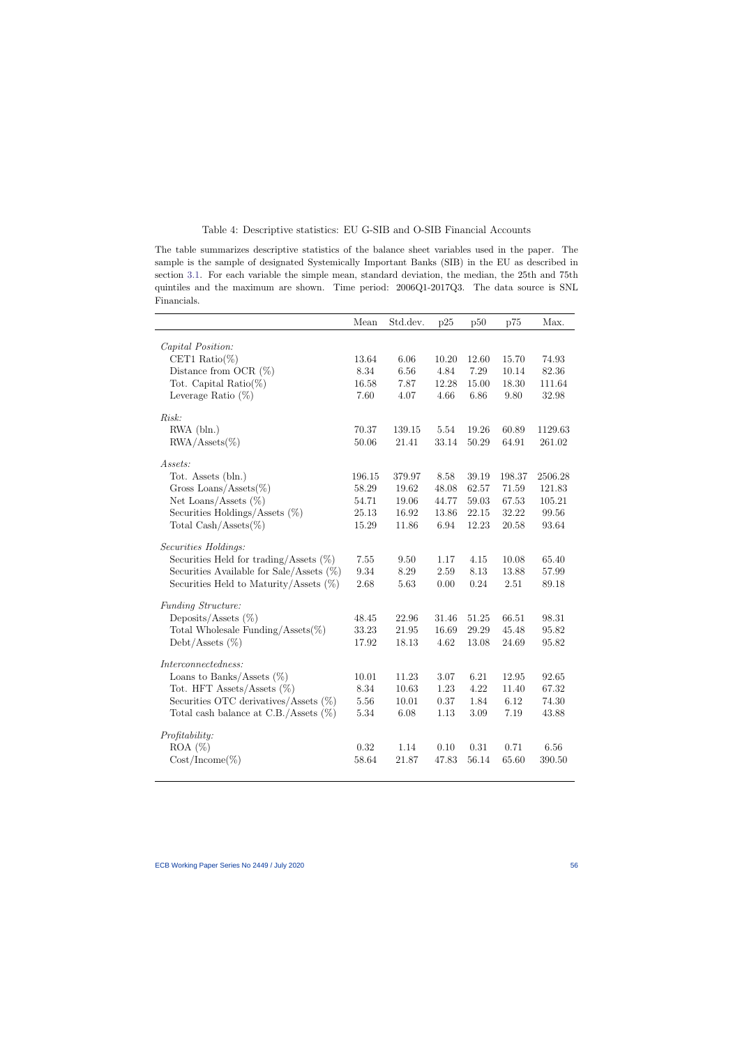Table 4: Descriptive statistics: EU G-SIB and O-SIB Financial Accounts

The table summarizes descriptive statistics of the balance sheet variables used in the paper. The sample is the sample of designated Systemically Important Banks (SIB) in the EU as described in section 3.1. For each variable the simple mean, standard deviation, the median, the 25th and 75th quintiles and the maximum are shown. Time period: 2006Q1-2017Q3. The data source is SNL Financials.

| | Mean | Std.dev. | p25 | p50 | p75 | Max. |
|---|---|---|---|---|---|---|
| *Capital Position:* | | | | | | |
| CET1 Ratio(%) | 13.64 | 6.06 | 10.20 | 12.60 | 15.70 | 74.93 |
| Distance from OCR (%) | 8.34 | 6.56 | 4.84 | 7.29 | 10.14 | 82.36 |
| Tot. Capital Ratio(%) | 16.58 | 7.87 | 12.28 | 15.00 | 18.30 | 111.64 |
| Leverage Ratio (%) | 7.60 | 4.07 | 4.66 | 6.86 | 9.80 | 32.98 |
| *Risk:* | | | | | | |
| RWA (bln.) | 70.37 | 139.15 | 5.54 | 19.26 | 60.89 | 1129.63 |
| RWA/Assets(%) | 50.06 | 21.41 | 33.14 | 50.29 | 64.91 | 261.02 |
| *Assets:* | | | | | | |
| Tot. Assets (bln.) | 196.15 | 379.97 | 8.58 | 39.19 | 198.37 | 2506.28 |
| Gross Loans/Assets(%) | 58.29 | 19.62 | 48.08 | 62.57 | 71.59 | 121.83 |
| Net Loans/Assets (%) | 54.71 | 19.06 | 44.77 | 59.03 | 67.53 | 105.21 |
| Securities Holdings/Assets (%) | 25.13 | 16.92 | 13.86 | 22.15 | 32.22 | 99.56 |
| Total Cash/Assets(%) | 15.29 | 11.86 | 6.94 | 12.23 | 20.58 | 93.64 |
| *Securities Holdings:* | | | | | | |
| Securities Held for trading/Assets (%) | 7.55 | 9.50 | 1.17 | 4.15 | 10.08 | 65.40 |
| Securities Available for Sale/Assets (%) | 9.34 | 8.29 | 2.59 | 8.13 | 13.88 | 57.99 |
| Securities Held to Maturity/Assets (%) | 2.68 | 5.63 | 0.00 | 0.24 | 2.51 | 89.18 |
| *Funding Structure:* | | | | | | |
| Deposits/Assets (%) | 48.45 | 22.96 | 31.46 | 51.25 | 66.51 | 98.31 |
| Total Wholesale Funding/Assets(%) | 33.23 | 21.95 | 16.69 | 29.29 | 45.48 | 95.82 |
| Debt/Assets (%) | 17.92 | 18.13 | 4.62 | 13.08 | 24.69 | 95.82 |
| *Interconnectedness:* | | | | | | |
| Loans to Banks/Assets (%) | 10.01 | 11.23 | 3.07 | 6.21 | 12.95 | 92.65 |
| Tot. HFT Assets/Assets (%) | 8.34 | 10.63 | 1.23 | 4.22 | 11.40 | 67.32 |
| Securities OTC derivatives/Assets (%) | 5.56 | 10.01 | 0.37 | 1.84 | 6.12 | 74.30 |
| Total cash balance at C.B./Assets (%) | 5.34 | 6.08 | 1.13 | 3.09 | 7.19 | 43.88 |
| *Profitability:* | | | | | | |
| ROA (%) | 0.32 | 1.14 | 0.10 | 0.31 | 0.71 | 6.56 |
| Cost/Income(%) | 58.64 | 21.87 | 47.83 | 56.14 | 65.60 | 390.50 |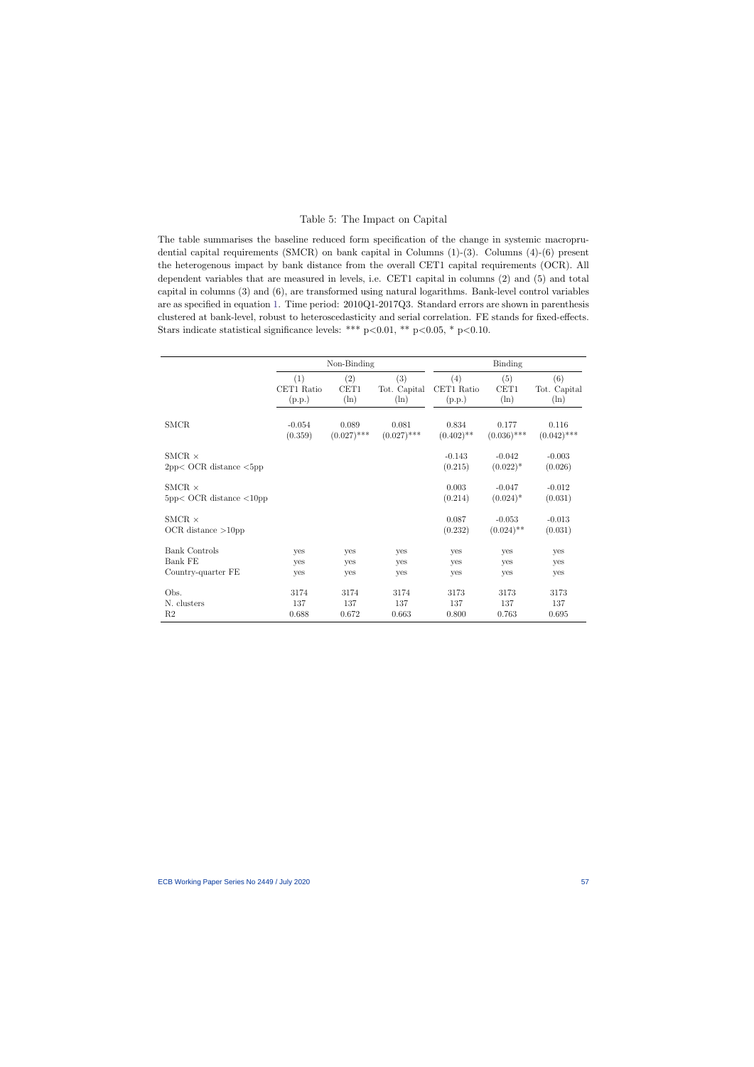Table 5: The Impact on Capital

The table summarises the baseline reduced form specification of the change in systemic macroprudential capital requirements (SMCR) on bank capital in Columns (1)-(3). Columns (4)-(6) present the heterogenous impact by bank distance from the overall CET1 capital requirements (OCR). All dependent variables that are measured in levels, i.e. CET1 capital in columns (2) and (5) and total capital in columns (3) and (6), are transformed using natural logarithms. Bank-level control variables are as specified in equation 1. Time period: 2010Q1-2017Q3. Standard errors are shown in parenthesis clustered at bank-level, robust to heteroscedasticity and serial correlation. FE stands for fixed-effects. Stars indicate statistical significance levels: *** p<0.01, ** p<0.05, * p<0.10.

| | Non-Binding | | | Binding | | |
|---|---|---|---|---|---|---|
| | (1) CET1 Ratio (p.p.) | (2) CET1 (ln) | (3) Tot. Capital (ln) | (4) CET1 Ratio (p.p.) | (5) CET1 (ln) | (6) Tot. Capital (ln) |
| SMCR | -0.054 | 0.089 | 0.081 | 0.834 | 0.177 | 0.116 |
| | (0.359) | (0.027)*** | (0.027)*** | (0.402)** | (0.036)*** | (0.042)*** |
| SMCR × 2pp< OCR distance <5pp | | | | -0.143 | -0.042 | -0.003 |
| | | | | (0.215) | (0.022)* | (0.026) |
| SMCR × 5pp< OCR distance <10pp | | | | 0.003 | -0.047 | -0.012 |
| | | | | (0.214) | (0.024)* | (0.031) |
| SMCR × OCR distance >10pp | | | | 0.087 | -0.053 | -0.013 |
| | | | | (0.232) | (0.024)** | (0.031) |
| Bank Controls | yes | yes | yes | yes | yes | yes |
| Bank FE | yes | yes | yes | yes | yes | yes |
| Country-quarter FE | yes | yes | yes | yes | yes | yes |
| Obs. | 3174 | 3174 | 3174 | 3173 | 3173 | 3173 |
| N. clusters | 137 | 137 | 137 | 137 | 137 | 137 |
| R2 | 0.688 | 0.672 | 0.663 | 0.800 | 0.763 | 0.695 |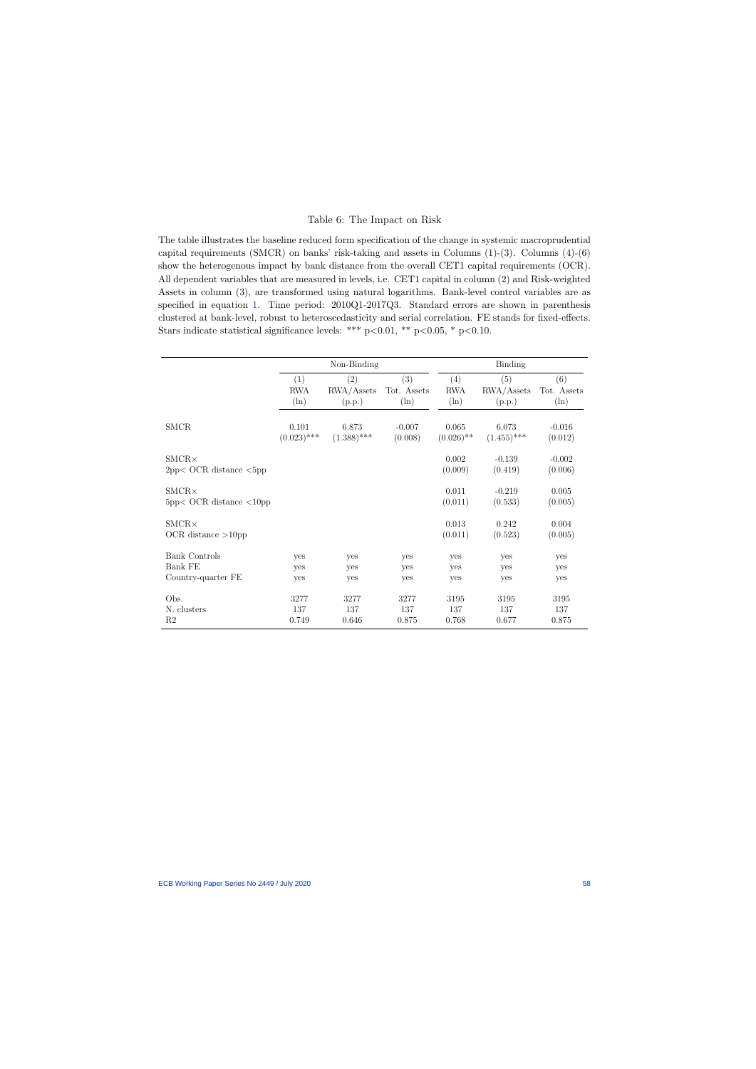# Table 6: The Impact on Risk

The table illustrates the baseline reduced form specification of the change in systemic macroprudential capital requirements (SMCR) on banks' risk-taking and assets in Columns (1)-(3). Columns (4)-(6) show the heterogenous impact by bank distance from the overall CET1 capital requirements (OCR). All dependent variables that are measured in levels, i.e. CET1 capital in column (2) and Risk-weighted Assets in column (3), are transformed using natural logarithms. Bank-level control variables are as specified in equation 1. Time period: 2010Q1-2017Q3. Standard errors are shown in parenthesis clustered at bank-level, robust to heteroscedasticity and serial correlation. FE stands for fixed-effects. Stars indicate statistical significance levels: *** p<0.01, ** p<0.05, * p<0.10.

| | Non-Binding | | | Binding | | |
|---|---|---|---|---|---|---|
| | (1) RWA (ln) | (2) RWA/Assets (p.p.) | (3) Tot. Assets (ln) | (4) RWA (ln) | (5) RWA/Assets (p.p.) | (6) Tot. Assets (ln) |
| SMCR | 0.101 | 6.873 | -0.007 | 0.065 | 6.073 | -0.016 |
| | (0.023)*** | (1.388)*** | (0.008) | (0.026)** | (1.455)*** | (0.012) |
| SMCR× 2pp< OCR distance <5pp | | | | 0.002 | -0.139 | -0.002 |
| | | | | (0.009) | (0.419) | (0.006) |
| SMCR× 5pp< OCR distance <10pp | | | | 0.011 | -0.219 | 0.005 |
| | | | | (0.011) | (0.533) | (0.005) |
| SMCR× OCR distance >10pp | | | | 0.013 | 0.242 | 0.004 |
| | | | | (0.011) | (0.523) | (0.005) |
| Bank Controls | yes | yes | yes | yes | yes | yes |
| Bank FE | yes | yes | yes | yes | yes | yes |
| Country-quarter FE | yes | yes | yes | yes | yes | yes |
| Obs. | 3277 | 3277 | 3277 | 3195 | 3195 | 3195 |
| N. clusters | 137 | 137 | 137 | 137 | 137 | 137 |
| R2 | 0.749 | 0.646 | 0.875 | 0.768 | 0.677 | 0.875 |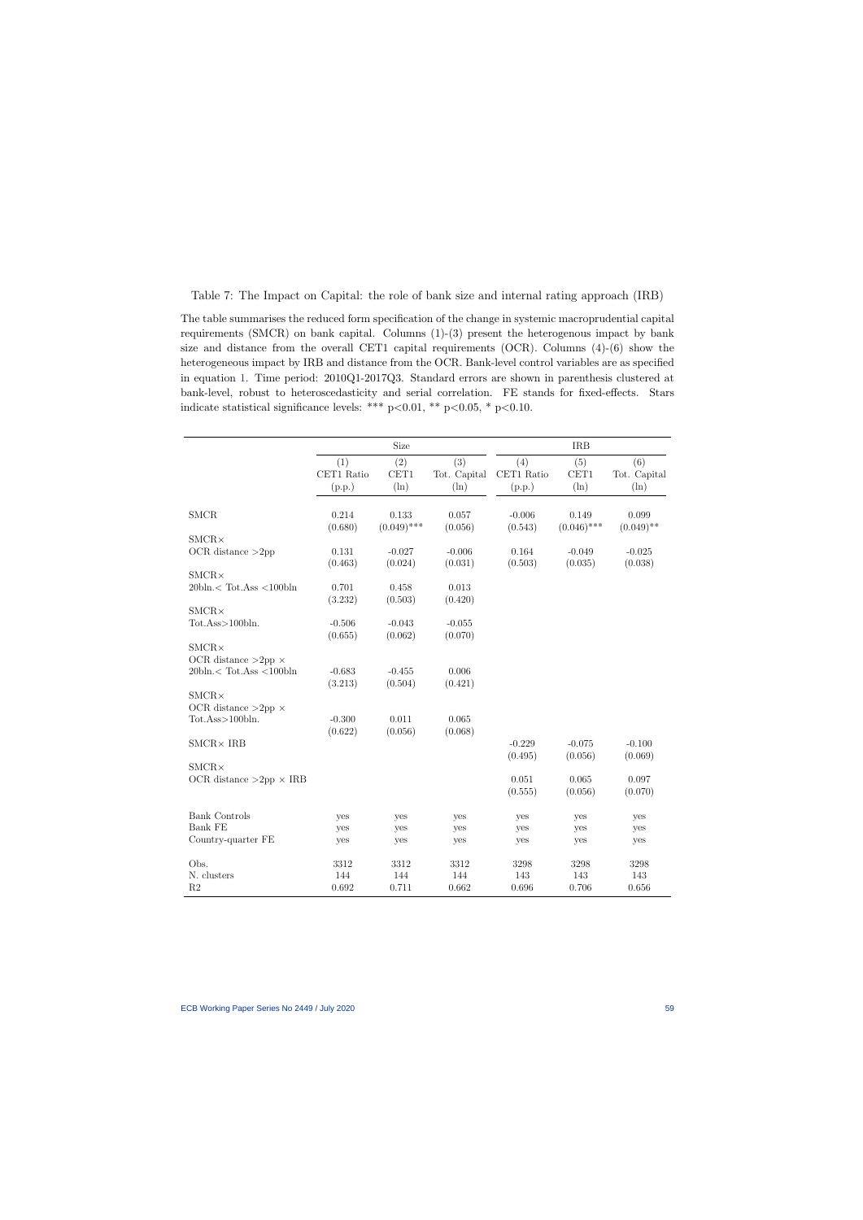Table 7: The Impact on Capital: the role of bank size and internal rating approach (IRB)

The table summarises the reduced form specification of the change in systemic macroprudential capital requirements (SMCR) on bank capital. Columns (1)-(3) present the heterogenous impact by bank size and distance from the overall CET1 capital requirements (OCR). Columns (4)-(6) show the heterogeneous impact by IRB and distance from the OCR. Bank-level control variables are as specified in equation 1. Time period: 2010Q1-2017Q3. Standard errors are shown in parenthesis clustered at bank-level, robust to heteroscedasticity and serial correlation. FE stands for fixed-effects. Stars indicate statistical significance levels: *** p<0.01, ** p<0.05, * p<0.10.

| | Size | | | IRB | | |
|---|---|---|---|---|---|---|
| | (1) CET1 Ratio (p.p.) | (2) CET1 (ln) | (3) Tot. Capital (ln) | (4) CET1 Ratio (p.p.) | (5) CET1 (ln) | (6) Tot. Capital (ln) |
| SMCR | 0.214 | 0.133 | 0.057 | -0.006 | 0.149 | 0.099 |
| | (0.680) | (0.049)*** | (0.056) | (0.543) | (0.046)*** | (0.049)** |
| SMCR× OCR distance >2pp | 0.131 | -0.027 | -0.006 | 0.164 | -0.049 | -0.025 |
| | (0.463) | (0.024) | (0.031) | (0.503) | (0.035) | (0.038) |
| SMCR× 20bln.< Tot.Ass <100bln | 0.701 | 0.458 | 0.013 | | | |
| | (3.232) | (0.503) | (0.420) | | | |
| SMCR× Tot.Ass>100bln. | -0.506 | -0.043 | -0.055 | | | |
| | (0.655) | (0.062) | (0.070) | | | |
| SMCR× OCR distance >2pp × 20bln.< Tot.Ass <100bln | -0.683 | -0.455 | 0.006 | | | |
| | (3.213) | (0.504) | (0.421) | | | |
| SMCR× OCR distance >2pp × Tot.Ass>100bln. | -0.300 | 0.011 | 0.065 | | | |
| | (0.622) | (0.056) | (0.068) | | | |
| SMCR× IRB | | | | -0.229 | -0.075 | -0.100 |
| | | | | (0.495) | (0.056) | (0.069) |
| SMCR× OCR distance >2pp × IRB | | | | 0.051 | 0.065 | 0.097 |
| | | | | (0.555) | (0.056) | (0.070) |
| Bank Controls | yes | yes | yes | yes | yes | yes |
| Bank FE | yes | yes | yes | yes | yes | yes |
| Country-quarter FE | yes | yes | yes | yes | yes | yes |
| Obs. | 3312 | 3312 | 3312 | 3298 | 3298 | 3298 |
| N. clusters | 144 | 144 | 144 | 143 | 143 | 143 |
| R2 | 0.692 | 0.711 | 0.662 | 0.696 | 0.706 | 0.656 |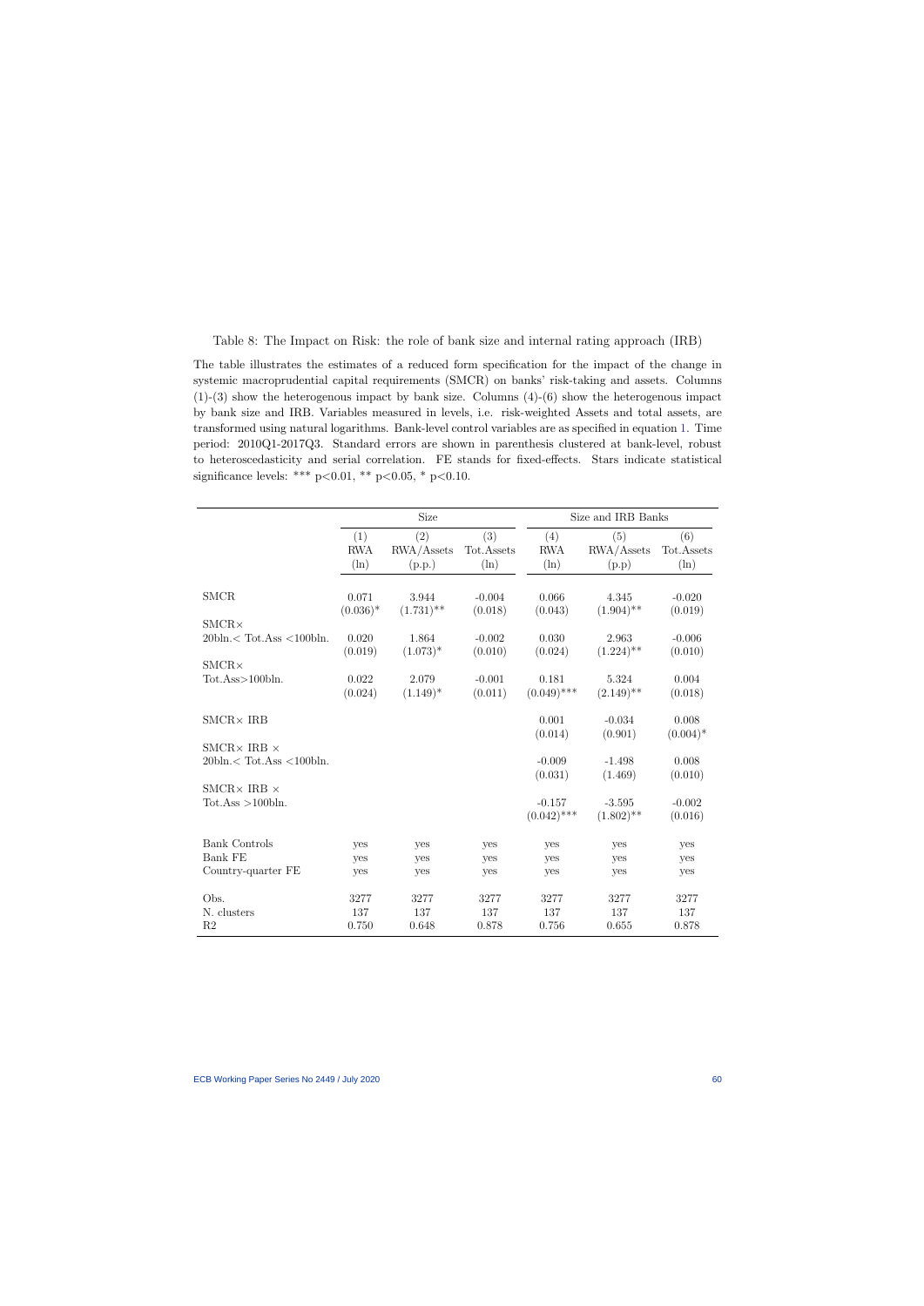Table 8: The Impact on Risk: the role of bank size and internal rating approach (IRB)

The table illustrates the estimates of a reduced form specification for the impact of the change in systemic macroprudential capital requirements (SMCR) on banks' risk-taking and assets. Columns (1)-(3) show the heterogenous impact by bank size. Columns (4)-(6) show the heterogenous impact by bank size and IRB. Variables measured in levels, i.e. risk-weighted Assets and total assets, are transformed using natural logarithms. Bank-level control variables are as specified in equation 1. Time period: 2010Q1-2017Q3. Standard errors are shown in parenthesis clustered at bank-level, robust to heteroscedasticity and serial correlation. FE stands for fixed-effects. Stars indicate statistical significance levels: *** p<0.01, ** p<0.05, * p<0.10.

| | Size | | | Size and IRB Banks | | |
|---|---|---|---|---|---|---|
| | (1) RWA (ln) | (2) RWA/Assets (p.p.) | (3) Tot.Assets (ln) | (4) RWA (ln) | (5) RWA/Assets (p.p) | (6) Tot.Assets (ln) |
| SMCR | 0.071 | 3.944 | -0.004 | 0.066 | 4.345 | -0.020 |
| | (0.036)* | (1.731)** | (0.018) | (0.043) | (1.904)** | (0.019) |
| SMCR× 20bln.< Tot.Ass <100bln. | 0.020 | 1.864 | -0.002 | 0.030 | 2.963 | -0.006 |
| | (0.019) | (1.073)* | (0.010) | (0.024) | (1.224)** | (0.010) |
| SMCR× Tot.Ass>100bln. | 0.022 | 2.079 | -0.001 | 0.181 | 5.324 | 0.004 |
| | (0.024) | (1.149)* | (0.011) | (0.049)*** | (2.149)** | (0.018) |
| SMCR× IRB | | | | 0.001 | -0.034 | 0.008 |
| | | | | (0.014) | (0.901) | (0.004)* |
| SMCR× IRB × 20bln.< Tot.Ass <100bln. | | | | -0.009 | -1.498 | 0.008 |
| | | | | (0.031) | (1.469) | (0.010) |
| SMCR× IRB × Tot.Ass >100bln. | | | | -0.157 | -3.595 | -0.002 |
| | | | | (0.042)*** | (1.802)** | (0.016) |
| Bank Controls | yes | yes | yes | yes | yes | yes |
| Bank FE | yes | yes | yes | yes | yes | yes |
| Country-quarter FE | yes | yes | yes | yes | yes | yes |
| Obs. | 3277 | 3277 | 3277 | 3277 | 3277 | 3277 |
| N. clusters | 137 | 137 | 137 | 137 | 137 | 137 |
| R2 | 0.750 | 0.648 | 0.878 | 0.756 | 0.655 | 0.878 |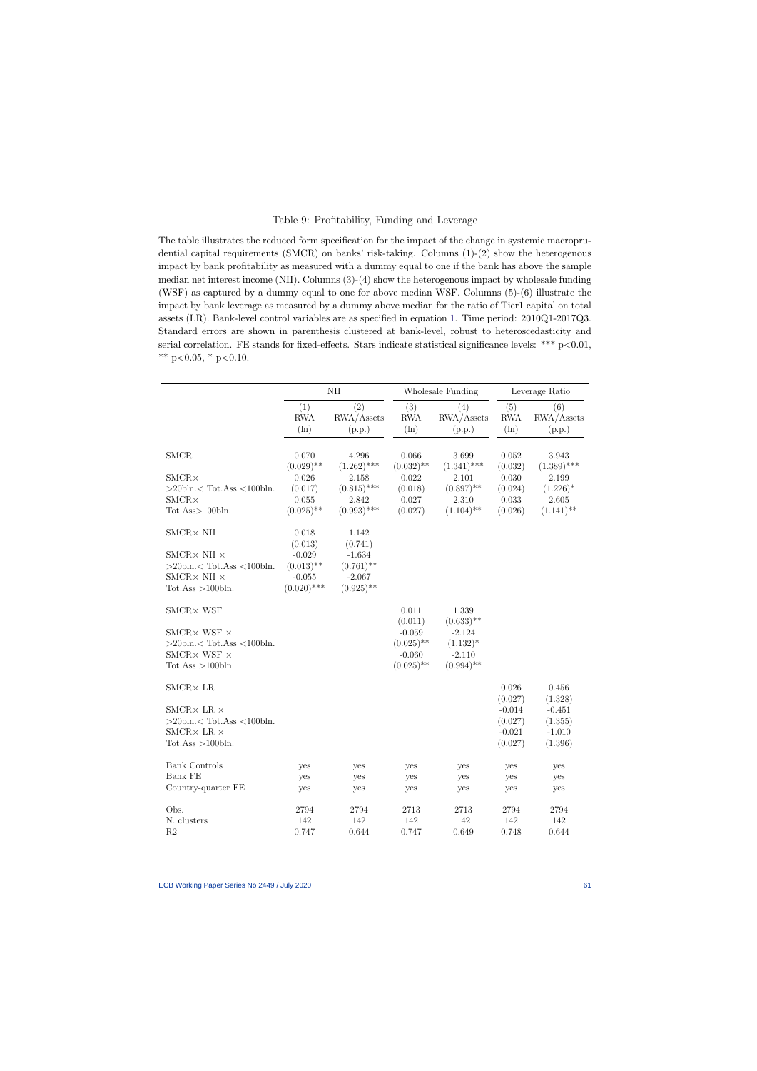Table 9: Profitability, Funding and Leverage

The table illustrates the reduced form specification for the impact of the change in systemic macroprudential capital requirements (SMCR) on banks' risk-taking. Columns (1)-(2) show the heterogenous impact by bank profitability as measured with a dummy equal to one if the bank has above the sample median net interest income (NII). Columns (3)-(4) show the heterogenous impact by wholesale funding (WSF) as captured by a dummy equal to one for above median WSF. Columns (5)-(6) illustrate the impact by bank leverage as measured by a dummy above median for the ratio of Tier1 capital on total assets (LR). Bank-level control variables are as specified in equation 1. Time period: 2010Q1-2017Q3. Standard errors are shown in parenthesis clustered at bank-level, robust to heteroscedasticity and serial correlation. FE stands for fixed-effects. Stars indicate statistical significance levels: *** p<0.01, ** p<0.05, * p<0.10.

| | NII | | Wholesale Funding | | Leverage Ratio | |
|---|---|---|---|---|---|---|
| | (1) RWA (ln) | (2) RWA/Assets (p.p.) | (3) RWA (ln) | (4) RWA/Assets (p.p.) | (5) RWA (ln) | (6) RWA/Assets (p.p.) |
| SMCR | 0.070 | 4.296 | 0.066 | 3.699 | 0.052 | 3.943 |
| | (0.029)** | (1.262)*** | (0.032)** | (1.341)*** | (0.032) | (1.389)*** |
| SMCR× | 0.026 | 2.158 | 0.022 | 2.101 | 0.030 | 2.199 |
| >20bln.< Tot.Ass <100bln. | (0.017) | (0.815)*** | (0.018) | (0.897)** | (0.024) | (1.226)* |
| SMCR× | 0.055 | 2.842 | 0.027 | 2.310 | 0.033 | 2.605 |
| Tot.Ass>100bln. | (0.025)** | (0.993)*** | (0.027) | (1.104)** | (0.026) | (1.141)** |
| SMCR× NII | 0.018 | 1.142 | | | | |
| | (0.013) | (0.741) | | | | |
| SMCR× NII × | -0.029 | -1.634 | | | | |
| >20bln.< Tot.Ass <100bln. | (0.013)** | (0.761)** | | | | |
| SMCR× NII × | -0.055 | -2.067 | | | | |
| Tot.Ass >100bln. | (0.020)*** | (0.925)** | | | | |
| SMCR× WSF | | | 0.011 | 1.339 | | |
| | | | (0.011) | (0.633)** | | |
| SMCR× WSF × | | | -0.059 | -2.124 | | |
| >20bln.< Tot.Ass <100bln. | | | (0.025)** | (1.132)* | | |
| SMCR× WSF × | | | -0.060 | -2.110 | | |
| Tot.Ass >100bln. | | | (0.025)** | (0.994)** | | |
| SMCR× LR | | | | | 0.026 | 0.456 |
| | | | | | (0.027) | (1.328) |
| SMCR× LR × | | | | | -0.014 | -0.451 |
| >20bln.< Tot.Ass <100bln. | | | | | (0.027) | (1.355) |
| SMCR× LR × | | | | | -0.021 | -1.010 |
| Tot.Ass >100bln. | | | | | (0.027) | (1.396) |
| Bank Controls | yes | yes | yes | yes | yes | yes |
| Bank FE | yes | yes | yes | yes | yes | yes |
| Country-quarter FE | yes | yes | yes | yes | yes | yes |
| Obs. | 2794 | 2794 | 2713 | 2713 | 2794 | 2794 |
| N. clusters | 142 | 142 | 142 | 142 | 142 | 142 |
| R2 | 0.747 | 0.644 | 0.747 | 0.649 | 0.748 | 0.644 |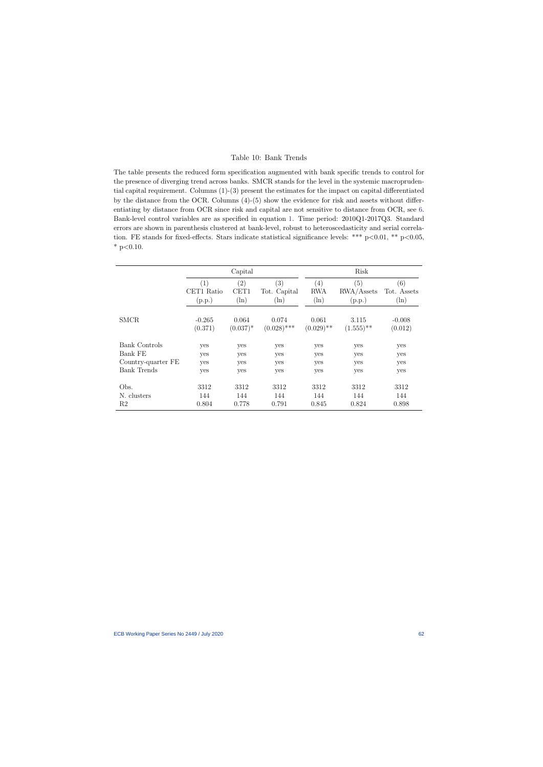Table 10: Bank Trends

The table presents the reduced form specification augmented with bank specific trends to control for the presence of diverging trend across banks. SMCR stands for the level in the systemic macroprudential capital requirement. Columns (1)-(3) present the estimates for the impact on capital differentiated by the distance from the OCR. Columns (4)-(5) show the evidence for risk and assets without differentiating by distance from OCR since risk and capital are not sensitive to distance from OCR, see 6. Bank-level control variables are as specified in equation 1. Time period: 2010Q1-2017Q3. Standard errors are shown in parenthesis clustered at bank-level, robust to heteroscedasticity and serial correlation. FE stands for fixed-effects. Stars indicate statistical significance levels: *** p<0.01, ** p<0.05, * p<0.10.

| | Capital | | | Risk | | |
|---|---|---|---|---|---|---|
| | (1) | (2) | (3) | (4) | (5) | (6) |
| | CET1 Ratio | CET1 | Tot. Capital | RWA | RWA/Assets | Tot. Assets |
| | (p.p.) | (ln) | (ln) | (ln) | (p.p.) | (ln) |
| SMCR | -0.265 | 0.064 | 0.074 | 0.061 | 3.115 | -0.008 |
| | (0.371) | (0.037)* | (0.028)*** | (0.029)** | (1.555)** | (0.012) |
| Bank Controls | yes | yes | yes | yes | yes | yes |
| Bank FE | yes | yes | yes | yes | yes | yes |
| Country-quarter FE | yes | yes | yes | yes | yes | yes |
| Bank Trends | yes | yes | yes | yes | yes | yes |
| Obs. | 3312 | 3312 | 3312 | 3312 | 3312 | 3312 |
| N. clusters | 144 | 144 | 144 | 144 | 144 | 144 |
| R2 | 0.804 | 0.778 | 0.791 | 0.845 | 0.824 | 0.898 |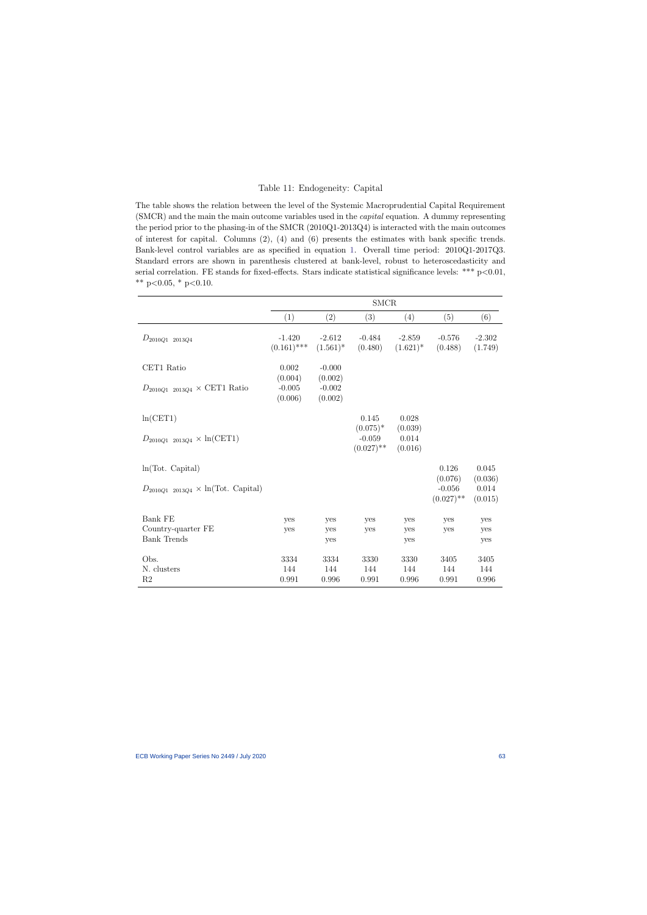Table 11: Endogeneity: Capital

The table shows the relation between the level of the Systemic Macroprudential Capital Requirement (SMCR) and the main the main outcome variables used in the *capital* equation. A dummy representing the period prior to the phasing-in of the SMCR (2010Q1-2013Q4) is interacted with the main outcomes of interest for capital. Columns (2), (4) and (6) presents the estimates with bank specific trends. Bank-level control variables are as specified in equation 1. Overall time period: 2010Q1-2017Q3. Standard errors are shown in parenthesis clustered at bank-level, robust to heteroscedasticity and serial correlation. FE stands for fixed-effects. Stars indicate statistical significance levels: *** p<0.01, ** p<0.05, * p<0.10.

| | SMCR | | | | | |
|---|---|---|---|---|---|---|
| | (1) | (2) | (3) | (4) | (5) | (6) |
| $D_{2010Q1\ \ 2013Q4}$ | -1.420 | -2.612 | -0.484 | -2.859 | -0.576 | -2.302 |
| | (0.161)*** | (1.561)* | (0.480) | (1.621)* | (0.488) | (1.749) |
| CET1 Ratio | 0.002 | -0.000 | | | | |
| | (0.004) | (0.002) | | | | |
| $D_{2010Q1\ \ 2013Q4}$ × CET1 Ratio | -0.005 | -0.002 | | | | |
| | (0.006) | (0.002) | | | | |
| ln(CET1) | | | 0.145 | 0.028 | | |
| | | | (0.075)* | (0.039) | | |
| $D_{2010Q1\ \ 2013Q4}$ × ln(CET1) | | | -0.059 | 0.014 | | |
| | | | (0.027)** | (0.016) | | |
| ln(Tot. Capital) | | | | | 0.126 | 0.045 |
| | | | | | (0.076) | (0.036) |
| $D_{2010Q1\ \ 2013Q4}$ × ln(Tot. Capital) | | | | | -0.056 | 0.014 |
| | | | | | (0.027)** | (0.015) |
| Bank FE | yes | yes | yes | yes | yes | yes |
| Country-quarter FE | yes | yes | yes | yes | yes | yes |
| Bank Trends | | yes | | yes | | yes |
| Obs. | 3334 | 3334 | 3330 | 3330 | 3405 | 3405 |
| N. clusters | 144 | 144 | 144 | 144 | 144 | 144 |
| R2 | 0.991 | 0.996 | 0.991 | 0.996 | 0.991 | 0.996 |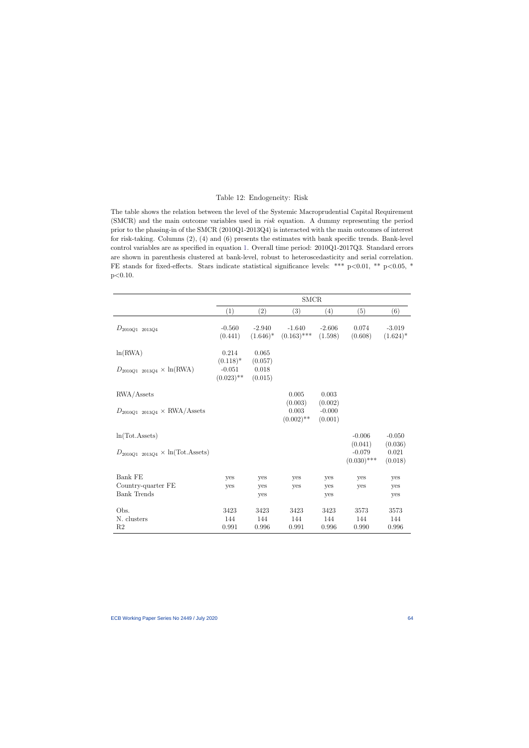Table 12: Endogeneity: Risk

The table shows the relation between the level of the Systemic Macroprudential Capital Requirement (SMCR) and the main outcome variables used in *risk* equation. A dummy representing the period prior to the phasing-in of the SMCR (2010Q1-2013Q4) is interacted with the main outcomes of interest for risk-taking. Columns (2), (4) and (6) presents the estimates with bank specific trends. Bank-level control variables are as specified in equation 1. Overall time period: 2010Q1-2017Q3. Standard errors are shown in parenthesis clustered at bank-level, robust to heteroscedasticity and serial correlation. FE stands for fixed-effects. Stars indicate statistical significance levels: *** p<0.01, ** p<0.05, * p<0.10.

| | SMCR | | | | | |
|---|---|---|---|---|---|---|
| | (1) | (2) | (3) | (4) | (5) | (6) |
| $D_{2010Q1\_2013Q4}$ | -0.560 | -2.940 | -1.640 | -2.606 | 0.074 | -3.019 |
| | (0.441) | (1.646)* | (0.163)*** | (1.598) | (0.608) | (1.624)* |
| ln(RWA) | 0.214 | 0.065 | | | | |
| | (0.118)* | (0.057) | | | | |
| $D_{2010Q1\_2013Q4}$ × ln(RWA) | -0.051 | 0.018 | | | | |
| | (0.023)** | (0.015) | | | | |
| RWA/Assets | | | 0.005 | 0.003 | | |
| | | | (0.003) | (0.002) | | |
| $D_{2010Q1\_2013Q4}$ × RWA/Assets | | | 0.003 | -0.000 | | |
| | | | (0.002)** | (0.001) | | |
| ln(Tot.Assets) | | | | | -0.006 | -0.050 |
| | | | | | (0.041) | (0.036) |
| $D_{2010Q1\_2013Q4}$ × ln(Tot.Assets) | | | | | -0.079 | 0.021 |
| | | | | | (0.030)*** | (0.018) |
| Bank FE | yes | yes | yes | yes | yes | yes |
| Country-quarter FE | yes | yes | yes | yes | yes | yes |
| Bank Trends | | yes | | yes | | yes |
| Obs. | 3423 | 3423 | 3423 | 3423 | 3573 | 3573 |
| N. clusters | 144 | 144 | 144 | 144 | 144 | 144 |
| R2 | 0.991 | 0.996 | 0.991 | 0.996 | 0.990 | 0.996 |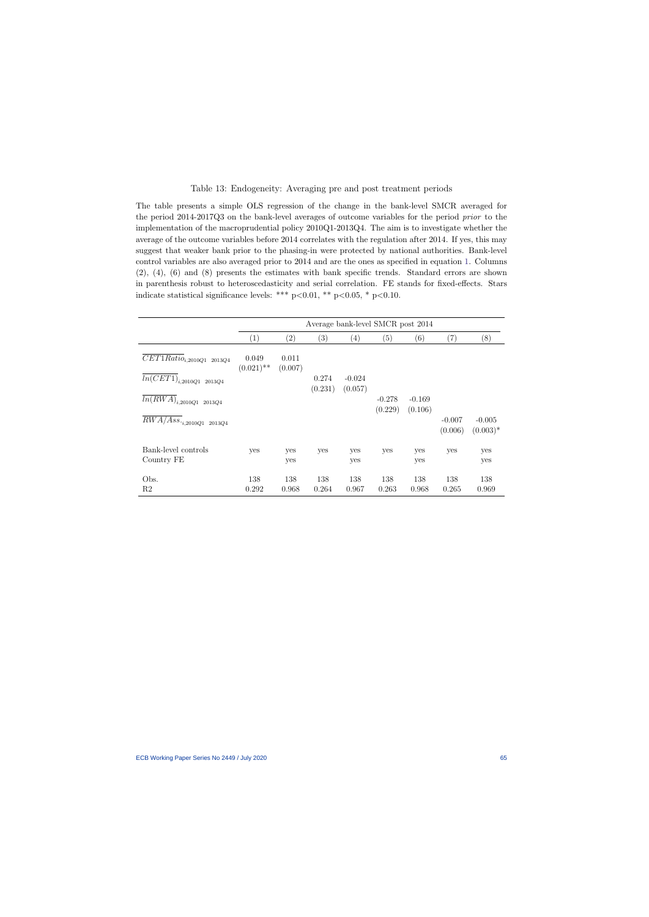Table 13: Endogeneity: Averaging pre and post treatment periods

The table presents a simple OLS regression of the change in the bank-level SMCR averaged for the period 2014-2017Q3 on the bank-level averages of outcome variables for the period *prior* to the implementation of the macroprudential policy 2010Q1-2013Q4. The aim is to investigate whether the average of the outcome variables before 2014 correlates with the regulation after 2014. If yes, this may suggest that weaker bank prior to the phasing-in were protected by national authorities. Bank-level control variables are also averaged prior to 2014 and are the ones as specified in equation 1. Columns (2), (4), (6) and (8) presents the estimates with bank specific trends. Standard errors are shown in parenthesis robust to heteroscedasticity and serial correlation. FE stands for fixed-effects. Stars indicate statistical significance levels: *** p<0.01, ** p<0.05, * p<0.10.

| | Average bank-level SMCR post 2014 | | | | | | | |
|---|---|---|---|---|---|---|---|---|
| | (1) | (2) | (3) | (4) | (5) | (6) | (7) | (8) |
| $\overline{CET1Ratio}_{i,2010Q1\ \ 2013Q4}$ | 0.049 | 0.011 | | | | | | |
| | (0.021)** | (0.007) | | | | | | |
| $\overline{ln(CET1)}_{i,2010Q1\ \ 2013Q4}$ | | | 0.274 | -0.024 | | | | |
| | | | (0.231) | (0.057) | | | | |
| $\overline{ln(RWA)}_{i,2010Q1\ \ 2013Q4}$ | | | | | -0.278 | -0.169 | | |
| | | | | | (0.229) | (0.106) | | |
| $\overline{RWA/Ass.}_{i,2010Q1\ \ 2013Q4}$ | | | | | | | -0.007 | -0.005 |
| | | | | | | | (0.006) | (0.003)* |
| Bank-level controls | yes | yes | yes | yes | yes | yes | yes | yes |
| Country FE | | yes | | yes | | yes | | yes |
| Obs. | 138 | 138 | 138 | 138 | 138 | 138 | 138 | 138 |
| R2 | 0.292 | 0.968 | 0.264 | 0.967 | 0.263 | 0.968 | 0.265 | 0.969 |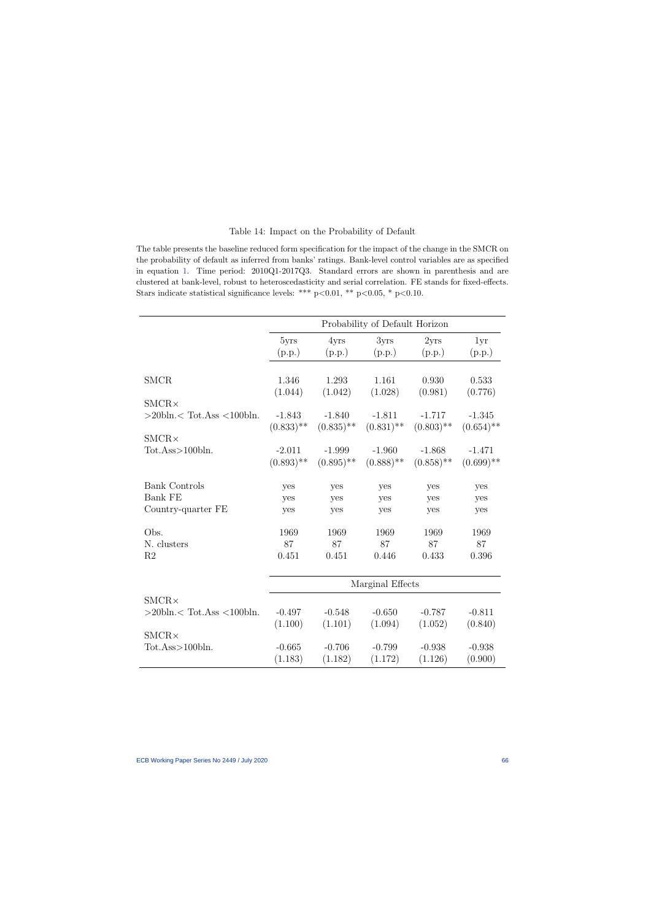Table 14: Impact on the Probability of Default

The table presents the baseline reduced form specification for the impact of the change in the SMCR on the probability of default as inferred from banks' ratings. Bank-level control variables are as specified in equation 1. Time period: 2010Q1-2017Q3. Standard errors are shown in parenthesis and are clustered at bank-level, robust to heteroscedasticity and serial correlation. FE stands for fixed-effects. Stars indicate statistical significance levels: *** p<0.01, ** p<0.05, * p<0.10.

| | Probability of Default Horizon | | | | |
|---|---|---|---|---|---|
| | 5yrs (p.p.) | 4yrs (p.p.) | 3yrs (p.p.) | 2yrs (p.p.) | 1yr (p.p.) |
| SMCR | 1.346 | 1.293 | 1.161 | 0.930 | 0.533 |
| | (1.044) | (1.042) | (1.028) | (0.981) | (0.776) |
| SMCR× >20bln.< Tot.Ass <100bln. | -1.843 | -1.840 | -1.811 | -1.717 | -1.345 |
| | (0.833)** | (0.835)** | (0.831)** | (0.803)** | (0.654)** |
| SMCR× Tot.Ass>100bln. | -2.011 | -1.999 | -1.960 | -1.868 | -1.471 |
| | (0.893)** | (0.895)** | (0.888)** | (0.858)** | (0.699)** |
| Bank Controls | yes | yes | yes | yes | yes |
| Bank FE | yes | yes | yes | yes | yes |
| Country-quarter FE | yes | yes | yes | yes | yes |
| Obs. | 1969 | 1969 | 1969 | 1969 | 1969 |
| N. clusters | 87 | 87 | 87 | 87 | 87 |
| R2 | 0.451 | 0.451 | 0.446 | 0.433 | 0.396 |
| | Marginal Effects | | | | |
| SMCR× >20bln.< Tot.Ass <100bln. | -0.497 | -0.548 | -0.650 | -0.787 | -0.811 |
| | (1.100) | (1.101) | (1.094) | (1.052) | (0.840) |
| SMCR× Tot.Ass>100bln. | -0.665 | -0.706 | -0.799 | -0.938 | -0.938 |
| | (1.183) | (1.182) | (1.172) | (1.126) | (0.900) |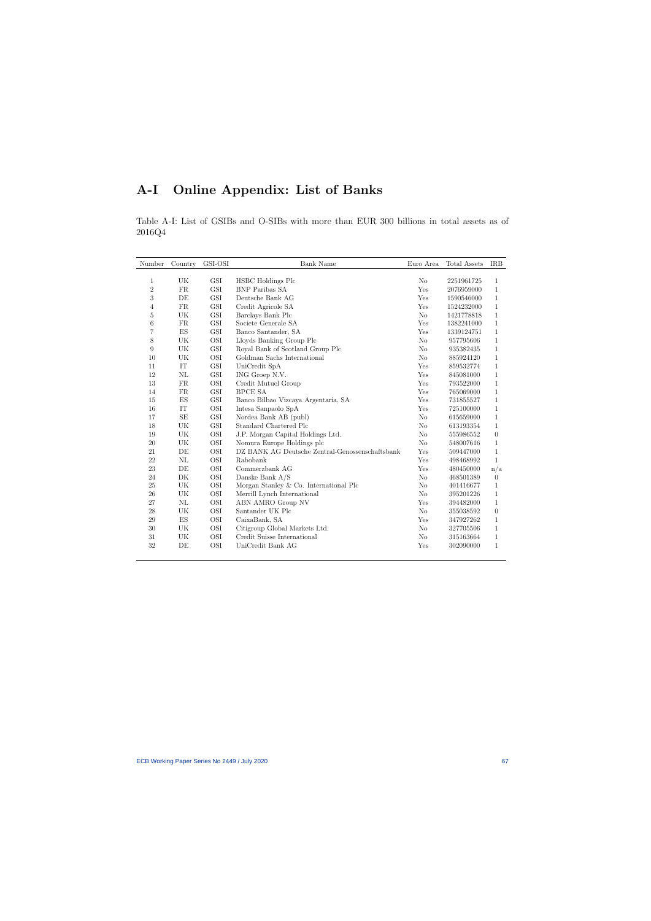# A-I Online Appendix: List of Banks

Table A-I: List of GSIBs and O-SIBs with more than EUR 300 billions in total assets as of 2016Q4

| Number | Country | GSI-OSI | Bank Name | Euro Area | Total Assets | IRB |
|---|---|---|---|---|---|---|
| 1 | UK | GSI | HSBC Holdings Plc | No | 2251961725 | 1 |
| 2 | FR | GSI | BNP Paribas SA | Yes | 2076959000 | 1 |
| 3 | DE | GSI | Deutsche Bank AG | Yes | 1590546000 | 1 |
| 4 | FR | GSI | Credit Agricole SA | Yes | 1524232000 | 1 |
| 5 | UK | GSI | Barclays Bank Plc | No | 1421778818 | 1 |
| 6 | FR | GSI | Societe Generale SA | Yes | 1382241000 | 1 |
| 7 | ES | GSI | Banco Santander, SA | Yes | 1339124751 | 1 |
| 8 | UK | OSI | Lloyds Banking Group Plc | No | 957795606 | 1 |
| 9 | UK | GSI | Royal Bank of Scotland Group Plc | No | 935382435 | 1 |
| 10 | UK | OSI | Goldman Sachs International | No | 885924120 | 1 |
| 11 | IT | GSI | UniCredit SpA | Yes | 859532774 | 1 |
| 12 | NL | GSI | ING Groep N.V. | Yes | 845081000 | 1 |
| 13 | FR | OSI | Credit Mutuel Group | Yes | 793522000 | 1 |
| 14 | FR | GSI | BPCE SA | Yes | 765069000 | 1 |
| 15 | ES | GSI | Banco Bilbao Vizcaya Argentaria, SA | Yes | 731855527 | 1 |
| 16 | IT | OSI | Intesa Sanpaolo SpA | Yes | 725100000 | 1 |
| 17 | SE | GSI | Nordea Bank AB (publ) | No | 615659000 | 1 |
| 18 | UK | GSI | Standard Chartered Plc | No | 613193354 | 1 |
| 19 | UK | OSI | J.P. Morgan Capital Holdings Ltd. | No | 555986552 | 0 |
| 20 | UK | OSI | Nomura Europe Holdings plc | No | 548007616 | 1 |
| 21 | DE | OSI | DZ BANK AG Deutsche Zentral-Genossenschaftsbank | Yes | 509447000 | 1 |
| 22 | NL | OSI | Rabobank | Yes | 498468992 | 1 |
| 23 | DE | OSI | Commerzbank AG | Yes | 480450000 | n/a |
| 24 | DK | OSI | Danske Bank A/S | No | 468501389 | 0 |
| 25 | UK | OSI | Morgan Stanley & Co. International Plc | No | 401416677 | 1 |
| 26 | UK | OSI | Merrill Lynch International | No | 395201226 | 1 |
| 27 | NL | OSI | ABN AMRO Group NV | Yes | 394482000 | 1 |
| 28 | UK | OSI | Santander UK Plc | No | 355038592 | 0 |
| 29 | ES | OSI | CaixaBank, SA | Yes | 347927262 | 1 |
| 30 | UK | OSI | Citigroup Global Markets Ltd. | No | 327705506 | 1 |
| 31 | UK | OSI | Credit Suisse International | No | 315163664 | 1 |
| 32 | DE | OSI | UniCredit Bank AG | Yes | 302090000 | 1 |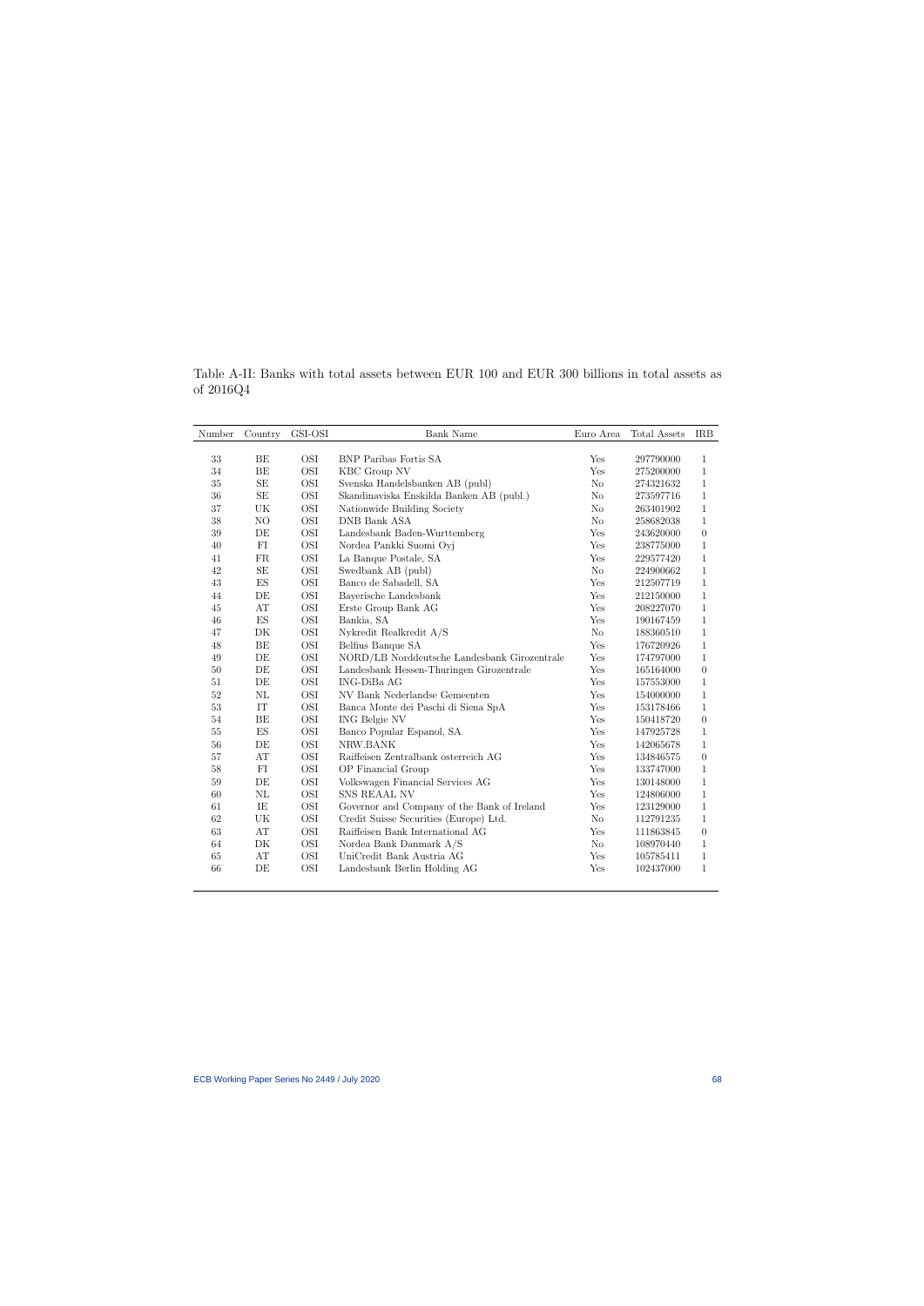Table A-II: Banks with total assets between EUR 100 and EUR 300 billions in total assets as of 2016Q4

| Number | Country | GSI-OSI | Bank Name | Euro Area | Total Assets | IRB |
|---|---|---|---|---|---|---|
| 33 | BE | OSI | BNP Paribas Fortis SA | Yes | 297790000 | 1 |
| 34 | BE | OSI | KBC Group NV | Yes | 275200000 | 1 |
| 35 | SE | OSI | Svenska Handelsbanken AB (publ) | No | 274321632 | 1 |
| 36 | SE | OSI | Skandinaviska Enskilda Banken AB (publ.) | No | 273597716 | 1 |
| 37 | UK | OSI | Nationwide Building Society | No | 263401902 | 1 |
| 38 | NO | OSI | DNB Bank ASA | No | 258682038 | 1 |
| 39 | DE | OSI | Landesbank Baden-Wurttemberg | Yes | 243620000 | 0 |
| 40 | FI | OSI | Nordea Pankki Suomi Oyj | Yes | 238775000 | 1 |
| 41 | FR | OSI | La Banque Postale, SA | Yes | 229577420 | 1 |
| 42 | SE | OSI | Swedbank AB (publ) | No | 224900662 | 1 |
| 43 | ES | OSI | Banco de Sabadell, SA | Yes | 212507719 | 1 |
| 44 | DE | OSI | Bayerische Landesbank | Yes | 212150000 | 1 |
| 45 | AT | OSI | Erste Group Bank AG | Yes | 208227070 | 1 |
| 46 | ES | OSI | Bankia, SA | Yes | 190167459 | 1 |
| 47 | DK | OSI | Nykredit Realkredit A/S | No | 188360510 | 1 |
| 48 | BE | OSI | Belfius Banque SA | Yes | 176720926 | 1 |
| 49 | DE | OSI | NORD/LB Norddeutsche Landesbank Girozentrale | Yes | 174797000 | 1 |
| 50 | DE | OSI | Landesbank Hessen-Thuringen Girozentrale | Yes | 165164000 | 0 |
| 51 | DE | OSI | ING-DiBa AG | Yes | 157553000 | 1 |
| 52 | NL | OSI | NV Bank Nederlandse Gemeenten | Yes | 154000000 | 1 |
| 53 | IT | OSI | Banca Monte dei Paschi di Siena SpA | Yes | 153178466 | 1 |
| 54 | BE | OSI | ING Belgie NV | Yes | 150418720 | 0 |
| 55 | ES | OSI | Banco Popular Espanol, SA | Yes | 147925728 | 1 |
| 56 | DE | OSI | NRW.BANK | Yes | 142065678 | 1 |
| 57 | AT | OSI | Raiffeisen Zentralbank osterreich AG | Yes | 134846575 | 0 |
| 58 | FI | OSI | OP Financial Group | Yes | 133747000 | 1 |
| 59 | DE | OSI | Volkswagen Financial Services AG | Yes | 130148000 | 1 |
| 60 | NL | OSI | SNS REAAL NV | Yes | 124806000 | 1 |
| 61 | IE | OSI | Governor and Company of the Bank of Ireland | Yes | 123129000 | 1 |
| 62 | UK | OSI | Credit Suisse Securities (Europe) Ltd. | No | 112791235 | 1 |
| 63 | AT | OSI | Raiffeisen Bank International AG | Yes | 111863845 | 0 |
| 64 | DK | OSI | Nordea Bank Danmark A/S | No | 108970440 | 1 |
| 65 | AT | OSI | UniCredit Bank Austria AG | Yes | 105785411 | 1 |
| 66 | DE | OSI | Landesbank Berlin Holding AG | Yes | 102437000 | 1 |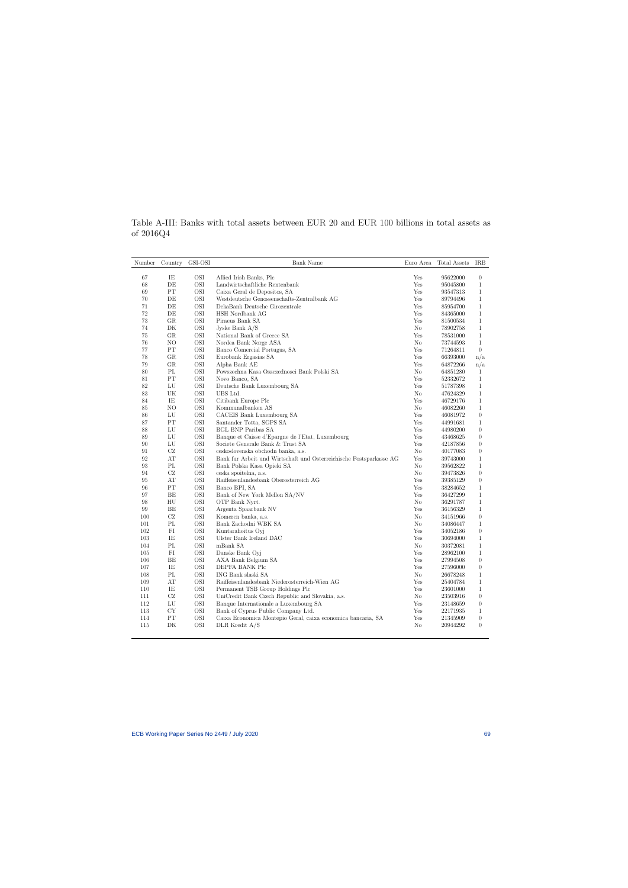Table A-III: Banks with total assets between EUR 20 and EUR 100 billions in total assets as of 2016Q4

| Number | Country | GSI-OSI | Bank Name | Euro Area | Total Assets | IRB |
|---|---|---|---|---|---|---|
| 67 | IE | OSI | Allied Irish Banks, Plc | Yes | 95622000 | 0 |
| 68 | DE | OSI | Landwirtschaftliche Rentenbank | Yes | 95045800 | 1 |
| 69 | PT | OSI | Caixa Geral de Depositos, SA | Yes | 93547313 | 1 |
| 70 | DE | OSI | Westdeutsche Genossenschafts-Zentralbank AG | Yes | 89794496 | 1 |
| 71 | DE | OSI | DekaBank Deutsche Girozentrale | Yes | 85954700 | 1 |
| 72 | DE | OSI | HSH Nordbank AG | Yes | 84365000 | 1 |
| 73 | GR | OSI | Piraeus Bank SA | Yes | 81500534 | 1 |
| 74 | DK | OSI | Jyske Bank A/S | No | 78902758 | 1 |
| 75 | GR | OSI | National Bank of Greece SA | Yes | 78531000 | 1 |
| 76 | NO | OSI | Nordea Bank Norge ASA | No | 73744593 | 1 |
| 77 | PT | OSI | Banco Comercial Portugus, SA | Yes | 71264811 | 0 |
| 78 | GR | OSI | Eurobank Ergasias SA | Yes | 66393000 | n/a |
| 79 | GR | OSI | Alpha Bank AE | Yes | 64872266 | n/a |
| 80 | PL | OSI | Powszechna Kasa Oszczednosci Bank Polski SA | No | 64851280 | 1 |
| 81 | PT | OSI | Novo Banco, SA | Yes | 52332672 | 1 |
| 82 | LU | OSI | Deutsche Bank Luxembourg SA | Yes | 51787398 | 1 |
| 83 | UK | OSI | UBS Ltd. | No | 47624329 | 1 |
| 84 | IE | OSI | Citibank Europe Plc | Yes | 46729176 | 1 |
| 85 | NO | OSI | Kommunalbanken AS | No | 46082260 | 1 |
| 86 | LU | OSI | CACEIS Bank Luxembourg SA | Yes | 46081972 | 0 |
| 87 | PT | OSI | Santander Totta, SGPS SA | Yes | 44991681 | 1 |
| 88 | LU | OSI | BGL BNP Paribas SA | Yes | 44980200 | 0 |
| 89 | LU | OSI | Banque et Caisse d'Epargne de l'Etat, Luxembourg | Yes | 43468625 | 0 |
| 90 | LU | OSI | Societe Generale Bank & Trust SA | Yes | 42187856 | 0 |
| 91 | CZ | OSI | ceskoslovenska obchodn banka, a.s. | No | 40177083 | 0 |
| 92 | AT | OSI | Bank fur Arbeit und Wirtschaft und Osterreichische Postsparkasse AG | Yes | 39743000 | 1 |
| 93 | PL | OSI | Bank Polska Kasa Opieki SA | No | 39562822 | 1 |
| 94 | CZ | OSI | ceska spoitelna, a.s. | No | 39473826 | 0 |
| 95 | AT | OSI | Raiffeisenlandesbank Oberosterreich AG | Yes | 39385129 | 0 |
| 96 | PT | OSI | Banco BPI, SA | Yes | 38284652 | 1 |
| 97 | BE | OSI | Bank of New York Mellon SA/NV | Yes | 36427299 | 1 |
| 98 | HU | OSI | OTP Bank Nyrt. | No | 36291787 | 1 |
| 99 | BE | OSI | Argenta Spaarbank NV | Yes | 36156329 | 1 |
| 100 | CZ | OSI | Komercn banka, a.s. | No | 34151966 | 0 |
| 101 | PL | OSI | Bank Zachodni WBK SA | No | 34086447 | 1 |
| 102 | FI | OSI | Kuntarahoitus Oyj | Yes | 34052186 | 0 |
| 103 | IE | OSI | Ulster Bank Ireland DAC | Yes | 30694000 | 1 |
| 104 | PL | OSI | mBank SA | No | 30372081 | 1 |
| 105 | FI | OSI | Danske Bank Oyj | Yes | 28962100 | 1 |
| 106 | BE | OSI | AXA Bank Belgium SA | Yes | 27994508 | 0 |
| 107 | IE | OSI | DEPFA BANK Plc | Yes | 27596000 | 0 |
| 108 | PL | OSI | ING Bank slaski SA | No | 26678248 | 1 |
| 109 | AT | OSI | Raiffeisenlandesbank Niederosterreich-Wien AG | Yes | 25404784 | 1 |
| 110 | IE | OSI | Permanent TSB Group Holdings Plc | Yes | 23601000 | 1 |
| 111 | CZ | OSI | UniCredit Bank Czech Republic and Slovakia, a.s. | No | 23503916 | 0 |
| 112 | LU | OSI | Banque Internationale a Luxembourg SA | Yes | 23148659 | 0 |
| 113 | CY | OSI | Bank of Cyprus Public Company Ltd. | Yes | 22171935 | 1 |
| 114 | PT | OSI | Caixa Economica Montepio Geral, caixa economica bancaria, SA | Yes | 21345909 | 0 |
| 115 | DK | OSI | DLR Kredit A/S | No | 20944292 | 0 |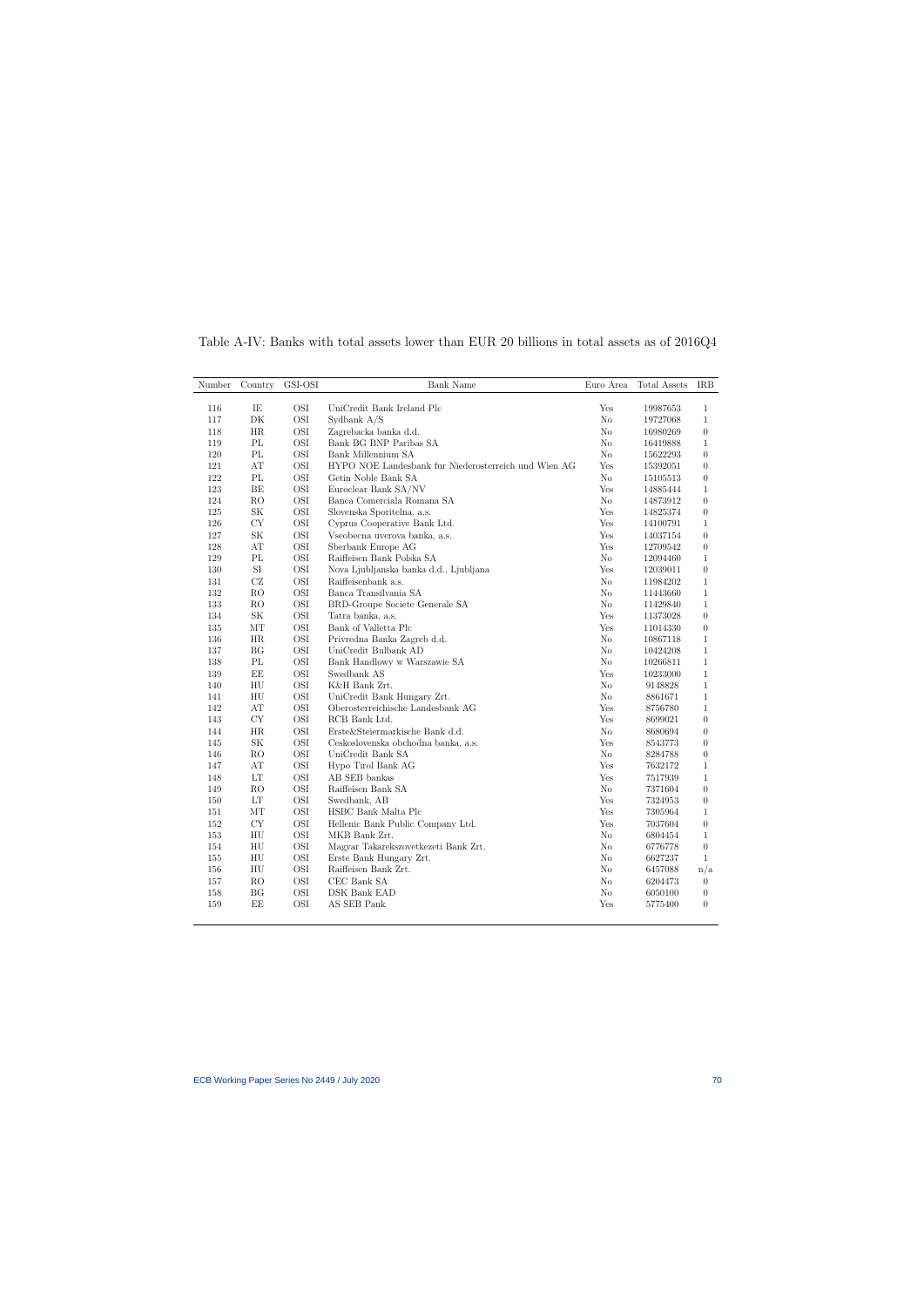Table A-IV: Banks with total assets lower than EUR 20 billions in total assets as of 2016Q4

| Number | Country | GSI-OSI | Bank Name | Euro Area | Total Assets | IRB |
|---|---|---|---|---|---|---|
| 116 | IE | OSI | UniCredit Bank Ireland Plc | Yes | 19987653 | 1 |
| 117 | DK | OSI | Sydbank A/S | No | 19727068 | 1 |
| 118 | HR | OSI | Zagrebacka banka d.d. | No | 16980269 | 0 |
| 119 | PL | OSI | Bank BG BNP Paribas SA | No | 16419888 | 1 |
| 120 | PL | OSI | Bank Millennium SA | No | 15622293 | 0 |
| 121 | AT | OSI | HYPO NOE Landesbank fur Niederosterreich und Wien AG | Yes | 15392051 | 0 |
| 122 | PL | OSI | Getin Noble Bank SA | No | 15105513 | 0 |
| 123 | BE | OSI | Euroclear Bank SA/NV | Yes | 14885444 | 1 |
| 124 | RO | OSI | Banca Comerciala Romana SA | No | 14873912 | 0 |
| 125 | SK | OSI | Slovenska Sporitelna, a.s. | Yes | 14825374 | 0 |
| 126 | CY | OSI | Cyprus Cooperative Bank Ltd. | Yes | 14100791 | 1 |
| 127 | SK | OSI | Vseobecna uverova banka, a.s. | Yes | 14037154 | 0 |
| 128 | AT | OSI | Sberbank Europe AG | Yes | 12709542 | 0 |
| 129 | PL | OSI | Raiffeisen Bank Polska SA | No | 12094460 | 1 |
| 130 | SI | OSI | Nova Ljubljanska banka d.d., Ljubljana | Yes | 12039011 | 0 |
| 131 | CZ | OSI | Raiffeisenbank a.s. | No | 11984202 | 1 |
| 132 | RO | OSI | Banca Transilvania SA | No | 11443660 | 1 |
| 133 | RO | OSI | BRD-Groupe Societe Generale SA | No | 11429840 | 1 |
| 134 | SK | OSI | Tatra banka, a.s. | Yes | 11373028 | 0 |
| 135 | MT | OSI | Bank of Valletta Plc | Yes | 11014330 | 0 |
| 136 | HR | OSI | Privredna Banka Zagreb d.d. | No | 10867118 | 1 |
| 137 | BG | OSI | UniCredit Bulbank AD | No | 10424208 | 1 |
| 138 | PL | OSI | Bank Handlowy w Warszawie SA | No | 10266811 | 1 |
| 139 | EE | OSI | Swedbank AS | Yes | 10233000 | 1 |
| 140 | HU | OSI | K&H Bank Zrt. | No | 9148828 | 1 |
| 141 | HU | OSI | UniCredit Bank Hungary Zrt. | No | 8861671 | 1 |
| 142 | AT | OSI | Oberosterreichische Landesbank AG | Yes | 8756780 | 1 |
| 143 | CY | OSI | RCB Bank Ltd. | Yes | 8699021 | 0 |
| 144 | HR | OSI | Erste&Steiermarkische Bank d.d. | No | 8680694 | 0 |
| 145 | SK | OSI | Ceskoslovenska obchodna banka, a.s. | Yes | 8543773 | 0 |
| 146 | RO | OSI | UniCredit Bank SA | No | 8284788 | 0 |
| 147 | AT | OSI | Hypo Tirol Bank AG | Yes | 7632172 | 1 |
| 148 | LT | OSI | AB SEB bankas | Yes | 7517939 | 1 |
| 149 | RO | OSI | Raiffeisen Bank SA | No | 7371604 | 0 |
| 150 | LT | OSI | Swedbank, AB | Yes | 7324953 | 0 |
| 151 | MT | OSI | HSBC Bank Malta Plc | Yes | 7305964 | 1 |
| 152 | CY | OSI | Hellenic Bank Public Company Ltd. | Yes | 7037604 | 0 |
| 153 | HU | OSI | MKB Bank Zrt. | No | 6804454 | 1 |
| 154 | HU | OSI | Magyar Takarekszovetkezeti Bank Zrt. | No | 6776778 | 0 |
| 155 | HU | OSI | Erste Bank Hungary Zrt. | No | 6627237 | 1 |
| 156 | HU | OSI | Raiffeisen Bank Zrt. | No | 6457088 | n/a |
| 157 | RO | OSI | CEC Bank SA | No | 6204473 | 0 |
| 158 | BG | OSI | DSK Bank EAD | No | 6050100 | 0 |
| 159 | EE | OSI | AS SEB Pank | Yes | 5775400 | 0 |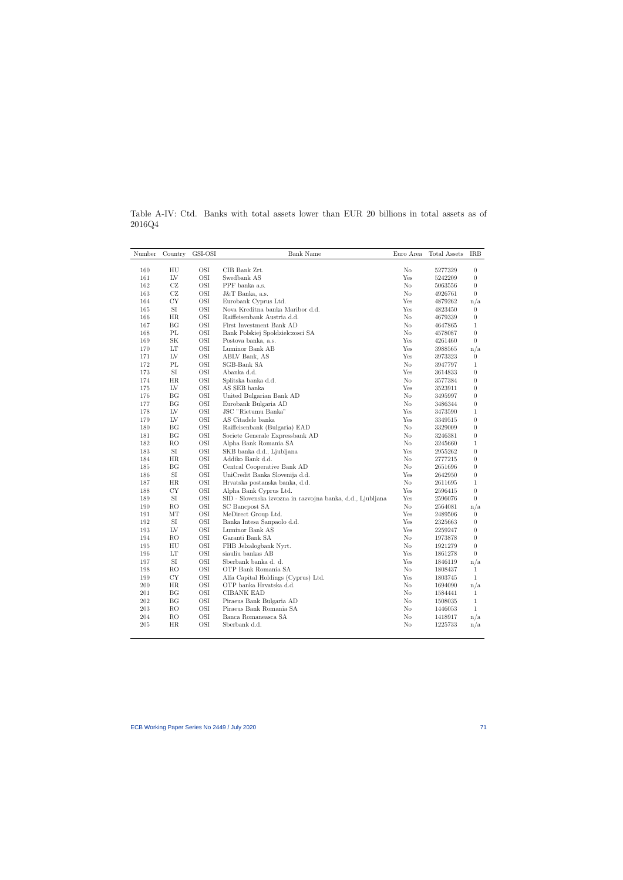Table A-IV: Ctd. Banks with total assets lower than EUR 20 billions in total assets as of 2016Q4

| Number | Country | GSI-OSI | Bank Name | Euro Area | Total Assets | IRB |
|---|---|---|---|---|---|---|
| 160 | HU | OSI | CIB Bank Zrt. | No | 5277329 | 0 |
| 161 | LV | OSI | Swedbank AS | Yes | 5242209 | 0 |
| 162 | CZ | OSI | PPF banka a.s. | No | 5063556 | 0 |
| 163 | CZ | OSI | J&T Banka, a.s. | No | 4926761 | 0 |
| 164 | CY | OSI | Eurobank Cyprus Ltd. | Yes | 4879262 | n/a |
| 165 | SI | OSI | Nova Kreditna banka Maribor d.d. | Yes | 4823450 | 0 |
| 166 | HR | OSI | Raiffeisenbank Austria d.d. | No | 4679339 | 0 |
| 167 | BG | OSI | First Investment Bank AD | No | 4647865 | 1 |
| 168 | PL | OSI | Bank Polskiej Spoldzielczosci SA | No | 4578087 | 0 |
| 169 | SK | OSI | Postova banka, a.s. | Yes | 4261460 | 0 |
| 170 | LT | OSI | Luminor Bank AB | Yes | 3988565 | n/a |
| 171 | LV | OSI | ABLV Bank, AS | Yes | 3973323 | 0 |
| 172 | PL | OSI | SGB-Bank SA | No | 3947797 | 1 |
| 173 | SI | OSI | Abanka d.d. | Yes | 3614833 | 0 |
| 174 | HR | OSI | Splitska banka d.d. | No | 3577384 | 0 |
| 175 | LV | OSI | AS SEB banka | Yes | 3523911 | 0 |
| 176 | BG | OSI | United Bulgarian Bank AD | No | 3495997 | 0 |
| 177 | BG | OSI | Eurobank Bulgaria AD | No | 3486344 | 0 |
| 178 | LV | OSI | JSC "Rietumu Banka" | Yes | 3473590 | 1 |
| 179 | LV | OSI | AS Citadele banka | Yes | 3349515 | 0 |
| 180 | BG | OSI | Raiffeisenbank (Bulgaria) EAD | No | 3329009 | 0 |
| 181 | BG | OSI | Societe Generale Expressbank AD | No | 3246381 | 0 |
| 182 | RO | OSI | Alpha Bank Romania SA | No | 3245660 | 1 |
| 183 | SI | OSI | SKB banka d.d., Ljubljana | Yes | 2955262 | 0 |
| 184 | HR | OSI | Addiko Bank d.d. | No | 2777215 | 0 |
| 185 | BG | OSI | Central Cooperative Bank AD | No | 2651696 | 0 |
| 186 | SI | OSI | UniCredit Banka Slovenija d.d. | Yes | 2642950 | 0 |
| 187 | HR | OSI | Hrvatska postanska banka, d.d. | No | 2611695 | 1 |
| 188 | CY | OSI | Alpha Bank Cyprus Ltd. | Yes | 2596415 | 0 |
| 189 | SI | OSI | SID - Slovenska izvozna in razvojna banka, d.d., Ljubljana | Yes | 2596076 | 0 |
| 190 | RO | OSI | SC Bancpost SA | No | 2564081 | n/a |
| 191 | MT | OSI | MeDirect Group Ltd. | Yes | 2489506 | 0 |
| 192 | SI | OSI | Banka Intesa Sanpaolo d.d. | Yes | 2325663 | 0 |
| 193 | LV | OSI | Luminor Bank AS | Yes | 2259247 | 0 |
| 194 | RO | OSI | Garanti Bank SA | No | 1973878 | 0 |
| 195 | HU | OSI | FHB Jelzalogbank Nyrt. | No | 1921279 | 0 |
| 196 | LT | OSI | siauliu bankas AB | Yes | 1861278 | 0 |
| 197 | SI | OSI | Sberbank banka d. d. | Yes | 1846119 | n/a |
| 198 | RO | OSI | OTP Bank Romania SA | No | 1808437 | 1 |
| 199 | CY | OSI | Alfa Capital Holdings (Cyprus) Ltd. | Yes | 1803745 | 1 |
| 200 | HR | OSI | OTP banka Hrvatska d.d. | No | 1694090 | n/a |
| 201 | BG | OSI | CIBANK EAD | No | 1584441 | 1 |
| 202 | BG | OSI | Piraeus Bank Bulgaria AD | No | 1508035 | 1 |
| 203 | RO | OSI | Piraeus Bank Romania SA | No | 1446053 | 1 |
| 204 | RO | OSI | Banca Romaneasca SA | No | 1418917 | n/a |
| 205 | HR | OSI | Sberbank d.d. | No | 1225733 | n/a |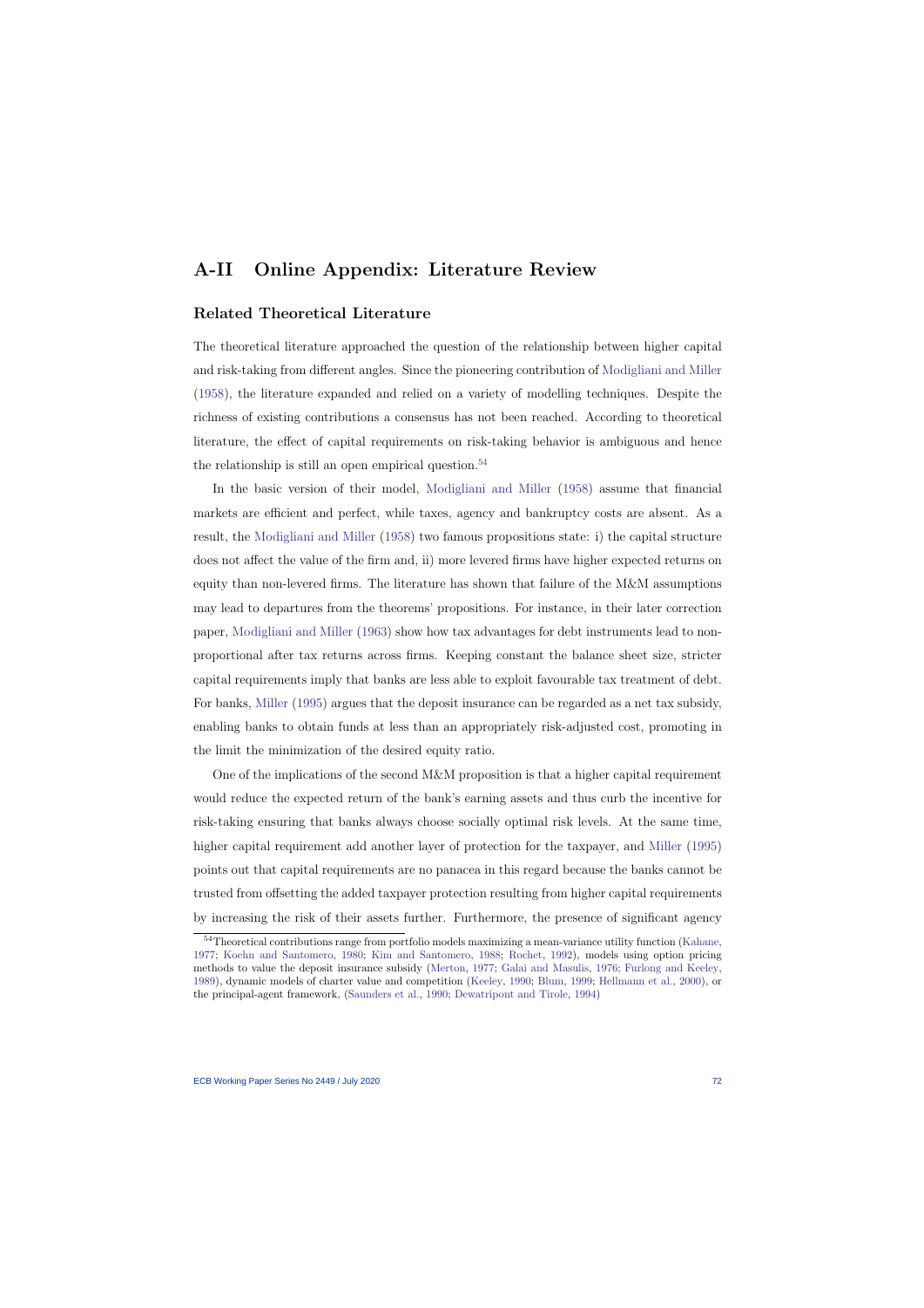# A-II Online Appendix: Literature Review

### Related Theoretical Literature

The theoretical literature approached the question of the relationship between higher capital and risk-taking from different angles. Since the pioneering contribution of Modigliani and Miller (1958), the literature expanded and relied on a variety of modelling techniques. Despite the richness of existing contributions a consensus has not been reached. According to theoretical literature, the effect of capital requirements on risk-taking behavior is ambiguous and hence the relationship is still an open empirical question.[54]

In the basic version of their model, Modigliani and Miller (1958) assume that financial markets are efficient and perfect, while taxes, agency and bankruptcy costs are absent. As a result, the Modigliani and Miller (1958) two famous propositions state: i) the capital structure does not affect the value of the firm and, ii) more levered firms have higher expected returns on equity than non-levered firms. The literature has shown that failure of the M&M assumptions may lead to departures from the theorems' propositions. For instance, in their later correction paper, Modigliani and Miller (1963) show how tax advantages for debt instruments lead to non-proportional after tax returns across firms. Keeping constant the balance sheet size, stricter capital requirements imply that banks are less able to exploit favourable tax treatment of debt. For banks, Miller (1995) argues that the deposit insurance can be regarded as a net tax subsidy, enabling banks to obtain funds at less than an appropriately risk-adjusted cost, promoting in the limit the minimization of the desired equity ratio.

One of the implications of the second M&M proposition is that a higher capital requirement would reduce the expected return of the bank's earning assets and thus curb the incentive for risk-taking ensuring that banks always choose socially optimal risk levels. At the same time, higher capital requirement add another layer of protection for the taxpayer, and Miller (1995) points out that capital requirements are no panacea in this regard because the banks cannot be trusted from offsetting the added taxpayer protection resulting from higher capital requirements by increasing the risk of their assets further. Furthermore, the presence of significant agency

[54] Theoretical contributions range from portfolio models maximizing a mean-variance utility function (Kahane, 1977; Koehn and Santomero, 1980; Kim and Santomero, 1988; Rochet, 1992), models using option pricing methods to value the deposit insurance subsidy (Merton, 1977; Galai and Masulis, 1976; Furlong and Keeley, 1989), dynamic models of charter value and competition (Keeley, 1990; Blum, 1999; Hellmann et al., 2000), or the principal-agent framework, (Saunders et al., 1990; Dewatripont and Tirole, 1994)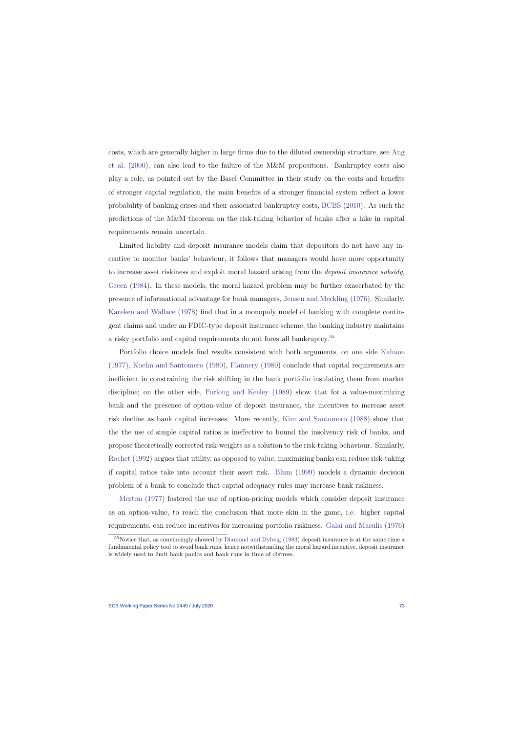costs, which are generally higher in large firms due to the diluted ownership structure, see Ang et al. (2000), can also lead to the failure of the M&M propositions. Bankruptcy costs also play a role, as pointed out by the Basel Committee in their study on the costs and benefits of stronger capital regulation, the main benefits of a stronger financial system reflect a lower probability of banking crises and their associated bankruptcy costs, BCBS (2010). As such the predictions of the M&M theorem on the risk-taking behavior of banks after a hike in capital requirements remain uncertain.

Limited liability and deposit insurance models claim that depositors do not have any incentive to monitor banks' behaviour, it follows that managers would have more opportunity to increase asset riskiness and exploit moral hazard arising from the *deposit insurance subsidy*, Green (1984). In these models, the moral hazard problem may be further exacerbated by the presence of informational advantage for bank managers, Jensen and Meckling (1976). Similarly, Kareken and Wallace (1978) find that in a monopoly model of banking with complete contingent claims and under an FDIC-type deposit insurance scheme, the banking industry maintains a risky portfolio and capital requirements do not forestall bankruptcy.[55]

Portfolio choice models find results consistent with both arguments, on one side Kahane (1977), Koehn and Santomero (1980), Flannery (1989) conclude that capital requirements are inefficient in constraining the risk shifting in the bank portfolio insulating them from market discipline; on the other side, Furlong and Keeley (1989) show that for a value-maximizing bank and the presence of option-value of deposit insurance, the incentives to increase asset risk decline as bank capital increases. More recently, Kim and Santomero (1988) show that the the use of simple capital ratios is ineffective to bound the insolvency risk of banks, and propose theoretically corrected risk-weights as a solution to the risk-taking behaviour. Similarly, Rochet (1992) argues that utility, as opposed to value, maximizing banks can reduce risk-taking if capital ratios take into account their asset risk. Blum (1999) models a dynamic decision problem of a bank to conclude that capital adequacy rules may increase bank riskiness.

Merton (1977) fostered the use of option-pricing models which consider deposit insurance as an option-value, to reach the conclusion that more skin in the game, i.e. higher capital requirements, can reduce incentives for increasing portfolio riskiness. Galai and Masulis (1976)

[55] Notice that, as convincingly showed by Diamond and Dybvig (1983) deposit insurance is at the same time a fundamental policy tool to avoid bank runs, hence notwithstanding the moral hazard incentive, deposit insurance is widely used to limit bank panics and bank runs in time of distress.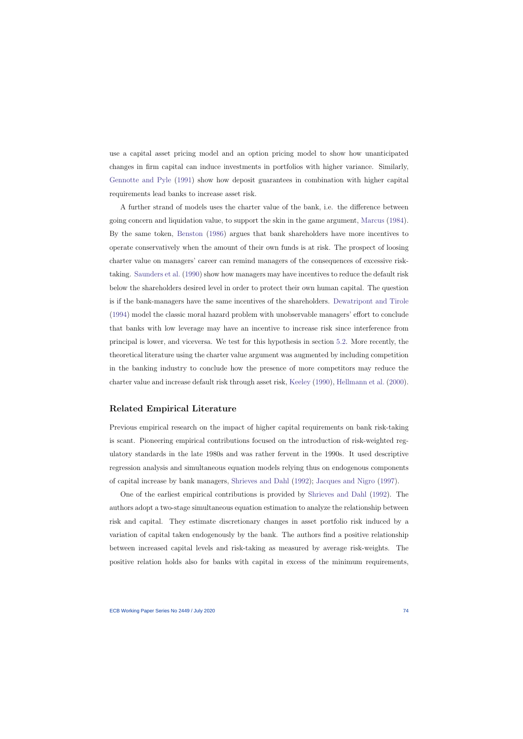use a capital asset pricing model and an option pricing model to show how unanticipated changes in firm capital can induce investments in portfolios with higher variance. Similarly, Gennotte and Pyle (1991) show how deposit guarantees in combination with higher capital requirements lead banks to increase asset risk.

A further strand of models uses the charter value of the bank, i.e. the difference between going concern and liquidation value, to support the skin in the game argument, Marcus (1984). By the same token, Benston (1986) argues that bank shareholders have more incentives to operate conservatively when the amount of their own funds is at risk. The prospect of loosing charter value on managers' career can remind managers of the consequences of excessive risk-taking. Saunders et al. (1990) show how managers may have incentives to reduce the default risk below the shareholders desired level in order to protect their own human capital. The question is if the bank-managers have the same incentives of the shareholders. Dewatripont and Tirole (1994) model the classic moral hazard problem with unobservable managers' effort to conclude that banks with low leverage may have an incentive to increase risk since interference from principal is lower, and viceversa. We test for this hypothesis in section 5.2. More recently, the theoretical literature using the charter value argument was augmented by including competition in the banking industry to conclude how the presence of more competitors may reduce the charter value and increase default risk through asset risk, Keeley (1990), Hellmann et al. (2000).

### Related Empirical Literature

Previous empirical research on the impact of higher capital requirements on bank risk-taking is scant. Pioneering empirical contributions focused on the introduction of risk-weighted regulatory standards in the late 1980s and was rather fervent in the 1990s. It used descriptive regression analysis and simultaneous equation models relying thus on endogenous components of capital increase by bank managers, Shrieves and Dahl (1992); Jacques and Nigro (1997).

One of the earliest empirical contributions is provided by Shrieves and Dahl (1992). The authors adopt a two-stage simultaneous equation estimation to analyze the relationship between risk and capital. They estimate discretionary changes in asset portfolio risk induced by a variation of capital taken endogenously by the bank. The authors find a positive relationship between increased capital levels and risk-taking as measured by average risk-weights. The positive relation holds also for banks with capital in excess of the minimum requirements,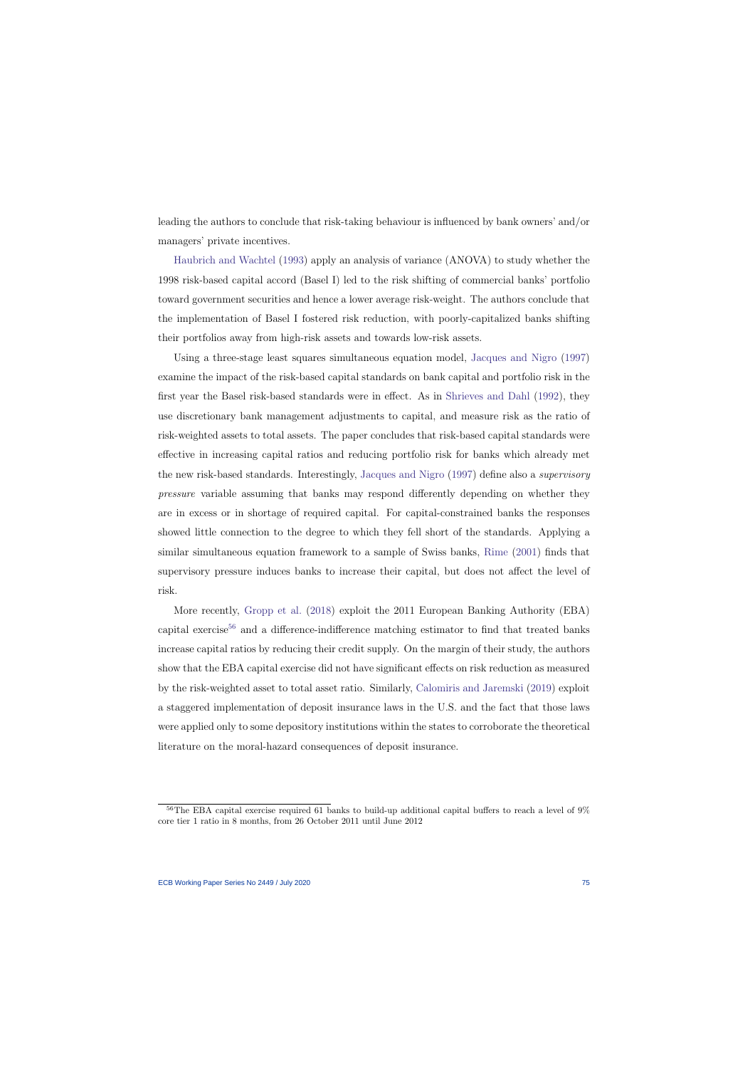leading the authors to conclude that risk-taking behaviour is influenced by bank owners' and/or managers' private incentives.

Haubrich and Wachtel (1993) apply an analysis of variance (ANOVA) to study whether the 1998 risk-based capital accord (Basel I) led to the risk shifting of commercial banks' portfolio toward government securities and hence a lower average risk-weight. The authors conclude that the implementation of Basel I fostered risk reduction, with poorly-capitalized banks shifting their portfolios away from high-risk assets and towards low-risk assets.

Using a three-stage least squares simultaneous equation model, Jacques and Nigro (1997) examine the impact of the risk-based capital standards on bank capital and portfolio risk in the first year the Basel risk-based standards were in effect. As in Shrieves and Dahl (1992), they use discretionary bank management adjustments to capital, and measure risk as the ratio of risk-weighted assets to total assets. The paper concludes that risk-based capital standards were effective in increasing capital ratios and reducing portfolio risk for banks which already met the new risk-based standards. Interestingly, Jacques and Nigro (1997) define also a *supervisory pressure* variable assuming that banks may respond differently depending on whether they are in excess or in shortage of required capital. For capital-constrained banks the responses showed little connection to the degree to which they fell short of the standards. Applying a similar simultaneous equation framework to a sample of Swiss banks, Rime (2001) finds that supervisory pressure induces banks to increase their capital, but does not affect the level of risk.

More recently, Gropp et al. (2018) exploit the 2011 European Banking Authority (EBA) capital exercise[56] and a difference-indifference matching estimator to find that treated banks increase capital ratios by reducing their credit supply. On the margin of their study, the authors show that the EBA capital exercise did not have significant effects on risk reduction as measured by the risk-weighted asset to total asset ratio. Similarly, Calomiris and Jaremski (2019) exploit a staggered implementation of deposit insurance laws in the U.S. and the fact that those laws were applied only to some depository institutions within the states to corroborate the theoretical literature on the moral-hazard consequences of deposit insurance.

[56] The EBA capital exercise required 61 banks to build-up additional capital buffers to reach a level of 9% core tier 1 ratio in 8 months, from 26 October 2011 until June 2012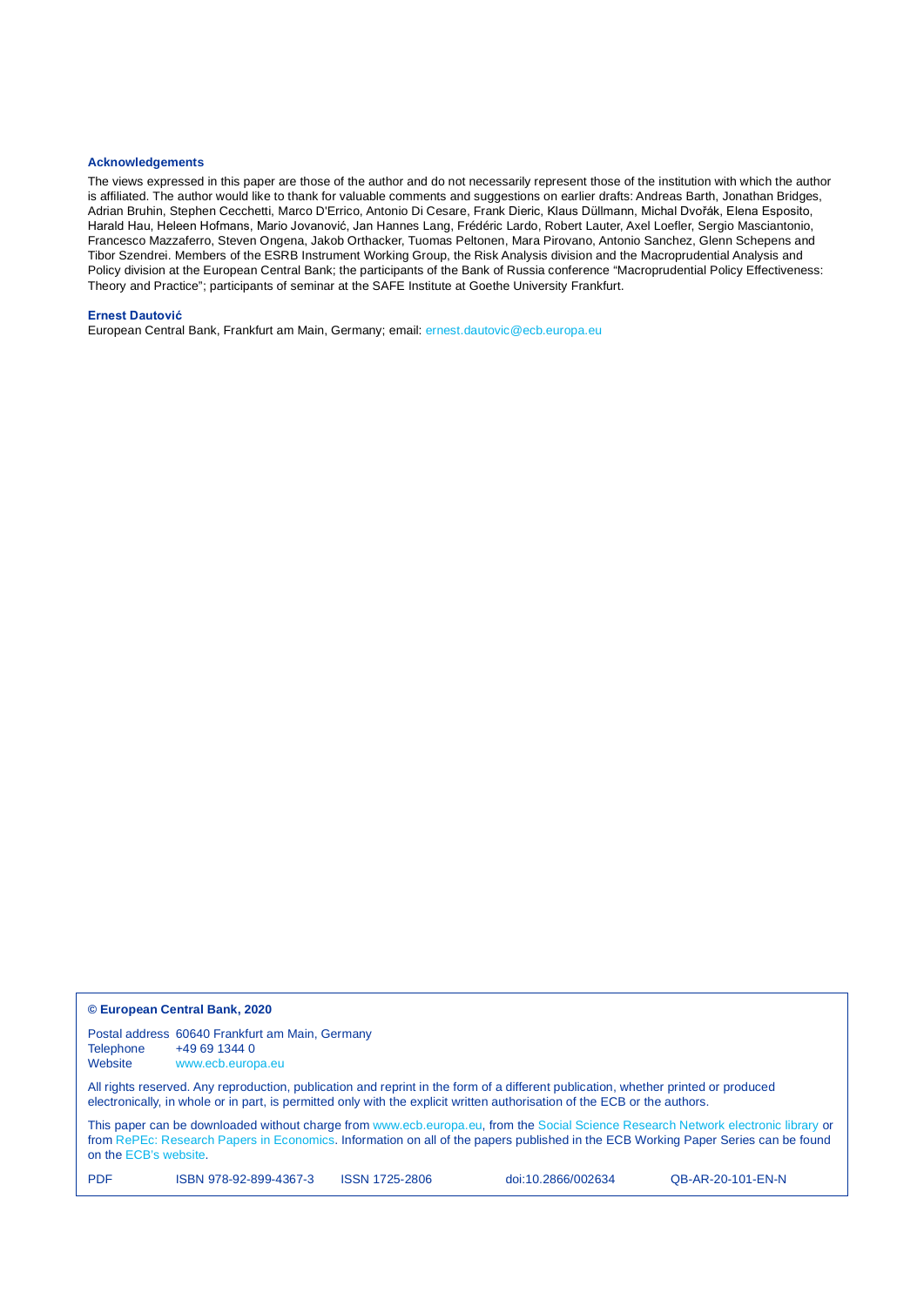**Acknowledgements**

The views expressed in this paper are those of the author and do not necessarily represent those of the institution with which the author is affiliated. The author would like to thank for valuable comments and suggestions on earlier drafts: Andreas Barth, Jonathan Bridges, Adrian Bruhin, Stephen Cecchetti, Marco D'Errico, Antonio Di Cesare, Frank Dieric, Klaus Düllmann, Michal Dvořák, Elena Esposito, Harald Hau, Heleen Hofmans, Mario Jovanović, Jan Hannes Lang, Frédéric Lardo, Robert Lauter, Axel Loefler, Sergio Masciantonio, Francesco Mazzaferro, Steven Ongena, Jakob Orthacker, Tuomas Peltonen, Mara Pirovano, Antonio Sanchez, Glenn Schepens and Tibor Szendrei. Members of the ESRB Instrument Working Group, the Risk Analysis division and the Macroprudential Analysis and Policy division at the European Central Bank; the participants of the Bank of Russia conference "Macroprudential Policy Effectiveness: Theory and Practice"; participants of seminar at the SAFE Institute at Goethe University Frankfurt.

**Ernest Dautović**

European Central Bank, Frankfurt am Main, Germany; email: ernest.dautovic@ecb.europa.eu

**© European Central Bank, 2020**

Postal address 60640 Frankfurt am Main, Germany
Telephone +49 69 1344 0
Website www.ecb.europa.eu

All rights reserved. Any reproduction, publication and reprint in the form of a different publication, whether printed or produced electronically, in whole or in part, is permitted only with the explicit written authorisation of the ECB or the authors.

This paper can be downloaded without charge from www.ecb.europa.eu, from the Social Science Research Network electronic library or from RePEc: Research Papers in Economics. Information on all of the papers published in the ECB Working Paper Series can be found on the ECB's website.

PDF ISBN 978-92-899-4367-3 ISSN 1725-2806 doi:10.2866/002634 QB-AR-20-101-EN-N